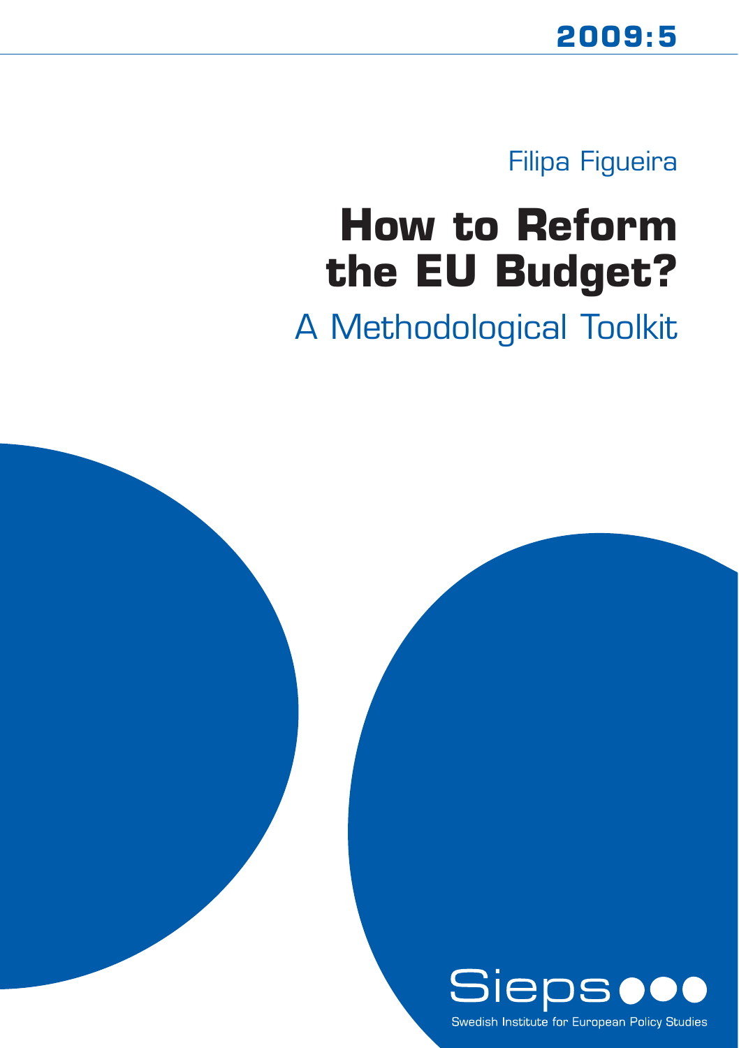2009:5

Filipa Figueira

# How to Reform the EU Budget?

## A Methodological Toolkit

Sieps

Swedish Institute for European Policy Studies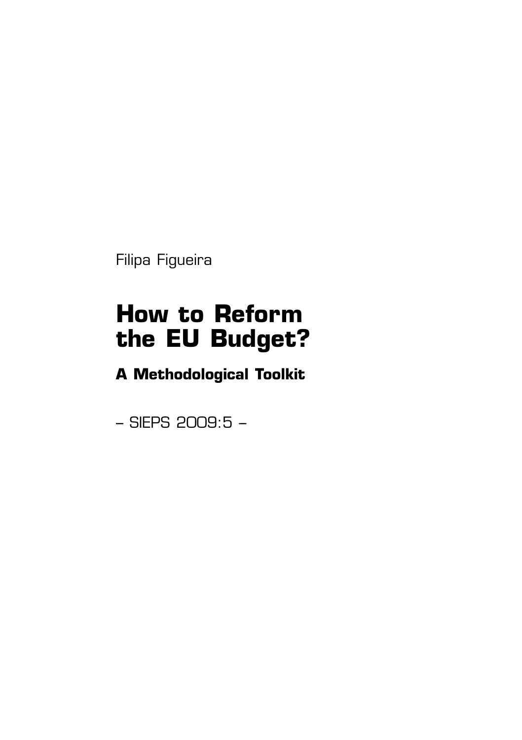Filipa Figueira

# How to Reform the EU Budget?

## A Methodological Toolkit

– SIEPS 2009:5 –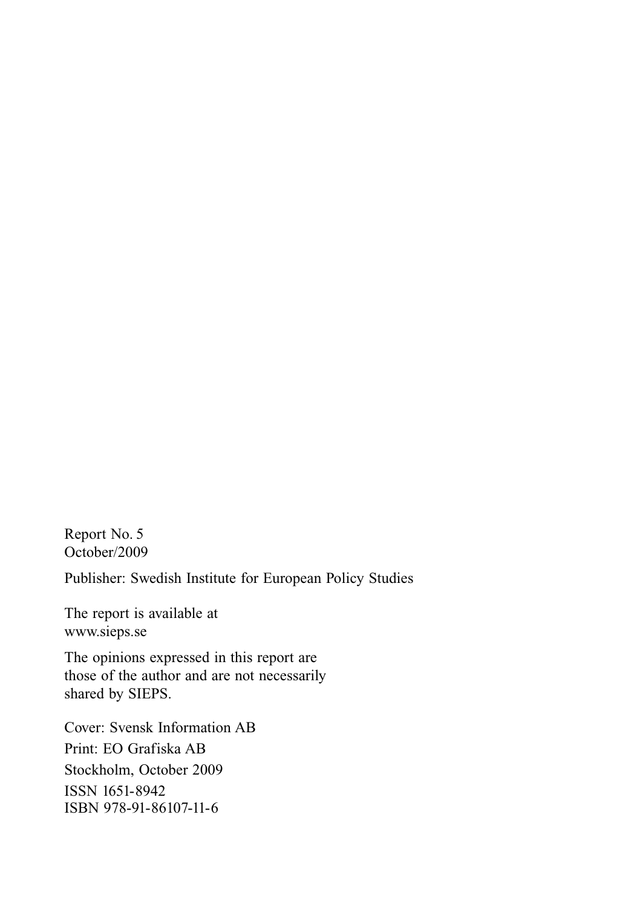Report No. 5
October/2009

Publisher: Swedish Institute for European Policy Studies

The report is available at
www.sieps.se

The opinions expressed in this report are
those of the author and are not necessarily
shared by SIEPS.

Cover: Svensk Information AB
Print: EO Grafiska AB
Stockholm, October 2009
ISSN 1651-8942
ISBN 978-91-86107-11-6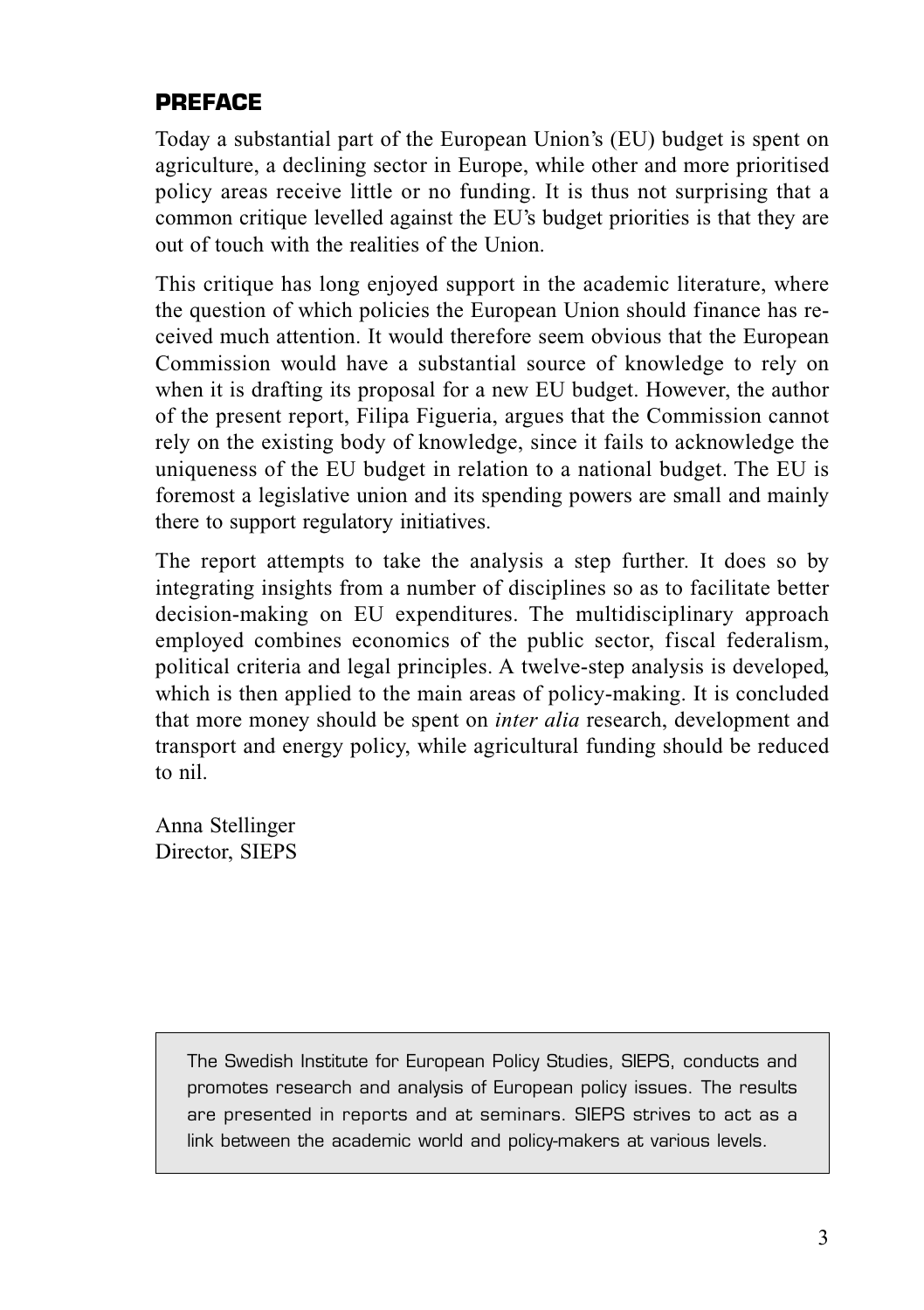## PREFACE

Today a substantial part of the European Union's (EU) budget is spent on agriculture, a declining sector in Europe, while other and more prioritised policy areas receive little or no funding. It is thus not surprising that a common critique levelled against the EU's budget priorities is that they are out of touch with the realities of the Union.

This critique has long enjoyed support in the academic literature, where the question of which policies the European Union should finance has received much attention. It would therefore seem obvious that the European Commission would have a substantial source of knowledge to rely on when it is drafting its proposal for a new EU budget. However, the author of the present report, Filipa Figueria, argues that the Commission cannot rely on the existing body of knowledge, since it fails to acknowledge the uniqueness of the EU budget in relation to a national budget. The EU is foremost a legislative union and its spending powers are small and mainly there to support regulatory initiatives.

The report attempts to take the analysis a step further. It does so by integrating insights from a number of disciplines so as to facilitate better decision-making on EU expenditures. The multidisciplinary approach employed combines economics of the public sector, fiscal federalism, political criteria and legal principles. A twelve-step analysis is developed, which is then applied to the main areas of policy-making. It is concluded that more money should be spent on *inter alia* research, development and transport and energy policy, while agricultural funding should be reduced to nil.

Anna Stellinger
Director, SIEPS

The Swedish Institute for European Policy Studies, SIEPS, conducts and promotes research and analysis of European policy issues. The results are presented in reports and at seminars. SIEPS strives to act as a link between the academic world and policy-makers at various levels.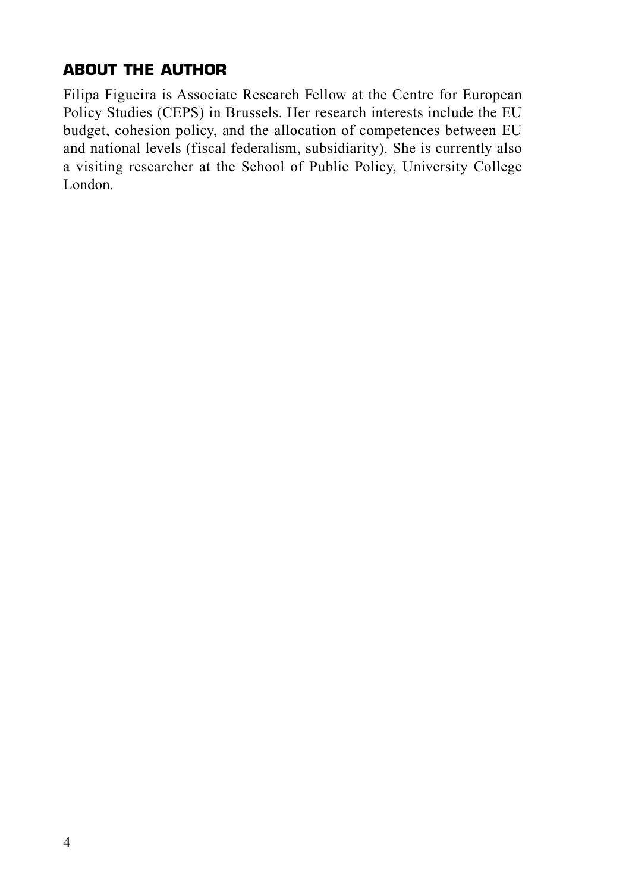## ABOUT THE AUTHOR

Filipa Figueira is Associate Research Fellow at the Centre for European Policy Studies (CEPS) in Brussels. Her research interests include the EU budget, cohesion policy, and the allocation of competences between EU and national levels (fiscal federalism, subsidiarity). She is currently also a visiting researcher at the School of Public Policy, University College London.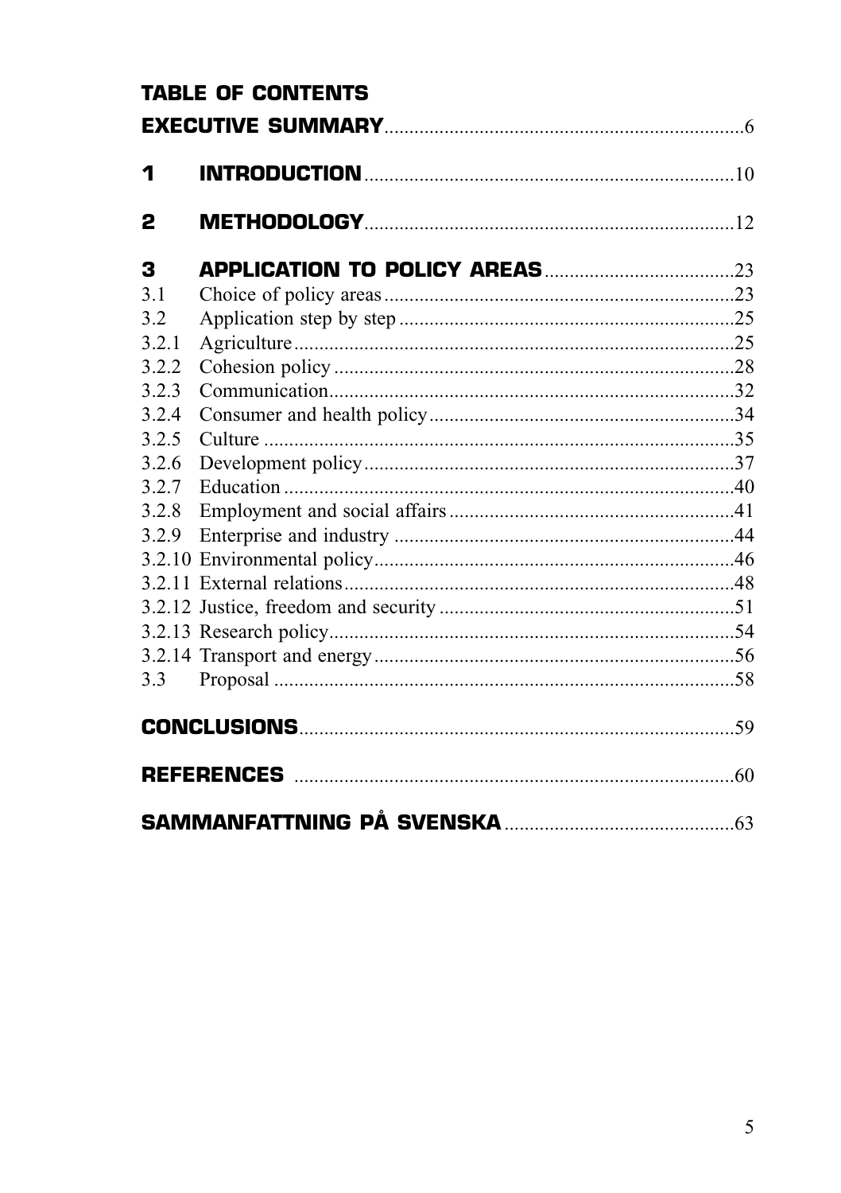# TABLE OF CONTENTS

**EXECUTIVE SUMMARY** ........................................................................ 6

**1 INTRODUCTION** ........................................................................ 10

**2 METHODOLOGY** ........................................................................ 12

**3 APPLICATION TO POLICY AREAS** ........................................ 23

3.1 Choice of policy areas ........................................................................ 23

3.2 Application step by step ........................................................................ 25

3.2.1 Agriculture ........................................................................ 25

3.2.2 Cohesion policy ........................................................................ 28

3.2.3 Communication ........................................................................ 32

3.2.4 Consumer and health policy ........................................................................ 34

3.2.5 Culture ........................................................................ 35

3.2.6 Development policy ........................................................................ 37

3.2.7 Education ........................................................................ 40

3.2.8 Employment and social affairs ........................................................................ 41

3.2.9 Enterprise and industry ........................................................................ 44

3.2.10 Environmental policy ........................................................................ 46

3.2.11 External relations ........................................................................ 48

3.2.12 Justice, freedom and security ........................................................................ 51

3.2.13 Research policy ........................................................................ 54

3.2.14 Transport and energy ........................................................................ 56

3.3 Proposal ........................................................................ 58

**CONCLUSIONS** ........................................................................ 59

**REFERENCES** ........................................................................ 60

**SAMMANFATTNING PÅ SVENSKA** ........................................ 63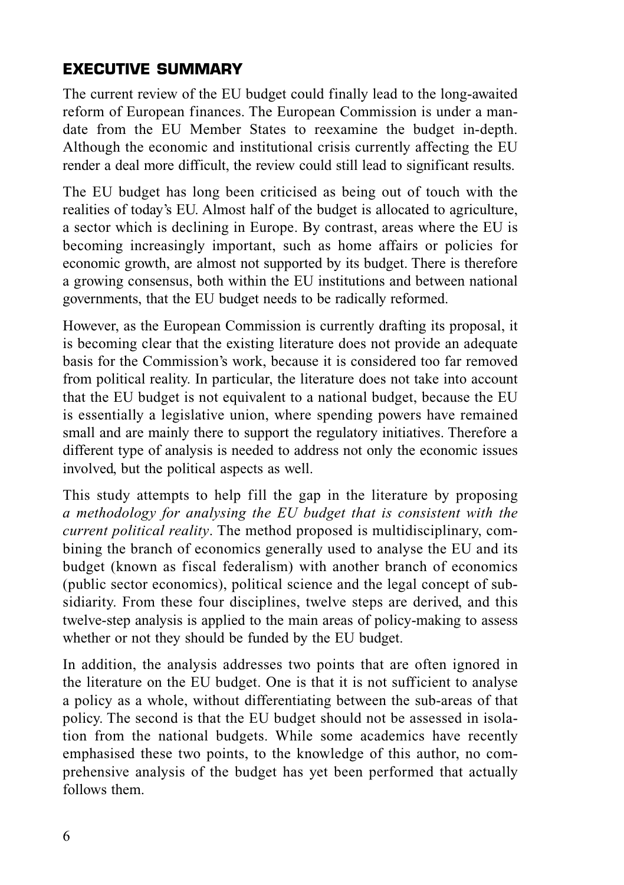## EXECUTIVE SUMMARY

The current review of the EU budget could finally lead to the long-awaited reform of European finances. The European Commission is under a mandate from the EU Member States to reexamine the budget in-depth. Although the economic and institutional crisis currently affecting the EU render a deal more difficult, the review could still lead to significant results.

The EU budget has long been criticised as being out of touch with the realities of today's EU. Almost half of the budget is allocated to agriculture, a sector which is declining in Europe. By contrast, areas where the EU is becoming increasingly important, such as home affairs or policies for economic growth, are almost not supported by its budget. There is therefore a growing consensus, both within the EU institutions and between national governments, that the EU budget needs to be radically reformed.

However, as the European Commission is currently drafting its proposal, it is becoming clear that the existing literature does not provide an adequate basis for the Commission's work, because it is considered too far removed from political reality. In particular, the literature does not take into account that the EU budget is not equivalent to a national budget, because the EU is essentially a legislative union, where spending powers have remained small and are mainly there to support the regulatory initiatives. Therefore a different type of analysis is needed to address not only the economic issues involved, but the political aspects as well.

This study attempts to help fill the gap in the literature by proposing *a methodology for analysing the EU budget that is consistent with the current political reality*. The method proposed is multidisciplinary, combining the branch of economics generally used to analyse the EU and its budget (known as fiscal federalism) with another branch of economics (public sector economics), political science and the legal concept of subsidiarity. From these four disciplines, twelve steps are derived, and this twelve-step analysis is applied to the main areas of policy-making to assess whether or not they should be funded by the EU budget.

In addition, the analysis addresses two points that are often ignored in the literature on the EU budget. One is that it is not sufficient to analyse a policy as a whole, without differentiating between the sub-areas of that policy. The second is that the EU budget should not be assessed in isolation from the national budgets. While some academics have recently emphasised these two points, to the knowledge of this author, no comprehensive analysis of the budget has yet been performed that actually follows them.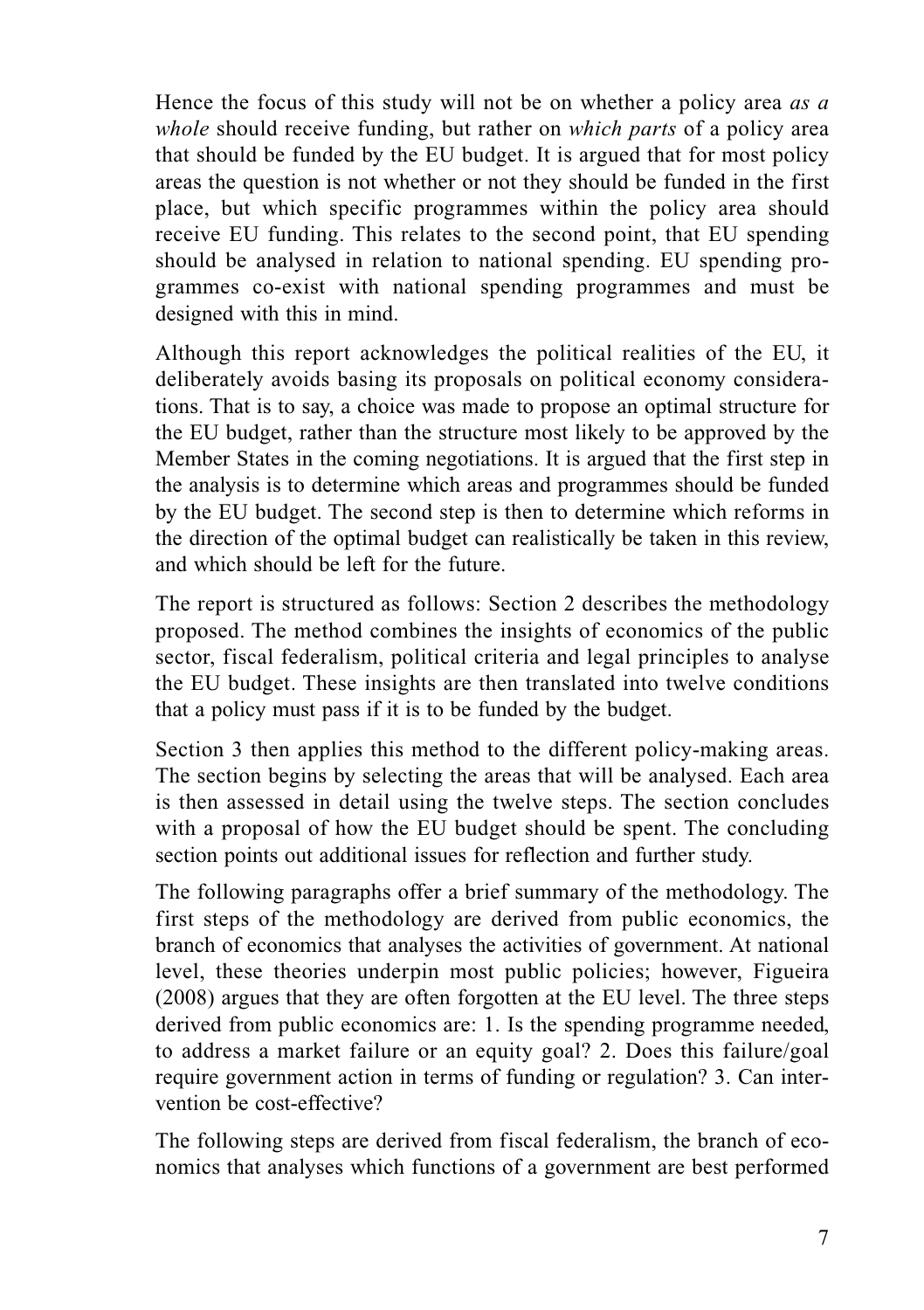Hence the focus of this study will not be on whether a policy area *as a whole* should receive funding, but rather on *which parts* of a policy area that should be funded by the EU budget. It is argued that for most policy areas the question is not whether or not they should be funded in the first place, but which specific programmes within the policy area should receive EU funding. This relates to the second point, that EU spending should be analysed in relation to national spending. EU spending programmes co-exist with national spending programmes and must be designed with this in mind.

Although this report acknowledges the political realities of the EU, it deliberately avoids basing its proposals on political economy considerations. That is to say, a choice was made to propose an optimal structure for the EU budget, rather than the structure most likely to be approved by the Member States in the coming negotiations. It is argued that the first step in the analysis is to determine which areas and programmes should be funded by the EU budget. The second step is then to determine which reforms in the direction of the optimal budget can realistically be taken in this review, and which should be left for the future.

The report is structured as follows: Section 2 describes the methodology proposed. The method combines the insights of economics of the public sector, fiscal federalism, political criteria and legal principles to analyse the EU budget. These insights are then translated into twelve conditions that a policy must pass if it is to be funded by the budget.

Section 3 then applies this method to the different policy-making areas. The section begins by selecting the areas that will be analysed. Each area is then assessed in detail using the twelve steps. The section concludes with a proposal of how the EU budget should be spent. The concluding section points out additional issues for reflection and further study.

The following paragraphs offer a brief summary of the methodology. The first steps of the methodology are derived from public economics, the branch of economics that analyses the activities of government. At national level, these theories underpin most public policies; however, Figueira (2008) argues that they are often forgotten at the EU level. The three steps derived from public economics are: 1. Is the spending programme needed, to address a market failure or an equity goal? 2. Does this failure/goal require government action in terms of funding or regulation? 3. Can intervention be cost-effective?

The following steps are derived from fiscal federalism, the branch of economics that analyses which functions of a government are best performed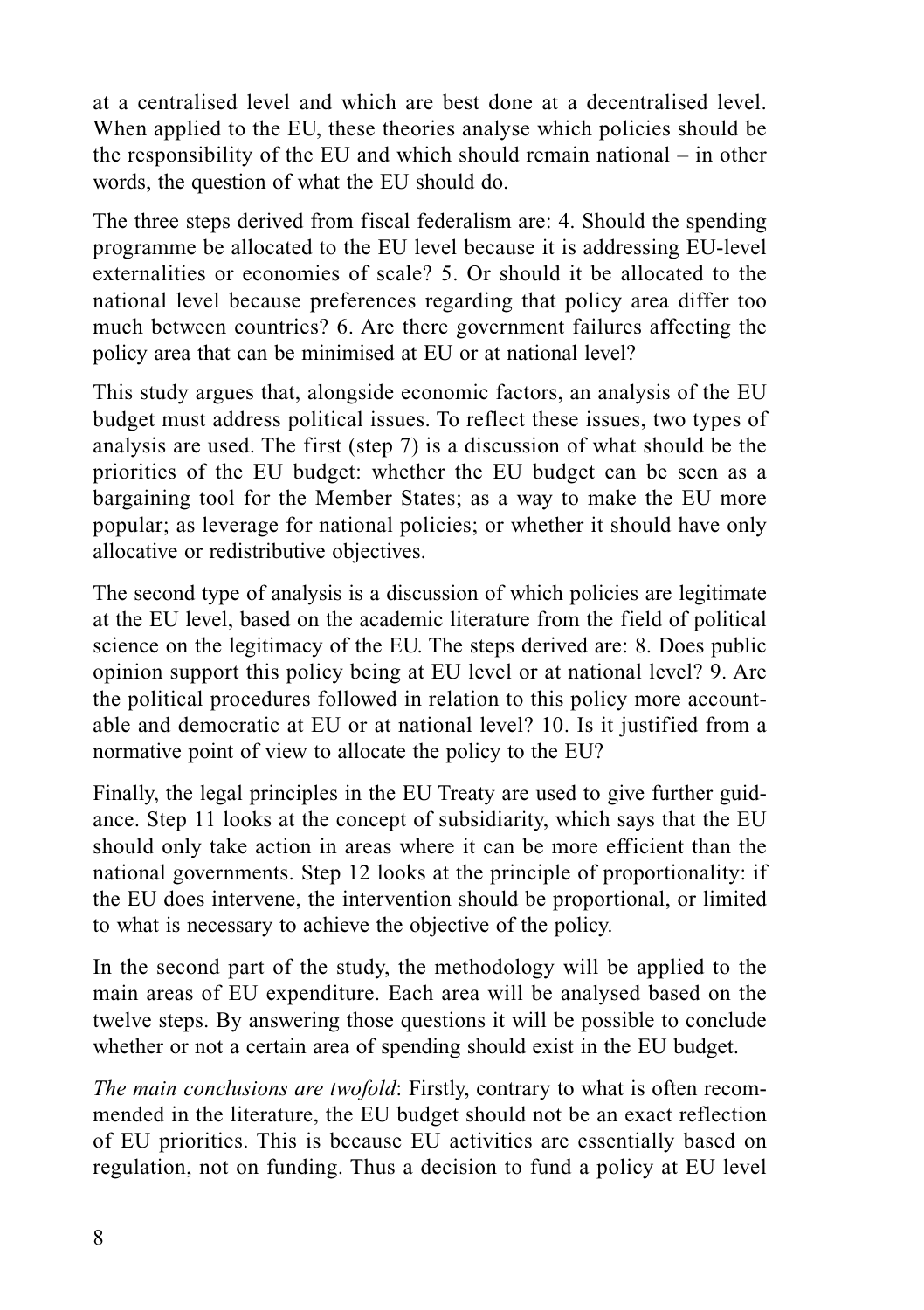at a centralised level and which are best done at a decentralised level. When applied to the EU, these theories analyse which policies should be the responsibility of the EU and which should remain national – in other words, the question of what the EU should do.

The three steps derived from fiscal federalism are: 4. Should the spending programme be allocated to the EU level because it is addressing EU-level externalities or economies of scale? 5. Or should it be allocated to the national level because preferences regarding that policy area differ too much between countries? 6. Are there government failures affecting the policy area that can be minimised at EU or at national level?

This study argues that, alongside economic factors, an analysis of the EU budget must address political issues. To reflect these issues, two types of analysis are used. The first (step 7) is a discussion of what should be the priorities of the EU budget: whether the EU budget can be seen as a bargaining tool for the Member States; as a way to make the EU more popular; as leverage for national policies; or whether it should have only allocative or redistributive objectives.

The second type of analysis is a discussion of which policies are legitimate at the EU level, based on the academic literature from the field of political science on the legitimacy of the EU. The steps derived are: 8. Does public opinion support this policy being at EU level or at national level? 9. Are the political procedures followed in relation to this policy more accountable and democratic at EU or at national level? 10. Is it justified from a normative point of view to allocate the policy to the EU?

Finally, the legal principles in the EU Treaty are used to give further guidance. Step 11 looks at the concept of subsidiarity, which says that the EU should only take action in areas where it can be more efficient than the national governments. Step 12 looks at the principle of proportionality: if the EU does intervene, the intervention should be proportional, or limited to what is necessary to achieve the objective of the policy.

In the second part of the study, the methodology will be applied to the main areas of EU expenditure. Each area will be analysed based on the twelve steps. By answering those questions it will be possible to conclude whether or not a certain area of spending should exist in the EU budget.

*The main conclusions are twofold*: Firstly, contrary to what is often recommended in the literature, the EU budget should not be an exact reflection of EU priorities. This is because EU activities are essentially based on regulation, not on funding. Thus a decision to fund a policy at EU level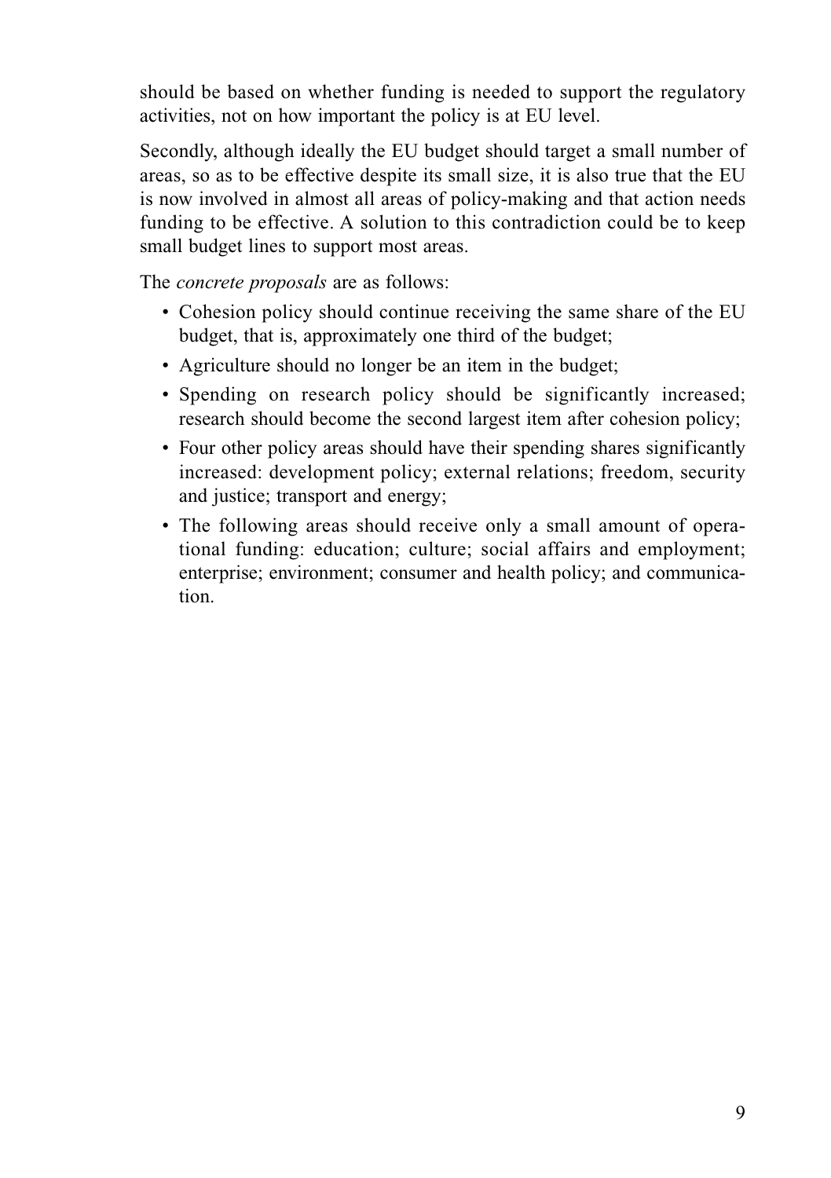should be based on whether funding is needed to support the regulatory activities, not on how important the policy is at EU level.

Secondly, although ideally the EU budget should target a small number of areas, so as to be effective despite its small size, it is also true that the EU is now involved in almost all areas of policy-making and that action needs funding to be effective. A solution to this contradiction could be to keep small budget lines to support most areas.

The *concrete proposals* are as follows:

- Cohesion policy should continue receiving the same share of the EU budget, that is, approximately one third of the budget;
- Agriculture should no longer be an item in the budget;
- Spending on research policy should be significantly increased; research should become the second largest item after cohesion policy;
- Four other policy areas should have their spending shares significantly increased: development policy; external relations; freedom, security and justice; transport and energy;
- The following areas should receive only a small amount of operational funding: education; culture; social affairs and employment; enterprise; environment; consumer and health policy; and communication.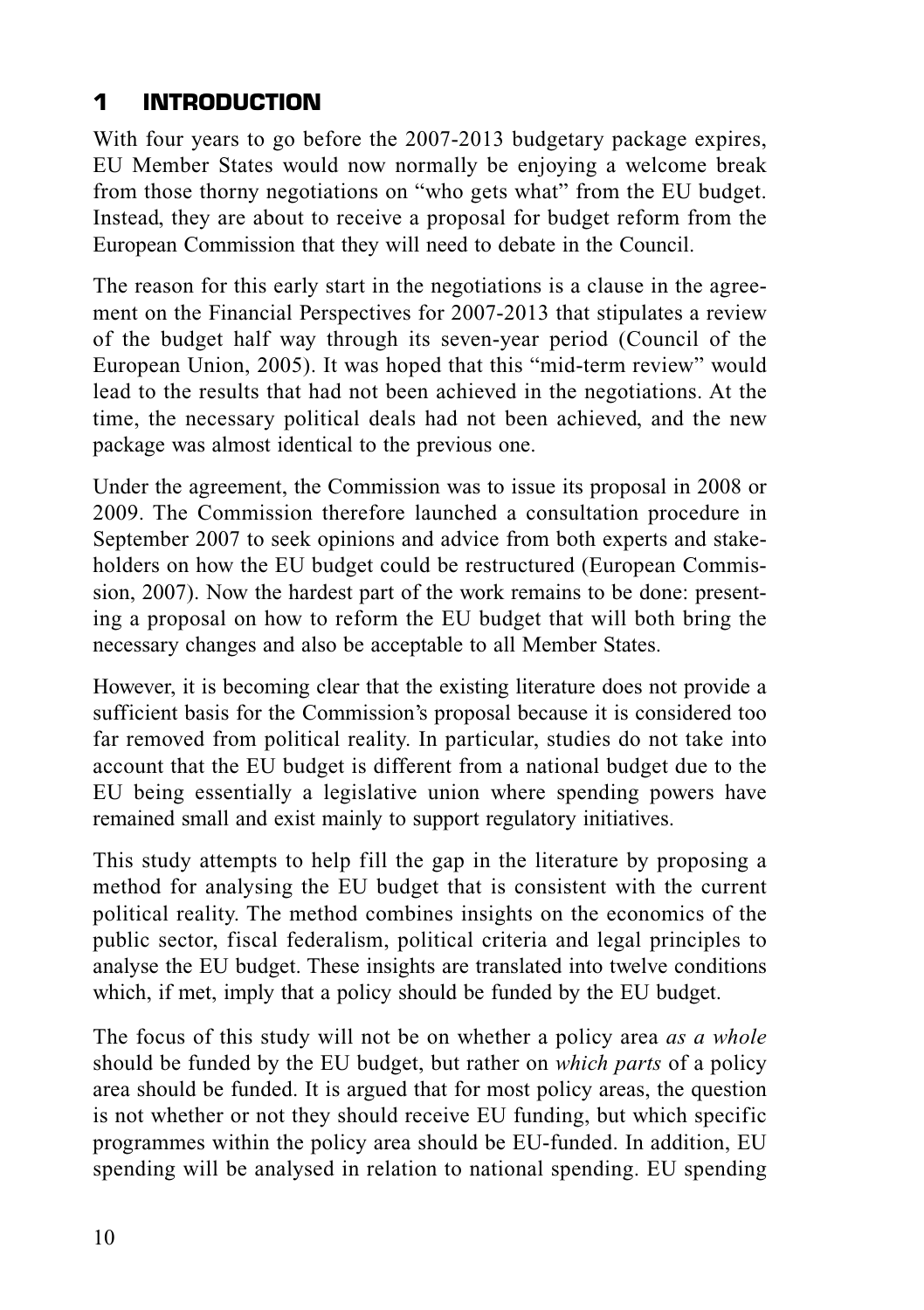# 1 INTRODUCTION

With four years to go before the 2007-2013 budgetary package expires, EU Member States would now normally be enjoying a welcome break from those thorny negotiations on "who gets what" from the EU budget. Instead, they are about to receive a proposal for budget reform from the European Commission that they will need to debate in the Council.

The reason for this early start in the negotiations is a clause in the agreement on the Financial Perspectives for 2007-2013 that stipulates a review of the budget half way through its seven-year period (Council of the European Union, 2005). It was hoped that this "mid-term review" would lead to the results that had not been achieved in the negotiations. At the time, the necessary political deals had not been achieved, and the new package was almost identical to the previous one.

Under the agreement, the Commission was to issue its proposal in 2008 or 2009. The Commission therefore launched a consultation procedure in September 2007 to seek opinions and advice from both experts and stakeholders on how the EU budget could be restructured (European Commission, 2007). Now the hardest part of the work remains to be done: presenting a proposal on how to reform the EU budget that will both bring the necessary changes and also be acceptable to all Member States.

However, it is becoming clear that the existing literature does not provide a sufficient basis for the Commission's proposal because it is considered too far removed from political reality. In particular, studies do not take into account that the EU budget is different from a national budget due to the EU being essentially a legislative union where spending powers have remained small and exist mainly to support regulatory initiatives.

This study attempts to help fill the gap in the literature by proposing a method for analysing the EU budget that is consistent with the current political reality. The method combines insights on the economics of the public sector, fiscal federalism, political criteria and legal principles to analyse the EU budget. These insights are translated into twelve conditions which, if met, imply that a policy should be funded by the EU budget.

The focus of this study will not be on whether a policy area *as a whole* should be funded by the EU budget, but rather on *which parts* of a policy area should be funded. It is argued that for most policy areas, the question is not whether or not they should receive EU funding, but which specific programmes within the policy area should be EU-funded. In addition, EU spending will be analysed in relation to national spending. EU spending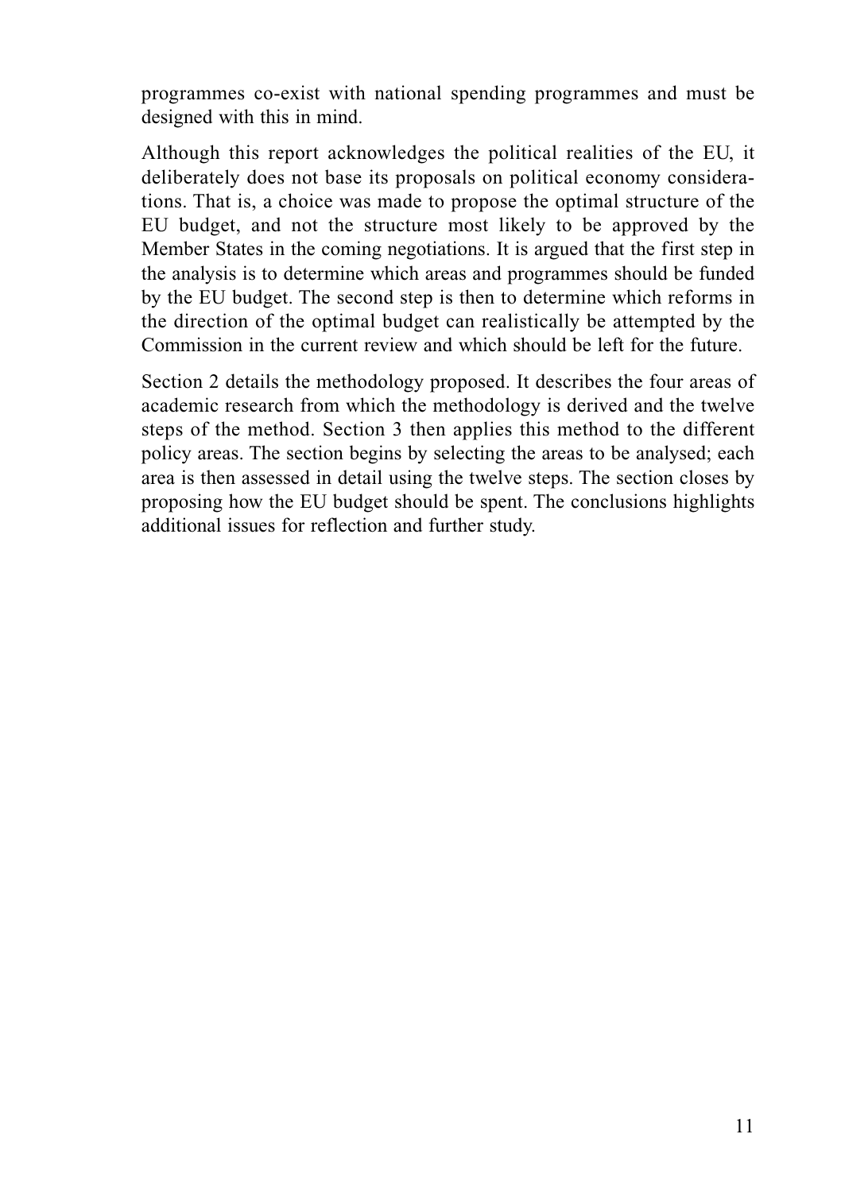programmes co-exist with national spending programmes and must be designed with this in mind.

Although this report acknowledges the political realities of the EU, it deliberately does not base its proposals on political economy considerations. That is, a choice was made to propose the optimal structure of the EU budget, and not the structure most likely to be approved by the Member States in the coming negotiations. It is argued that the first step in the analysis is to determine which areas and programmes should be funded by the EU budget. The second step is then to determine which reforms in the direction of the optimal budget can realistically be attempted by the Commission in the current review and which should be left for the future.

Section 2 details the methodology proposed. It describes the four areas of academic research from which the methodology is derived and the twelve steps of the method. Section 3 then applies this method to the different policy areas. The section begins by selecting the areas to be analysed; each area is then assessed in detail using the twelve steps. The section closes by proposing how the EU budget should be spent. The conclusions highlights additional issues for reflection and further study.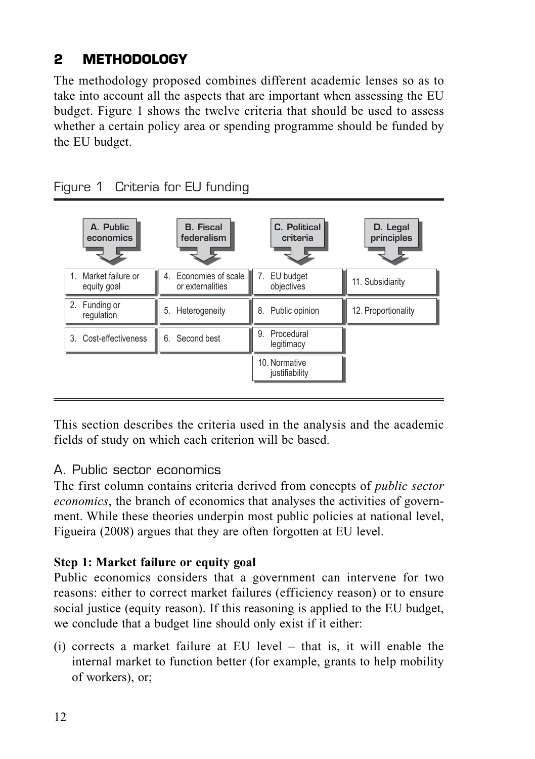## 2 METHODOLOGY

The methodology proposed combines different academic lenses so as to take into account all the aspects that are important when assessing the EU budget. Figure 1 shows the twelve criteria that should be used to assess whether a certain policy area or spending programme should be funded by the EU budget.

Figure 1 Criteria for EU funding

| A. Public economics | B. Fiscal federalism | C. Political criteria | D. Legal principles |
|---|---|---|---|
| 1. Market failure or equity goal | 4. Economies of scale or externalities | 7. EU budget objectives | 11. Subsidiarity |
| 2. Funding or regulation | 5. Heterogeneity | 8. Public opinion | 12. Proportionality |
| 3. Cost-effectiveness | 6. Second best | 9. Procedural legitimacy | |
| | | 10. Normative justifiability | |

This section describes the criteria used in the analysis and the academic fields of study on which each criterion will be based.

### A. Public sector economics

The first column contains criteria derived from concepts of *public sector economics*, the branch of economics that analyses the activities of government. While these theories underpin most public policies at national level, Figueira (2008) argues that they are often forgotten at EU level.

**Step 1: Market failure or equity goal**

Public economics considers that a government can intervene for two reasons: either to correct market failures (efficiency reason) or to ensure social justice (equity reason). If this reasoning is applied to the EU budget, we conclude that a budget line should only exist if it either:

(i) corrects a market failure at EU level – that is, it will enable the internal market to function better (for example, grants to help mobility of workers), or;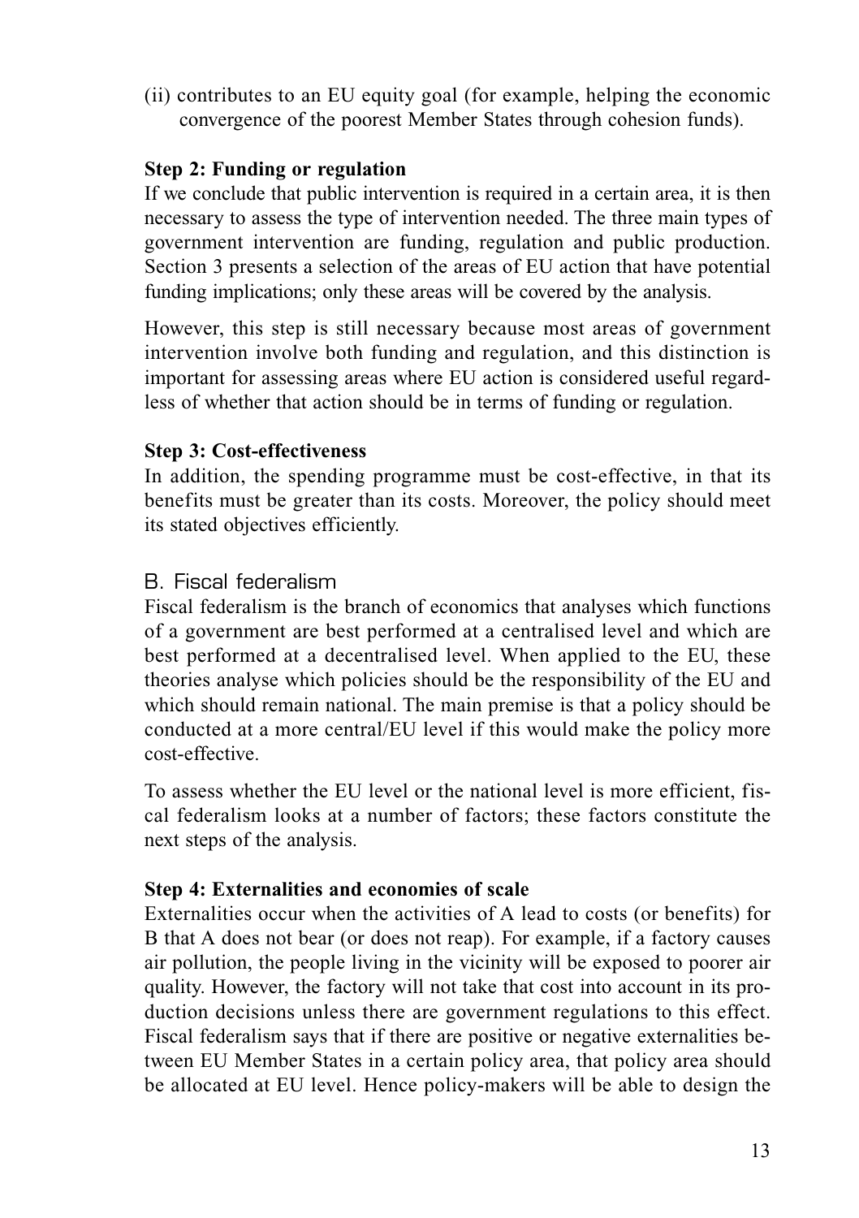(ii) contributes to an EU equity goal (for example, helping the economic convergence of the poorest Member States through cohesion funds).

**Step 2: Funding or regulation**

If we conclude that public intervention is required in a certain area, it is then necessary to assess the type of intervention needed. The three main types of government intervention are funding, regulation and public production. Section 3 presents a selection of the areas of EU action that have potential funding implications; only these areas will be covered by the analysis.

However, this step is still necessary because most areas of government intervention involve both funding and regulation, and this distinction is important for assessing areas where EU action is considered useful regardless of whether that action should be in terms of funding or regulation.

**Step 3: Cost-effectiveness**

In addition, the spending programme must be cost-effective, in that its benefits must be greater than its costs. Moreover, the policy should meet its stated objectives efficiently.

### B. Fiscal federalism

Fiscal federalism is the branch of economics that analyses which functions of a government are best performed at a centralised level and which are best performed at a decentralised level. When applied to the EU, these theories analyse which policies should be the responsibility of the EU and which should remain national. The main premise is that a policy should be conducted at a more central/EU level if this would make the policy more cost-effective.

To assess whether the EU level or the national level is more efficient, fiscal federalism looks at a number of factors; these factors constitute the next steps of the analysis.

**Step 4: Externalities and economies of scale**

Externalities occur when the activities of A lead to costs (or benefits) for B that A does not bear (or does not reap). For example, if a factory causes air pollution, the people living in the vicinity will be exposed to poorer air quality. However, the factory will not take that cost into account in its production decisions unless there are government regulations to this effect. Fiscal federalism says that if there are positive or negative externalities between EU Member States in a certain policy area, that policy area should be allocated at EU level. Hence policy-makers will be able to design the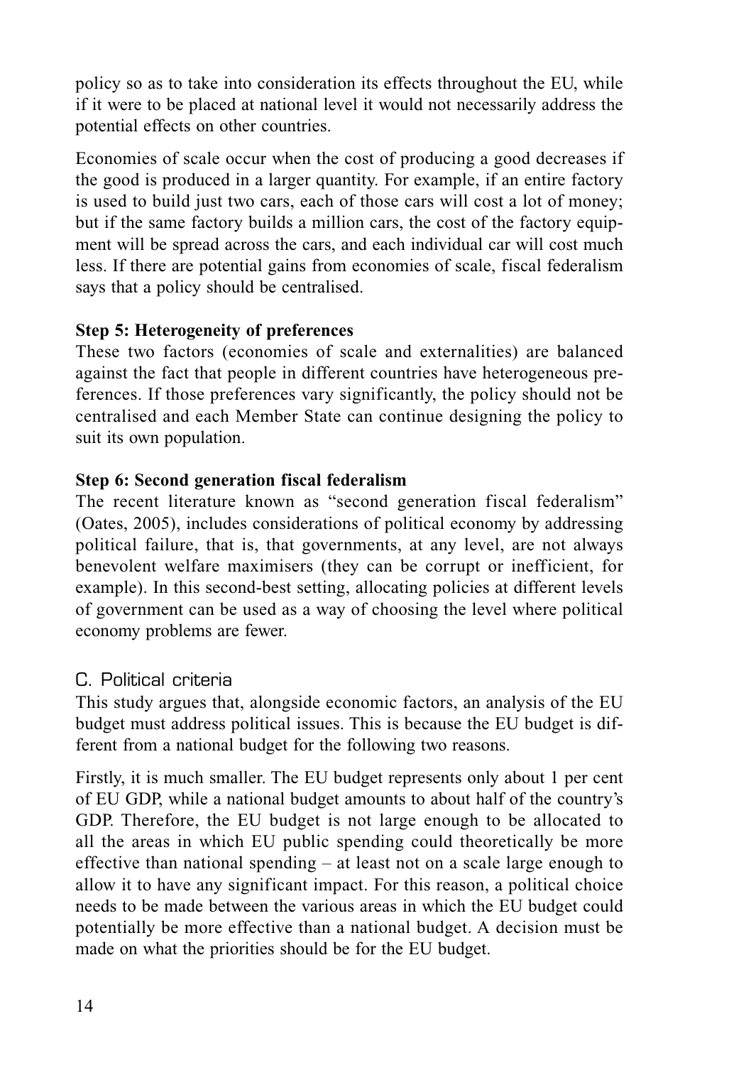policy so as to take into consideration its effects throughout the EU, while if it were to be placed at national level it would not necessarily address the potential effects on other countries.

Economies of scale occur when the cost of producing a good decreases if the good is produced in a larger quantity. For example, if an entire factory is used to build just two cars, each of those cars will cost a lot of money; but if the same factory builds a million cars, the cost of the factory equipment will be spread across the cars, and each individual car will cost much less. If there are potential gains from economies of scale, fiscal federalism says that a policy should be centralised.

**Step 5: Heterogeneity of preferences**

These two factors (economies of scale and externalities) are balanced against the fact that people in different countries have heterogeneous preferences. If those preferences vary significantly, the policy should not be centralised and each Member State can continue designing the policy to suit its own population.

**Step 6: Second generation fiscal federalism**

The recent literature known as "second generation fiscal federalism" (Oates, 2005), includes considerations of political economy by addressing political failure, that is, that governments, at any level, are not always benevolent welfare maximisers (they can be corrupt or inefficient, for example). In this second-best setting, allocating policies at different levels of government can be used as a way of choosing the level where political economy problems are fewer.

### C. Political criteria

This study argues that, alongside economic factors, an analysis of the EU budget must address political issues. This is because the EU budget is different from a national budget for the following two reasons.

Firstly, it is much smaller. The EU budget represents only about 1 per cent of EU GDP, while a national budget amounts to about half of the country's GDP. Therefore, the EU budget is not large enough to be allocated to all the areas in which EU public spending could theoretically be more effective than national spending – at least not on a scale large enough to allow it to have any significant impact. For this reason, a political choice needs to be made between the various areas in which the EU budget could potentially be more effective than a national budget. A decision must be made on what the priorities should be for the EU budget.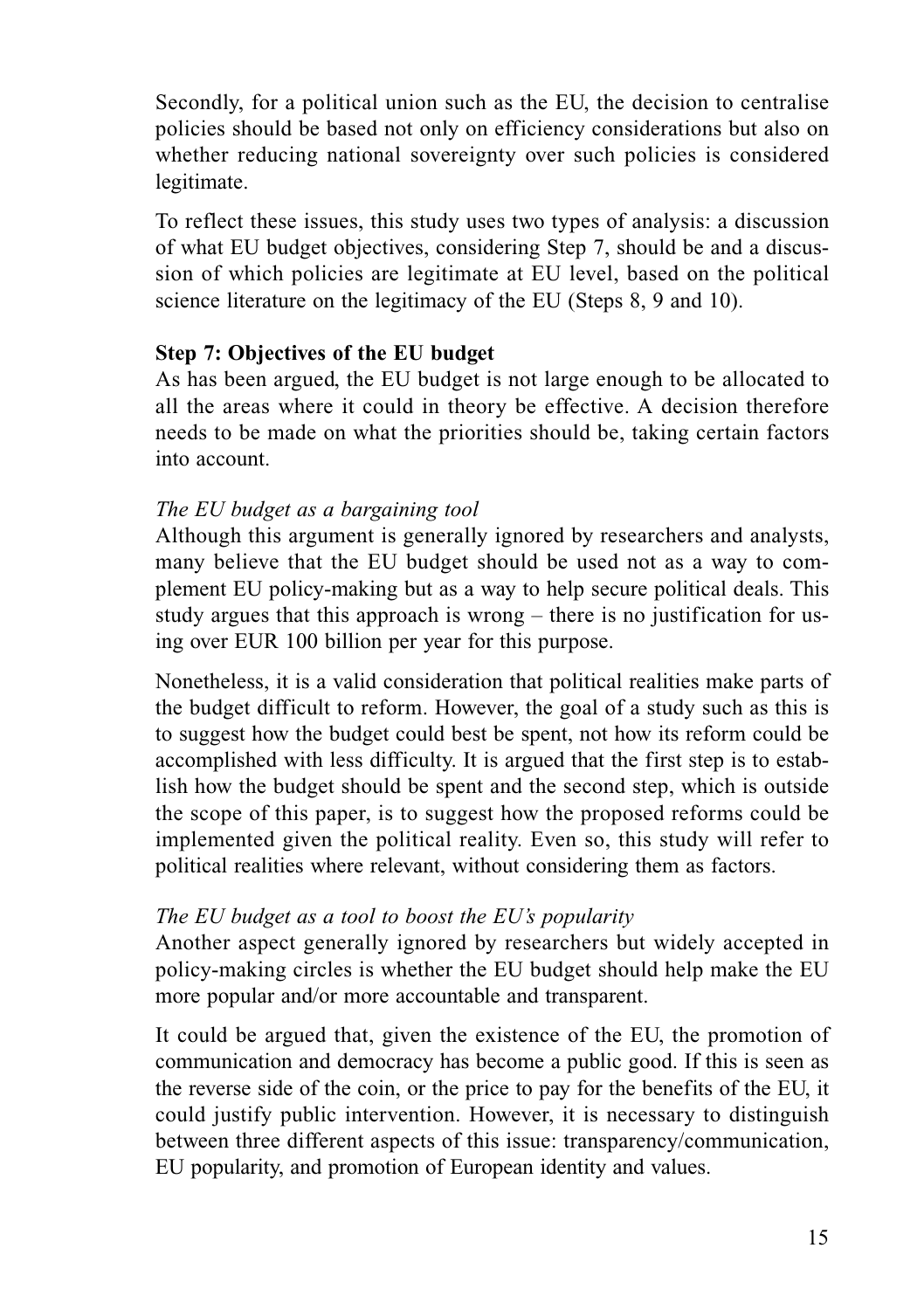Secondly, for a political union such as the EU, the decision to centralise policies should be based not only on efficiency considerations but also on whether reducing national sovereignty over such policies is considered legitimate.

To reflect these issues, this study uses two types of analysis: a discussion of what EU budget objectives, considering Step 7, should be and a discussion of which policies are legitimate at EU level, based on the political science literature on the legitimacy of the EU (Steps 8, 9 and 10).

**Step 7: Objectives of the EU budget**

As has been argued, the EU budget is not large enough to be allocated to all the areas where it could in theory be effective. A decision therefore needs to be made on what the priorities should be, taking certain factors into account.

*The EU budget as a bargaining tool*

Although this argument is generally ignored by researchers and analysts, many believe that the EU budget should be used not as a way to complement EU policy-making but as a way to help secure political deals. This study argues that this approach is wrong – there is no justification for using over EUR 100 billion per year for this purpose.

Nonetheless, it is a valid consideration that political realities make parts of the budget difficult to reform. However, the goal of a study such as this is to suggest how the budget could best be spent, not how its reform could be accomplished with less difficulty. It is argued that the first step is to establish how the budget should be spent and the second step, which is outside the scope of this paper, is to suggest how the proposed reforms could be implemented given the political reality. Even so, this study will refer to political realities where relevant, without considering them as factors.

*The EU budget as a tool to boost the EU's popularity*

Another aspect generally ignored by researchers but widely accepted in policy-making circles is whether the EU budget should help make the EU more popular and/or more accountable and transparent.

It could be argued that, given the existence of the EU, the promotion of communication and democracy has become a public good. If this is seen as the reverse side of the coin, or the price to pay for the benefits of the EU, it could justify public intervention. However, it is necessary to distinguish between three different aspects of this issue: transparency/communication, EU popularity, and promotion of European identity and values.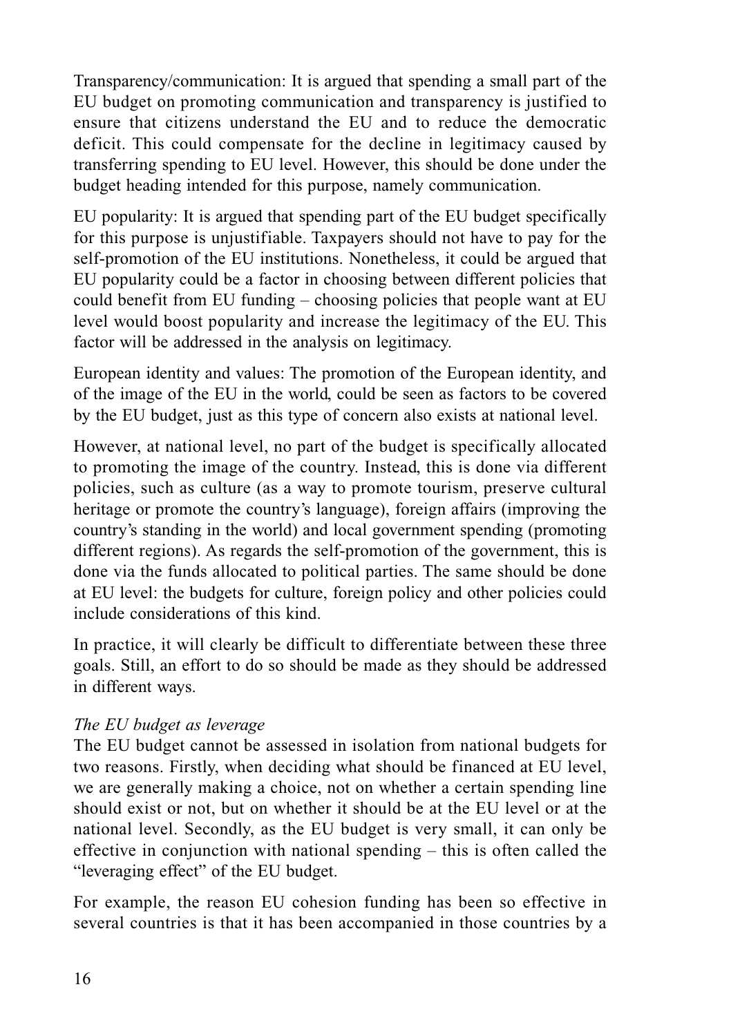Transparency/communication: It is argued that spending a small part of the EU budget on promoting communication and transparency is justified to ensure that citizens understand the EU and to reduce the democratic deficit. This could compensate for the decline in legitimacy caused by transferring spending to EU level. However, this should be done under the budget heading intended for this purpose, namely communication.

EU popularity: It is argued that spending part of the EU budget specifically for this purpose is unjustifiable. Taxpayers should not have to pay for the self-promotion of the EU institutions. Nonetheless, it could be argued that EU popularity could be a factor in choosing between different policies that could benefit from EU funding – choosing policies that people want at EU level would boost popularity and increase the legitimacy of the EU. This factor will be addressed in the analysis on legitimacy.

European identity and values: The promotion of the European identity, and of the image of the EU in the world, could be seen as factors to be covered by the EU budget, just as this type of concern also exists at national level.

However, at national level, no part of the budget is specifically allocated to promoting the image of the country. Instead, this is done via different policies, such as culture (as a way to promote tourism, preserve cultural heritage or promote the country's language), foreign affairs (improving the country's standing in the world) and local government spending (promoting different regions). As regards the self-promotion of the government, this is done via the funds allocated to political parties. The same should be done at EU level: the budgets for culture, foreign policy and other policies could include considerations of this kind.

In practice, it will clearly be difficult to differentiate between these three goals. Still, an effort to do so should be made as they should be addressed in different ways.

*The EU budget as leverage*

The EU budget cannot be assessed in isolation from national budgets for two reasons. Firstly, when deciding what should be financed at EU level, we are generally making a choice, not on whether a certain spending line should exist or not, but on whether it should be at the EU level or at the national level. Secondly, as the EU budget is very small, it can only be effective in conjunction with national spending – this is often called the "leveraging effect" of the EU budget.

For example, the reason EU cohesion funding has been so effective in several countries is that it has been accompanied in those countries by a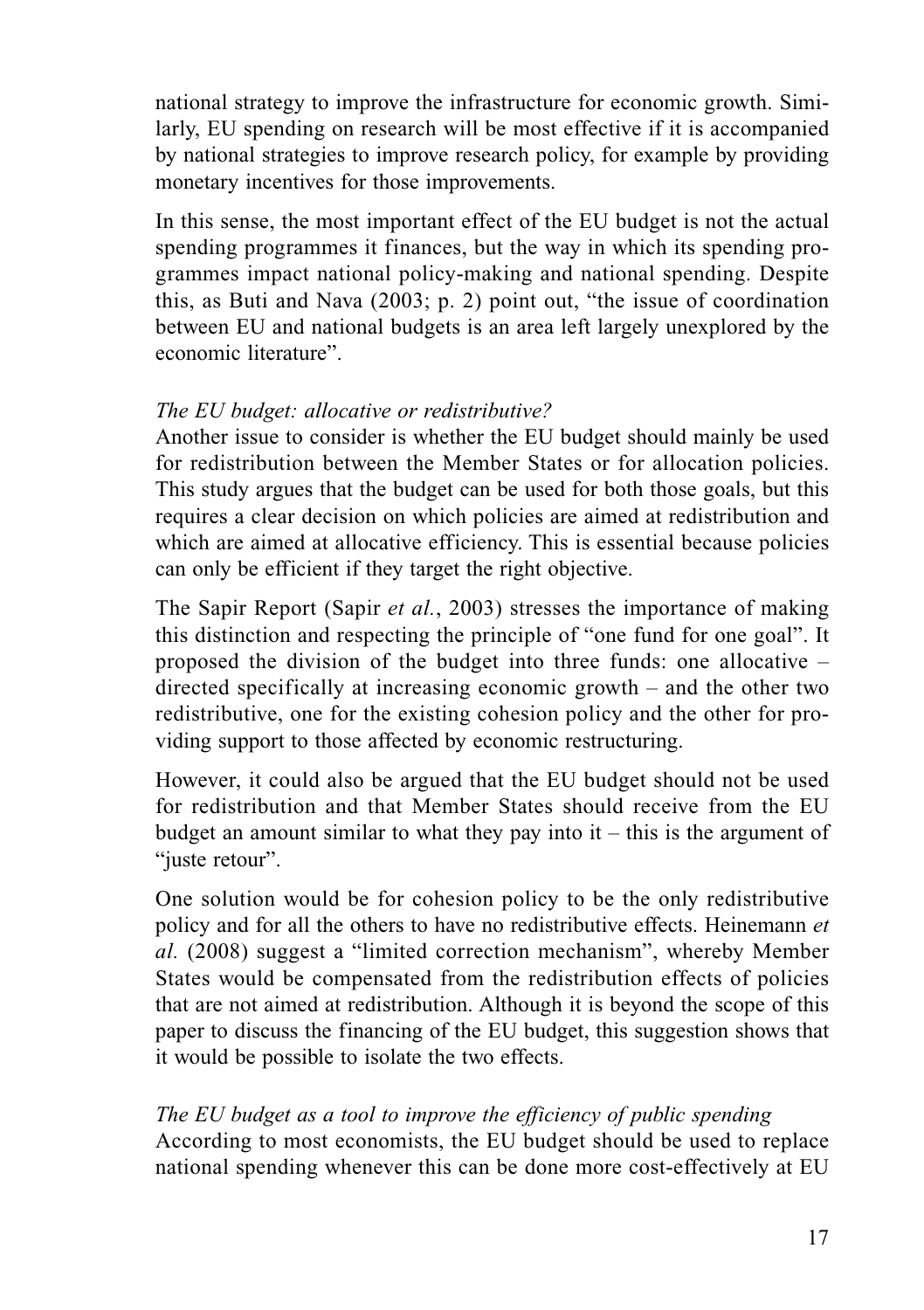national strategy to improve the infrastructure for economic growth. Similarly, EU spending on research will be most effective if it is accompanied by national strategies to improve research policy, for example by providing monetary incentives for those improvements.

In this sense, the most important effect of the EU budget is not the actual spending programmes it finances, but the way in which its spending programmes impact national policy-making and national spending. Despite this, as Buti and Nava (2003; p. 2) point out, "the issue of coordination between EU and national budgets is an area left largely unexplored by the economic literature".

*The EU budget: allocative or redistributive?*

Another issue to consider is whether the EU budget should mainly be used for redistribution between the Member States or for allocation policies. This study argues that the budget can be used for both those goals, but this requires a clear decision on which policies are aimed at redistribution and which are aimed at allocative efficiency. This is essential because policies can only be efficient if they target the right objective.

The Sapir Report (Sapir *et al.*, 2003) stresses the importance of making this distinction and respecting the principle of "one fund for one goal". It proposed the division of the budget into three funds: one allocative – directed specifically at increasing economic growth – and the other two redistributive, one for the existing cohesion policy and the other for providing support to those affected by economic restructuring.

However, it could also be argued that the EU budget should not be used for redistribution and that Member States should receive from the EU budget an amount similar to what they pay into it – this is the argument of "juste retour".

One solution would be for cohesion policy to be the only redistributive policy and for all the others to have no redistributive effects. Heinemann *et al.* (2008) suggest a "limited correction mechanism", whereby Member States would be compensated from the redistribution effects of policies that are not aimed at redistribution. Although it is beyond the scope of this paper to discuss the financing of the EU budget, this suggestion shows that it would be possible to isolate the two effects.

*The EU budget as a tool to improve the efficiency of public spending*

According to most economists, the EU budget should be used to replace national spending whenever this can be done more cost-effectively at EU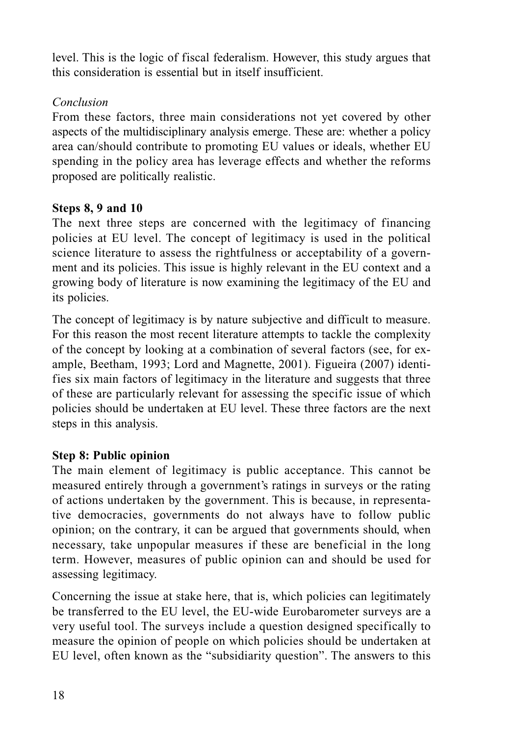level. This is the logic of fiscal federalism. However, this study argues that this consideration is essential but in itself insufficient.

*Conclusion*

From these factors, three main considerations not yet covered by other aspects of the multidisciplinary analysis emerge. These are: whether a policy area can/should contribute to promoting EU values or ideals, whether EU spending in the policy area has leverage effects and whether the reforms proposed are politically realistic.

**Steps 8, 9 and 10**

The next three steps are concerned with the legitimacy of financing policies at EU level. The concept of legitimacy is used in the political science literature to assess the rightfulness or acceptability of a government and its policies. This issue is highly relevant in the EU context and a growing body of literature is now examining the legitimacy of the EU and its policies.

The concept of legitimacy is by nature subjective and difficult to measure. For this reason the most recent literature attempts to tackle the complexity of the concept by looking at a combination of several factors (see, for example, Beetham, 1993; Lord and Magnette, 2001). Figueira (2007) identifies six main factors of legitimacy in the literature and suggests that three of these are particularly relevant for assessing the specific issue of which policies should be undertaken at EU level. These three factors are the next steps in this analysis.

**Step 8: Public opinion**

The main element of legitimacy is public acceptance. This cannot be measured entirely through a government's ratings in surveys or the rating of actions undertaken by the government. This is because, in representative democracies, governments do not always have to follow public opinion; on the contrary, it can be argued that governments should, when necessary, take unpopular measures if these are beneficial in the long term. However, measures of public opinion can and should be used for assessing legitimacy.

Concerning the issue at stake here, that is, which policies can legitimately be transferred to the EU level, the EU-wide Eurobarometer surveys are a very useful tool. The surveys include a question designed specifically to measure the opinion of people on which policies should be undertaken at EU level, often known as the "subsidiarity question". The answers to this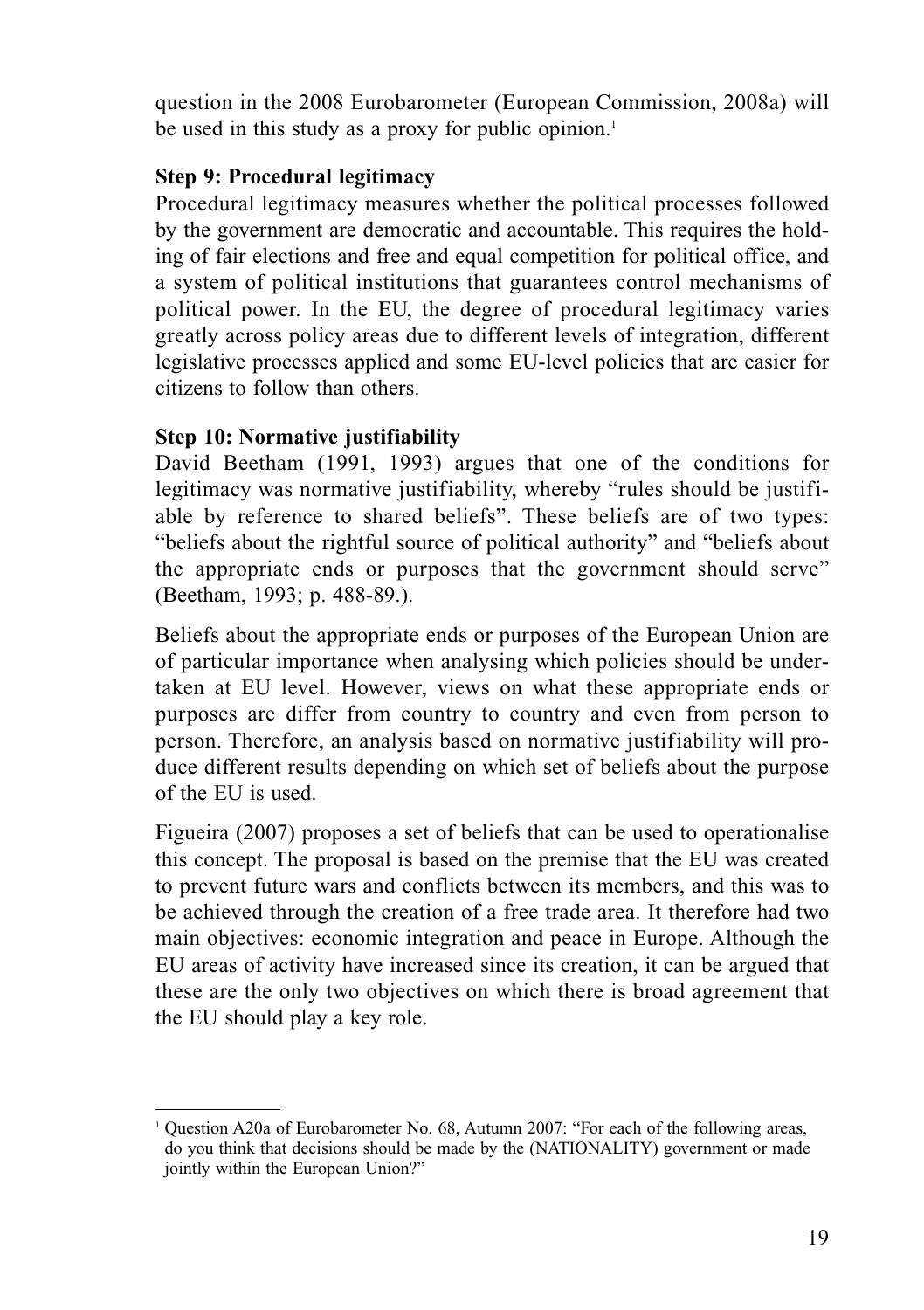question in the 2008 Eurobarometer (European Commission, 2008a) will be used in this study as a proxy for public opinion.[1]

**Step 9: Procedural legitimacy**

Procedural legitimacy measures whether the political processes followed by the government are democratic and accountable. This requires the holding of fair elections and free and equal competition for political office, and a system of political institutions that guarantees control mechanisms of political power. In the EU, the degree of procedural legitimacy varies greatly across policy areas due to different levels of integration, different legislative processes applied and some EU-level policies that are easier for citizens to follow than others.

**Step 10: Normative justifiability**

David Beetham (1991, 1993) argues that one of the conditions for legitimacy was normative justifiability, whereby "rules should be justifiable by reference to shared beliefs". These beliefs are of two types: "beliefs about the rightful source of political authority" and "beliefs about the appropriate ends or purposes that the government should serve" (Beetham, 1993; p. 488-89.).

Beliefs about the appropriate ends or purposes of the European Union are of particular importance when analysing which policies should be undertaken at EU level. However, views on what these appropriate ends or purposes are differ from country to country and even from person to person. Therefore, an analysis based on normative justifiability will produce different results depending on which set of beliefs about the purpose of the EU is used.

Figueira (2007) proposes a set of beliefs that can be used to operationalise this concept. The proposal is based on the premise that the EU was created to prevent future wars and conflicts between its members, and this was to be achieved through the creation of a free trade area. It therefore had two main objectives: economic integration and peace in Europe. Although the EU areas of activity have increased since its creation, it can be argued that these are the only two objectives on which there is broad agreement that the EU should play a key role.

---

[1] Question A20a of Eurobarometer No. 68, Autumn 2007: "For each of the following areas, do you think that decisions should be made by the (NATIONALITY) government or made jointly within the European Union?"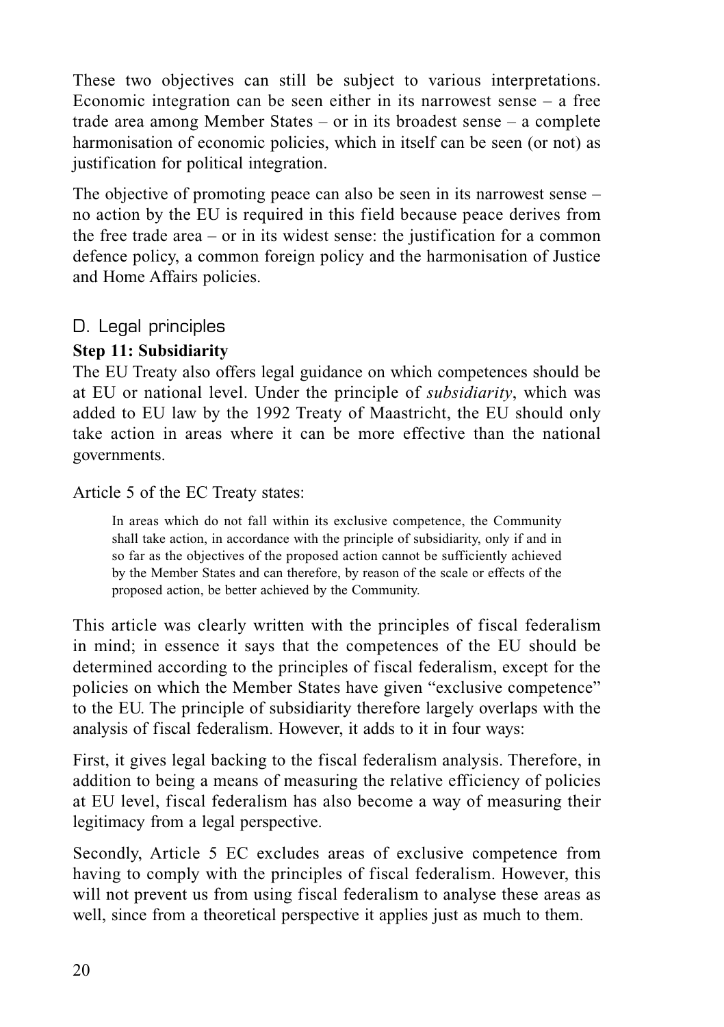These two objectives can still be subject to various interpretations. Economic integration can be seen either in its narrowest sense – a free trade area among Member States – or in its broadest sense – a complete harmonisation of economic policies, which in itself can be seen (or not) as justification for political integration.

The objective of promoting peace can also be seen in its narrowest sense – no action by the EU is required in this field because peace derives from the free trade area – or in its widest sense: the justification for a common defence policy, a common foreign policy and the harmonisation of Justice and Home Affairs policies.

## D. Legal principles

### Step 11: Subsidiarity

The EU Treaty also offers legal guidance on which competences should be at EU or national level. Under the principle of *subsidiarity*, which was added to EU law by the 1992 Treaty of Maastricht, the EU should only take action in areas where it can be more effective than the national governments.

Article 5 of the EC Treaty states:

> In areas which do not fall within its exclusive competence, the Community shall take action, in accordance with the principle of subsidiarity, only if and in so far as the objectives of the proposed action cannot be sufficiently achieved by the Member States and can therefore, by reason of the scale or effects of the proposed action, be better achieved by the Community.

This article was clearly written with the principles of fiscal federalism in mind; in essence it says that the competences of the EU should be determined according to the principles of fiscal federalism, except for the policies on which the Member States have given "exclusive competence" to the EU. The principle of subsidiarity therefore largely overlaps with the analysis of fiscal federalism. However, it adds to it in four ways:

First, it gives legal backing to the fiscal federalism analysis. Therefore, in addition to being a means of measuring the relative efficiency of policies at EU level, fiscal federalism has also become a way of measuring their legitimacy from a legal perspective.

Secondly, Article 5 EC excludes areas of exclusive competence from having to comply with the principles of fiscal federalism. However, this will not prevent us from using fiscal federalism to analyse these areas as well, since from a theoretical perspective it applies just as much to them.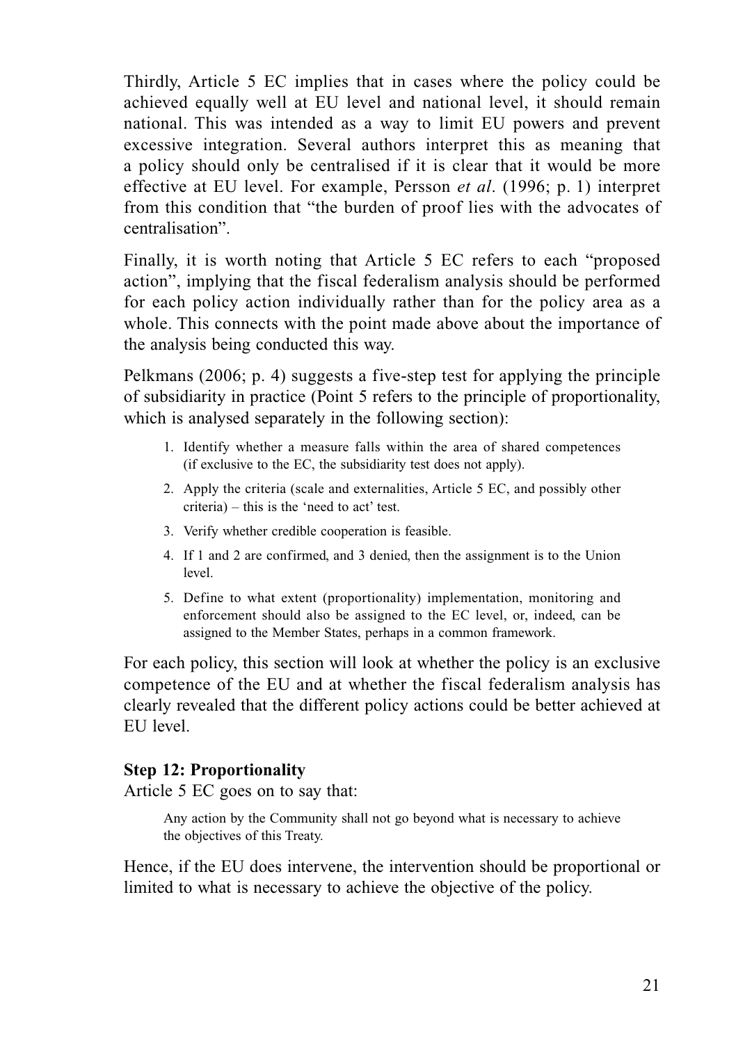Thirdly, Article 5 EC implies that in cases where the policy could be achieved equally well at EU level and national level, it should remain national. This was intended as a way to limit EU powers and prevent excessive integration. Several authors interpret this as meaning that a policy should only be centralised if it is clear that it would be more effective at EU level. For example, Persson *et al*. (1996; p. 1) interpret from this condition that "the burden of proof lies with the advocates of centralisation".

Finally, it is worth noting that Article 5 EC refers to each "proposed action", implying that the fiscal federalism analysis should be performed for each policy action individually rather than for the policy area as a whole. This connects with the point made above about the importance of the analysis being conducted this way.

Pelkmans (2006; p. 4) suggests a five-step test for applying the principle of subsidiarity in practice (Point 5 refers to the principle of proportionality, which is analysed separately in the following section):

1. Identify whether a measure falls within the area of shared competences (if exclusive to the EC, the subsidiarity test does not apply).
2. Apply the criteria (scale and externalities, Article 5 EC, and possibly other criteria) – this is the 'need to act' test.
3. Verify whether credible cooperation is feasible.
4. If 1 and 2 are confirmed, and 3 denied, then the assignment is to the Union level.
5. Define to what extent (proportionality) implementation, monitoring and enforcement should also be assigned to the EC level, or, indeed, can be assigned to the Member States, perhaps in a common framework.

For each policy, this section will look at whether the policy is an exclusive competence of the EU and at whether the fiscal federalism analysis has clearly revealed that the different policy actions could be better achieved at EU level.

### Step 12: Proportionality

Article 5 EC goes on to say that:

> Any action by the Community shall not go beyond what is necessary to achieve the objectives of this Treaty.

Hence, if the EU does intervene, the intervention should be proportional or limited to what is necessary to achieve the objective of the policy.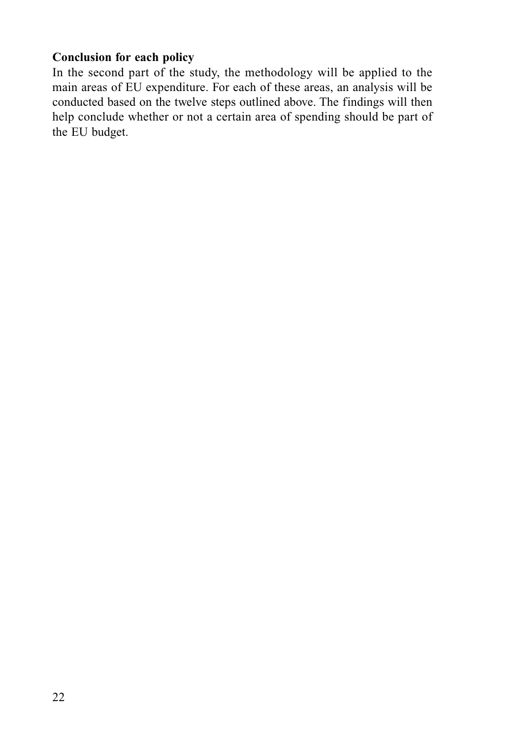**Conclusion for each policy**

In the second part of the study, the methodology will be applied to the main areas of EU expenditure. For each of these areas, an analysis will be conducted based on the twelve steps outlined above. The findings will then help conclude whether or not a certain area of spending should be part of the EU budget.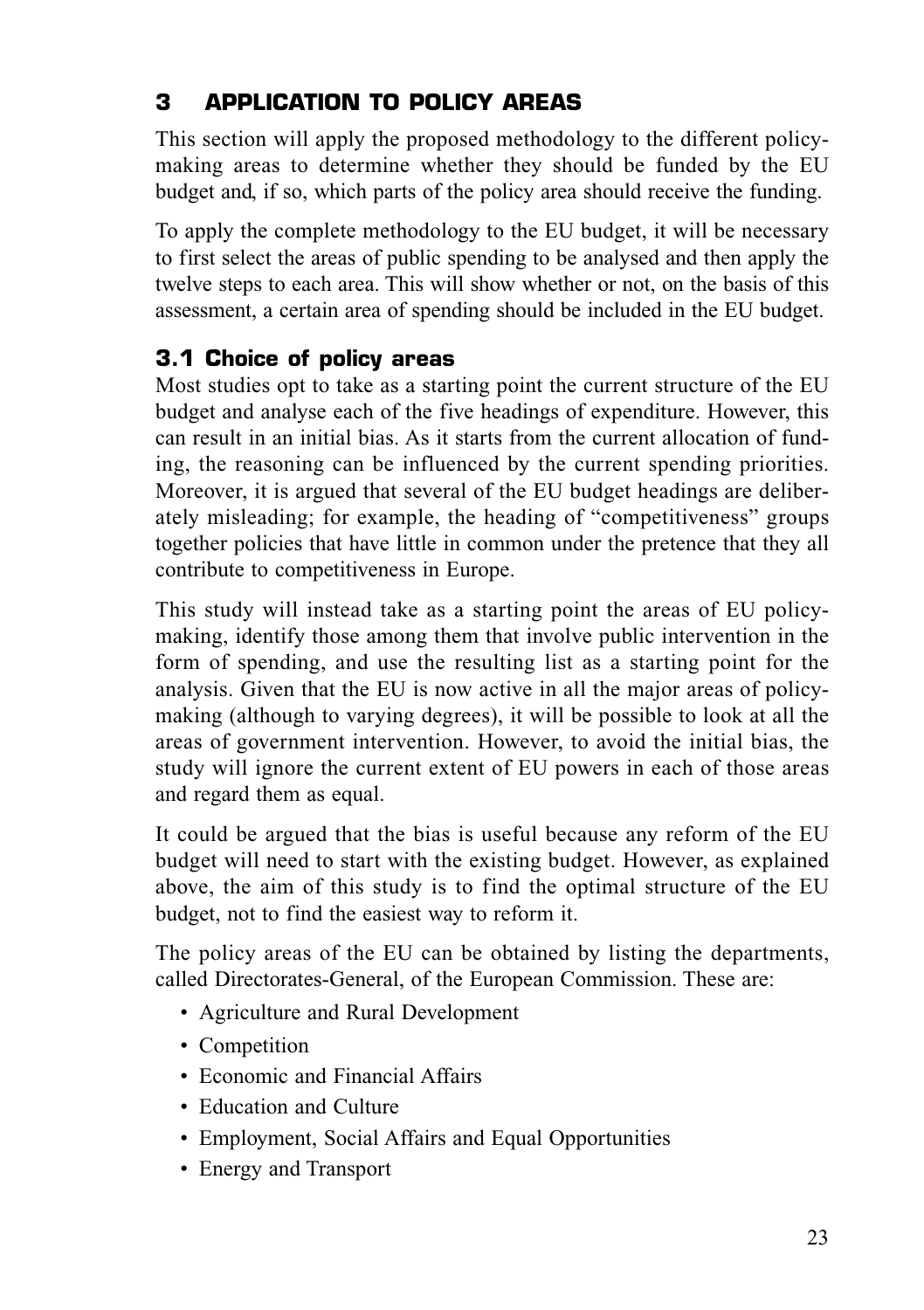## 3 APPLICATION TO POLICY AREAS

This section will apply the proposed methodology to the different policy-making areas to determine whether they should be funded by the EU budget and, if so, which parts of the policy area should receive the funding.

To apply the complete methodology to the EU budget, it will be necessary to first select the areas of public spending to be analysed and then apply the twelve steps to each area. This will show whether or not, on the basis of this assessment, a certain area of spending should be included in the EU budget.

### 3.1 Choice of policy areas

Most studies opt to take as a starting point the current structure of the EU budget and analyse each of the five headings of expenditure. However, this can result in an initial bias. As it starts from the current allocation of funding, the reasoning can be influenced by the current spending priorities. Moreover, it is argued that several of the EU budget headings are deliberately misleading; for example, the heading of "competitiveness" groups together policies that have little in common under the pretence that they all contribute to competitiveness in Europe.

This study will instead take as a starting point the areas of EU policy-making, identify those among them that involve public intervention in the form of spending, and use the resulting list as a starting point for the analysis. Given that the EU is now active in all the major areas of policy-making (although to varying degrees), it will be possible to look at all the areas of government intervention. However, to avoid the initial bias, the study will ignore the current extent of EU powers in each of those areas and regard them as equal.

It could be argued that the bias is useful because any reform of the EU budget will need to start with the existing budget. However, as explained above, the aim of this study is to find the optimal structure of the EU budget, not to find the easiest way to reform it.

The policy areas of the EU can be obtained by listing the departments, called Directorates-General, of the European Commission. These are:

- Agriculture and Rural Development
- Competition
- Economic and Financial Affairs
- Education and Culture
- Employment, Social Affairs and Equal Opportunities
- Energy and Transport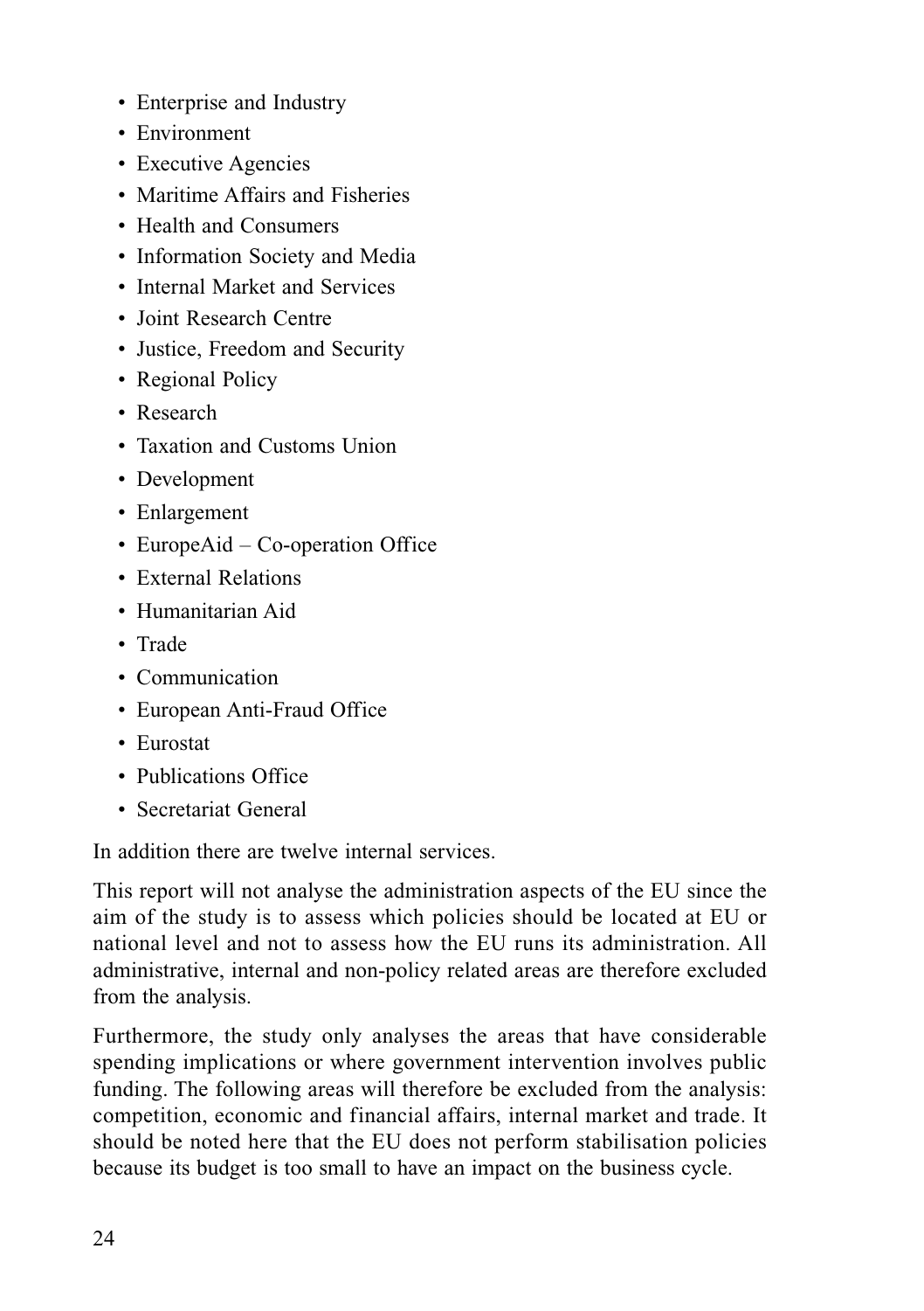- Enterprise and Industry
- Environment
- Executive Agencies
- Maritime Affairs and Fisheries
- Health and Consumers
- Information Society and Media
- Internal Market and Services
- Joint Research Centre
- Justice, Freedom and Security
- Regional Policy
- Research
- Taxation and Customs Union
- Development
- Enlargement
- EuropeAid – Co-operation Office
- External Relations
- Humanitarian Aid
- Trade
- Communication
- European Anti-Fraud Office
- Eurostat
- Publications Office
- Secretariat General

In addition there are twelve internal services.

This report will not analyse the administration aspects of the EU since the aim of the study is to assess which policies should be located at EU or national level and not to assess how the EU runs its administration. All administrative, internal and non-policy related areas are therefore excluded from the analysis.

Furthermore, the study only analyses the areas that have considerable spending implications or where government intervention involves public funding. The following areas will therefore be excluded from the analysis: competition, economic and financial affairs, internal market and trade. It should be noted here that the EU does not perform stabilisation policies because its budget is too small to have an impact on the business cycle.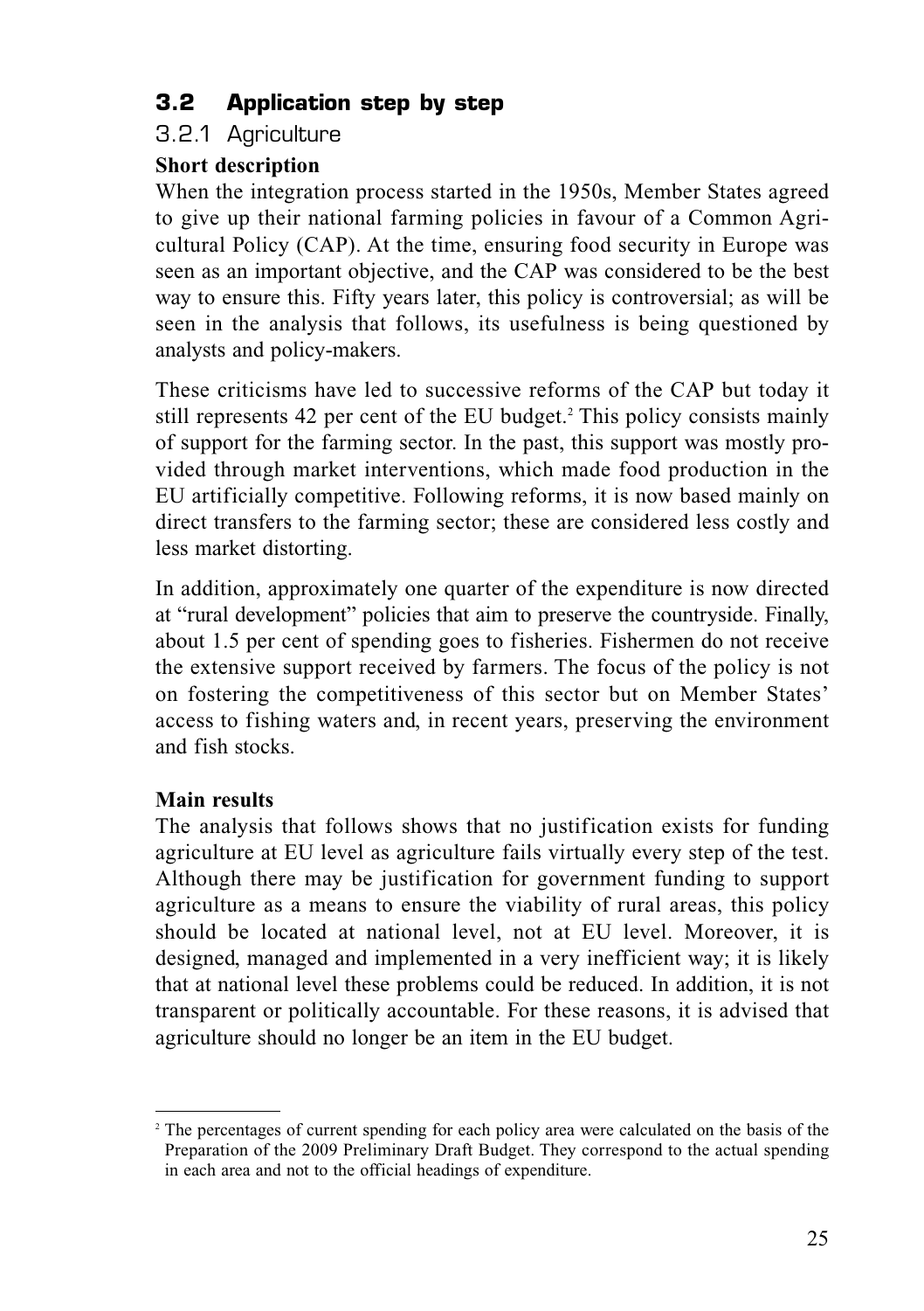## 3.2 Application step by step

### 3.2.1 Agriculture

**Short description**

When the integration process started in the 1950s, Member States agreed to give up their national farming policies in favour of a Common Agricultural Policy (CAP). At the time, ensuring food security in Europe was seen as an important objective, and the CAP was considered to be the best way to ensure this. Fifty years later, this policy is controversial; as will be seen in the analysis that follows, its usefulness is being questioned by analysts and policy-makers.

These criticisms have led to successive reforms of the CAP but today it still represents 42 per cent of the EU budget.[2] This policy consists mainly of support for the farming sector. In the past, this support was mostly provided through market interventions, which made food production in the EU artificially competitive. Following reforms, it is now based mainly on direct transfers to the farming sector; these are considered less costly and less market distorting.

In addition, approximately one quarter of the expenditure is now directed at "rural development" policies that aim to preserve the countryside. Finally, about 1.5 per cent of spending goes to fisheries. Fishermen do not receive the extensive support received by farmers. The focus of the policy is not on fostering the competitiveness of this sector but on Member States' access to fishing waters and, in recent years, preserving the environment and fish stocks.

**Main results**

The analysis that follows shows that no justification exists for funding agriculture at EU level as agriculture fails virtually every step of the test. Although there may be justification for government funding to support agriculture as a means to ensure the viability of rural areas, this policy should be located at national level, not at EU level. Moreover, it is designed, managed and implemented in a very inefficient way; it is likely that at national level these problems could be reduced. In addition, it is not transparent or politically accountable. For these reasons, it is advised that agriculture should no longer be an item in the EU budget.

---

[2] The percentages of current spending for each policy area were calculated on the basis of the Preparation of the 2009 Preliminary Draft Budget. They correspond to the actual spending in each area and not to the official headings of expenditure.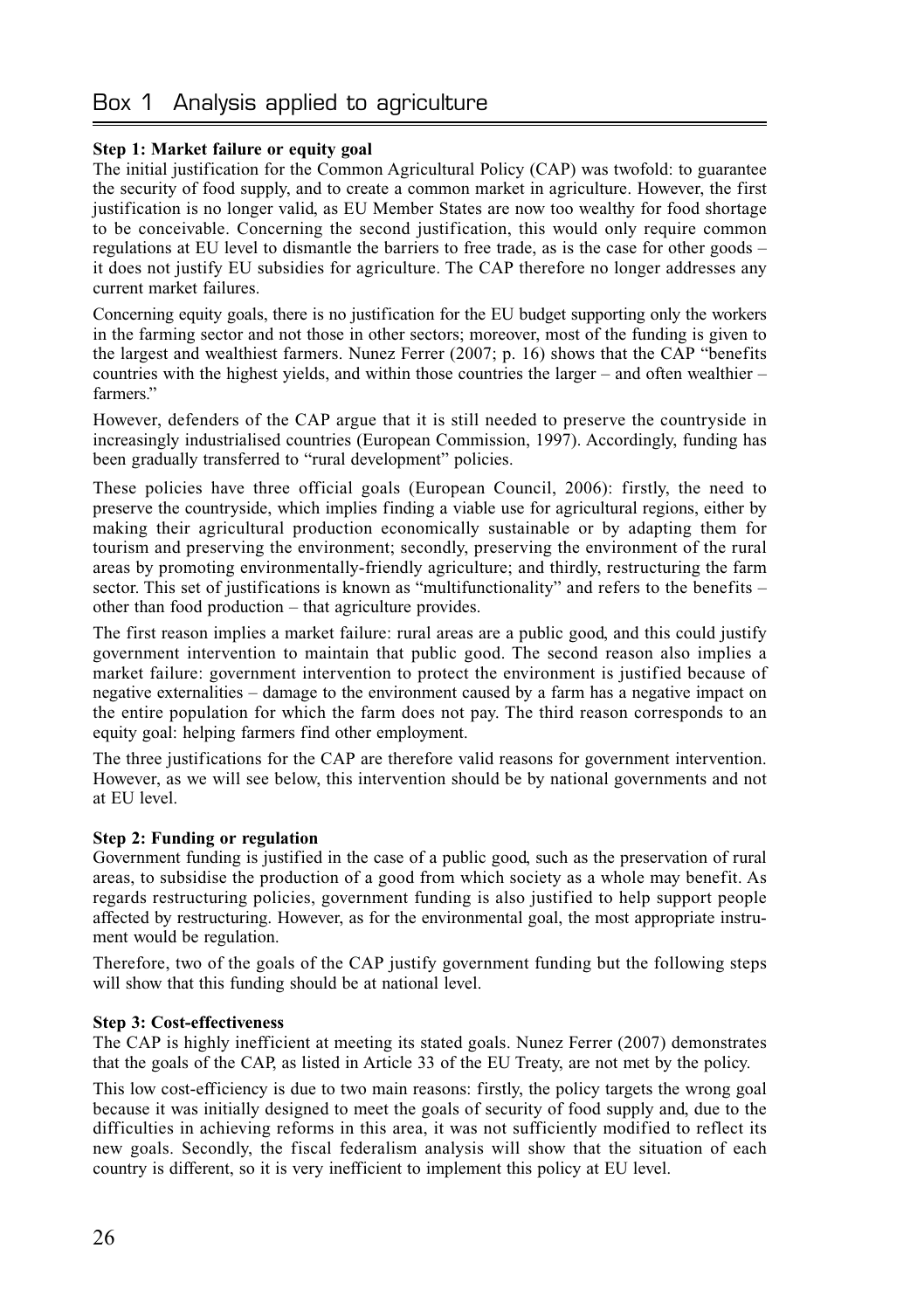## Box 1 Analysis applied to agriculture

**Step 1: Market failure or equity goal**

The initial justification for the Common Agricultural Policy (CAP) was twofold: to guarantee the security of food supply, and to create a common market in agriculture. However, the first justification is no longer valid, as EU Member States are now too wealthy for food shortage to be conceivable. Concerning the second justification, this would only require common regulations at EU level to dismantle the barriers to free trade, as is the case for other goods – it does not justify EU subsidies for agriculture. The CAP therefore no longer addresses any current market failures.

Concerning equity goals, there is no justification for the EU budget supporting only the workers in the farming sector and not those in other sectors; moreover, most of the funding is given to the largest and wealthiest farmers. Nunez Ferrer (2007; p. 16) shows that the CAP "benefits countries with the highest yields, and within those countries the larger – and often wealthier – farmers."

However, defenders of the CAP argue that it is still needed to preserve the countryside in increasingly industrialised countries (European Commission, 1997). Accordingly, funding has been gradually transferred to "rural development" policies.

These policies have three official goals (European Council, 2006): firstly, the need to preserve the countryside, which implies finding a viable use for agricultural regions, either by making their agricultural production economically sustainable or by adapting them for tourism and preserving the environment; secondly, preserving the environment of the rural areas by promoting environmentally-friendly agriculture; and thirdly, restructuring the farm sector. This set of justifications is known as "multifunctionality" and refers to the benefits – other than food production – that agriculture provides.

The first reason implies a market failure: rural areas are a public good, and this could justify government intervention to maintain that public good. The second reason also implies a market failure: government intervention to protect the environment is justified because of negative externalities – damage to the environment caused by a farm has a negative impact on the entire population for which the farm does not pay. The third reason corresponds to an equity goal: helping farmers find other employment.

The three justifications for the CAP are therefore valid reasons for government intervention. However, as we will see below, this intervention should be by national governments and not at EU level.

**Step 2: Funding or regulation**

Government funding is justified in the case of a public good, such as the preservation of rural areas, to subsidise the production of a good from which society as a whole may benefit. As regards restructuring policies, government funding is also justified to help support people affected by restructuring. However, as for the environmental goal, the most appropriate instrument would be regulation.

Therefore, two of the goals of the CAP justify government funding but the following steps will show that this funding should be at national level.

**Step 3: Cost-effectiveness**

The CAP is highly inefficient at meeting its stated goals. Nunez Ferrer (2007) demonstrates that the goals of the CAP, as listed in Article 33 of the EU Treaty, are not met by the policy.

This low cost-efficiency is due to two main reasons: firstly, the policy targets the wrong goal because it was initially designed to meet the goals of security of food supply and, due to the difficulties in achieving reforms in this area, it was not sufficiently modified to reflect its new goals. Secondly, the fiscal federalism analysis will show that the situation of each country is different, so it is very inefficient to implement this policy at EU level.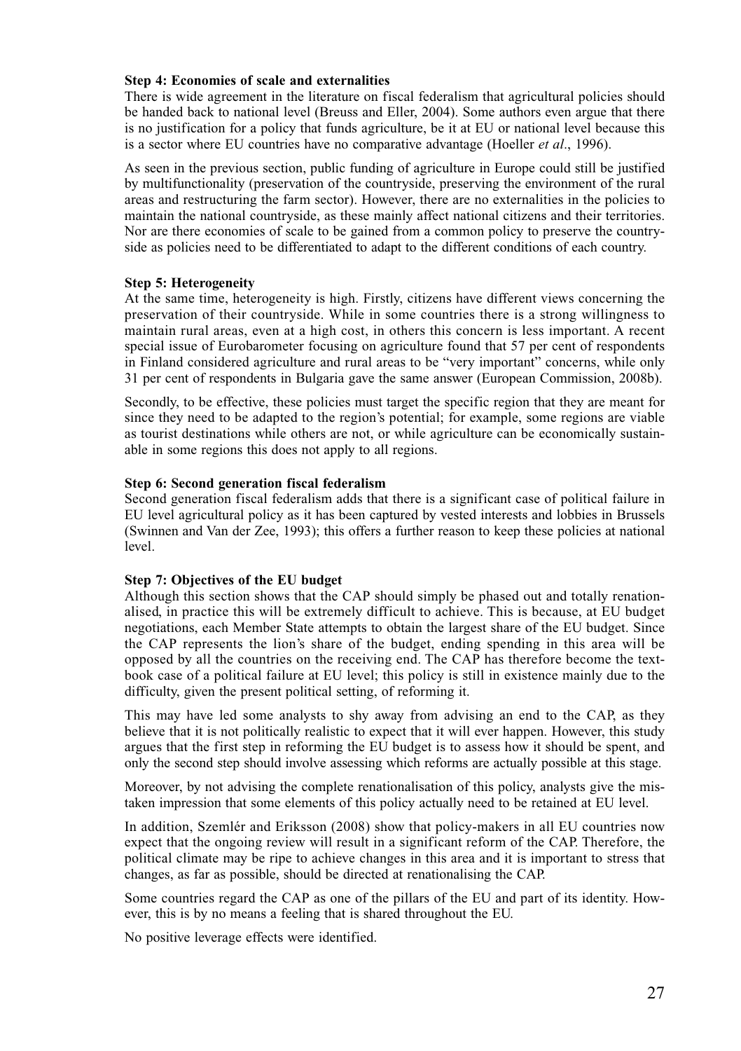**Step 4: Economies of scale and externalities**

There is wide agreement in the literature on fiscal federalism that agricultural policies should be handed back to national level (Breuss and Eller, 2004). Some authors even argue that there is no justification for a policy that funds agriculture, be it at EU or national level because this is a sector where EU countries have no comparative advantage (Hoeller *et al*., 1996).

As seen in the previous section, public funding of agriculture in Europe could still be justified by multifunctionality (preservation of the countryside, preserving the environment of the rural areas and restructuring the farm sector). However, there are no externalities in the policies to maintain the national countryside, as these mainly affect national citizens and their territories. Nor are there economies of scale to be gained from a common policy to preserve the countryside as policies need to be differentiated to adapt to the different conditions of each country.

**Step 5: Heterogeneity**

At the same time, heterogeneity is high. Firstly, citizens have different views concerning the preservation of their countryside. While in some countries there is a strong willingness to maintain rural areas, even at a high cost, in others this concern is less important. A recent special issue of Eurobarometer focusing on agriculture found that 57 per cent of respondents in Finland considered agriculture and rural areas to be "very important" concerns, while only 31 per cent of respondents in Bulgaria gave the same answer (European Commission, 2008b).

Secondly, to be effective, these policies must target the specific region that they are meant for since they need to be adapted to the region's potential; for example, some regions are viable as tourist destinations while others are not, or while agriculture can be economically sustainable in some regions this does not apply to all regions.

**Step 6: Second generation fiscal federalism**

Second generation fiscal federalism adds that there is a significant case of political failure in EU level agricultural policy as it has been captured by vested interests and lobbies in Brussels (Swinnen and Van der Zee, 1993); this offers a further reason to keep these policies at national level.

**Step 7: Objectives of the EU budget**

Although this section shows that the CAP should simply be phased out and totally renationalised, in practice this will be extremely difficult to achieve. This is because, at EU budget negotiations, each Member State attempts to obtain the largest share of the EU budget. Since the CAP represents the lion's share of the budget, ending spending in this area will be opposed by all the countries on the receiving end. The CAP has therefore become the textbook case of a political failure at EU level; this policy is still in existence mainly due to the difficulty, given the present political setting, of reforming it.

This may have led some analysts to shy away from advising an end to the CAP, as they believe that it is not politically realistic to expect that it will ever happen. However, this study argues that the first step in reforming the EU budget is to assess how it should be spent, and only the second step should involve assessing which reforms are actually possible at this stage.

Moreover, by not advising the complete renationalisation of this policy, analysts give the mistaken impression that some elements of this policy actually need to be retained at EU level.

In addition, Szemlér and Eriksson (2008) show that policy-makers in all EU countries now expect that the ongoing review will result in a significant reform of the CAP. Therefore, the political climate may be ripe to achieve changes in this area and it is important to stress that changes, as far as possible, should be directed at renationalising the CAP.

Some countries regard the CAP as one of the pillars of the EU and part of its identity. However, this is by no means a feeling that is shared throughout the EU.

No positive leverage effects were identified.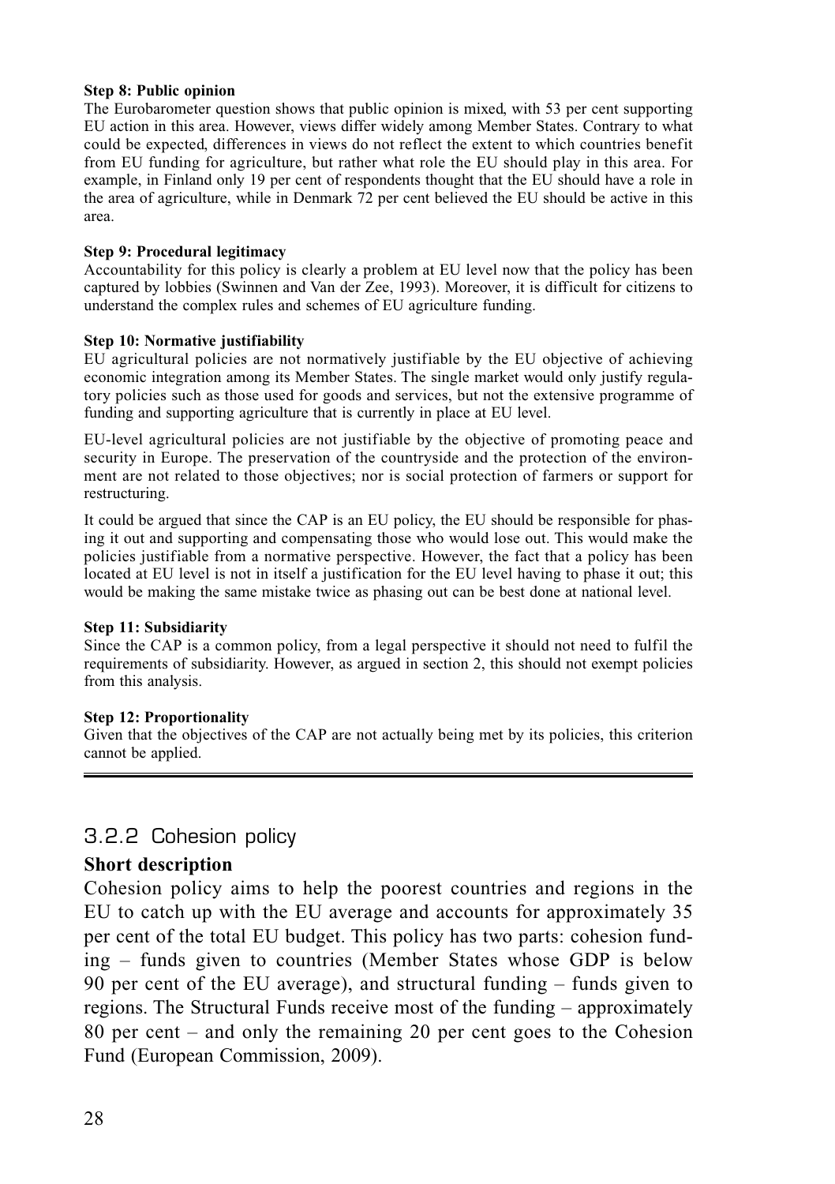**Step 8: Public opinion**

The Eurobarometer question shows that public opinion is mixed, with 53 per cent supporting EU action in this area. However, views differ widely among Member States. Contrary to what could be expected, differences in views do not reflect the extent to which countries benefit from EU funding for agriculture, but rather what role the EU should play in this area. For example, in Finland only 19 per cent of respondents thought that the EU should have a role in the area of agriculture, while in Denmark 72 per cent believed the EU should be active in this area.

**Step 9: Procedural legitimacy**

Accountability for this policy is clearly a problem at EU level now that the policy has been captured by lobbies (Swinnen and Van der Zee, 1993). Moreover, it is difficult for citizens to understand the complex rules and schemes of EU agriculture funding.

**Step 10: Normative justifiability**

EU agricultural policies are not normatively justifiable by the EU objective of achieving economic integration among its Member States. The single market would only justify regulatory policies such as those used for goods and services, but not the extensive programme of funding and supporting agriculture that is currently in place at EU level.

EU-level agricultural policies are not justifiable by the objective of promoting peace and security in Europe. The preservation of the countryside and the protection of the environment are not related to those objectives; nor is social protection of farmers or support for restructuring.

It could be argued that since the CAP is an EU policy, the EU should be responsible for phasing it out and supporting and compensating those who would lose out. This would make the policies justifiable from a normative perspective. However, the fact that a policy has been located at EU level is not in itself a justification for the EU level having to phase it out; this would be making the same mistake twice as phasing out can be best done at national level.

**Step 11: Subsidiarity**

Since the CAP is a common policy, from a legal perspective it should not need to fulfil the requirements of subsidiarity. However, as argued in section 2, this should not exempt policies from this analysis.

**Step 12: Proportionality**

Given that the objectives of the CAP are not actually being met by its policies, this criterion cannot be applied.

### 3.2.2 Cohesion policy

#### Short description

Cohesion policy aims to help the poorest countries and regions in the EU to catch up with the EU average and accounts for approximately 35 per cent of the total EU budget. This policy has two parts: cohesion funding – funds given to countries (Member States whose GDP is below 90 per cent of the EU average), and structural funding – funds given to regions. The Structural Funds receive most of the funding – approximately 80 per cent – and only the remaining 20 per cent goes to the Cohesion Fund (European Commission, 2009).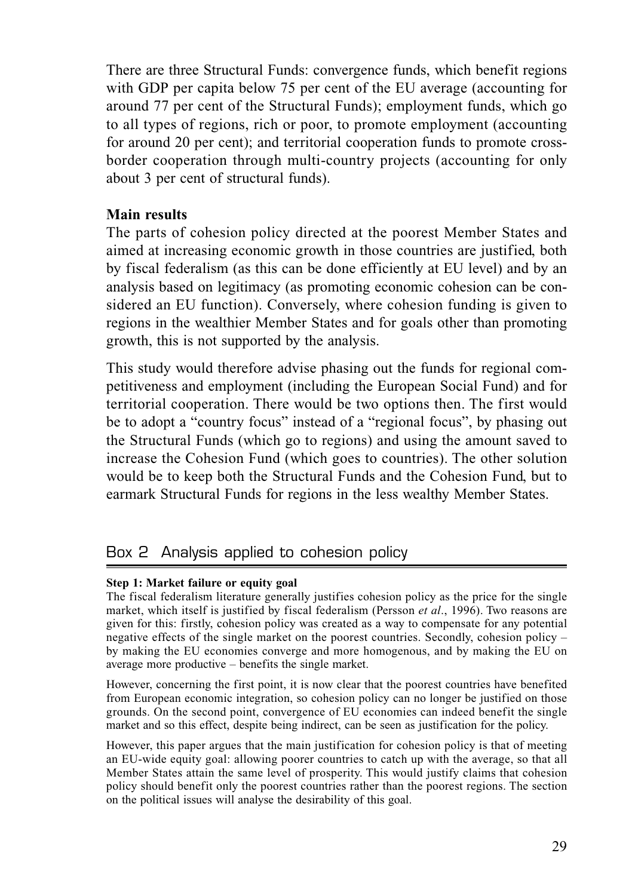There are three Structural Funds: convergence funds, which benefit regions with GDP per capita below 75 per cent of the EU average (accounting for around 77 per cent of the Structural Funds); employment funds, which go to all types of regions, rich or poor, to promote employment (accounting for around 20 per cent); and territorial cooperation funds to promote cross-border cooperation through multi-country projects (accounting for only about 3 per cent of structural funds).

**Main results**

The parts of cohesion policy directed at the poorest Member States and aimed at increasing economic growth in those countries are justified, both by fiscal federalism (as this can be done efficiently at EU level) and by an analysis based on legitimacy (as promoting economic cohesion can be considered an EU function). Conversely, where cohesion funding is given to regions in the wealthier Member States and for goals other than promoting growth, this is not supported by the analysis.

This study would therefore advise phasing out the funds for regional competitiveness and employment (including the European Social Fund) and for territorial cooperation. There would be two options then. The first would be to adopt a "country focus" instead of a "regional focus", by phasing out the Structural Funds (which go to regions) and using the amount saved to increase the Cohesion Fund (which goes to countries). The other solution would be to keep both the Structural Funds and the Cohesion Fund, but to earmark Structural Funds for regions in the less wealthy Member States.

## Box 2 Analysis applied to cohesion policy

**Step 1: Market failure or equity goal**

The fiscal federalism literature generally justifies cohesion policy as the price for the single market, which itself is justified by fiscal federalism (Persson *et al*., 1996). Two reasons are given for this: firstly, cohesion policy was created as a way to compensate for any potential negative effects of the single market on the poorest countries. Secondly, cohesion policy – by making the EU economies converge and more homogenous, and by making the EU on average more productive – benefits the single market.

However, concerning the first point, it is now clear that the poorest countries have benefited from European economic integration, so cohesion policy can no longer be justified on those grounds. On the second point, convergence of EU economies can indeed benefit the single market and so this effect, despite being indirect, can be seen as justification for the policy.

However, this paper argues that the main justification for cohesion policy is that of meeting an EU-wide equity goal: allowing poorer countries to catch up with the average, so that all Member States attain the same level of prosperity. This would justify claims that cohesion policy should benefit only the poorest countries rather than the poorest regions. The section on the political issues will analyse the desirability of this goal.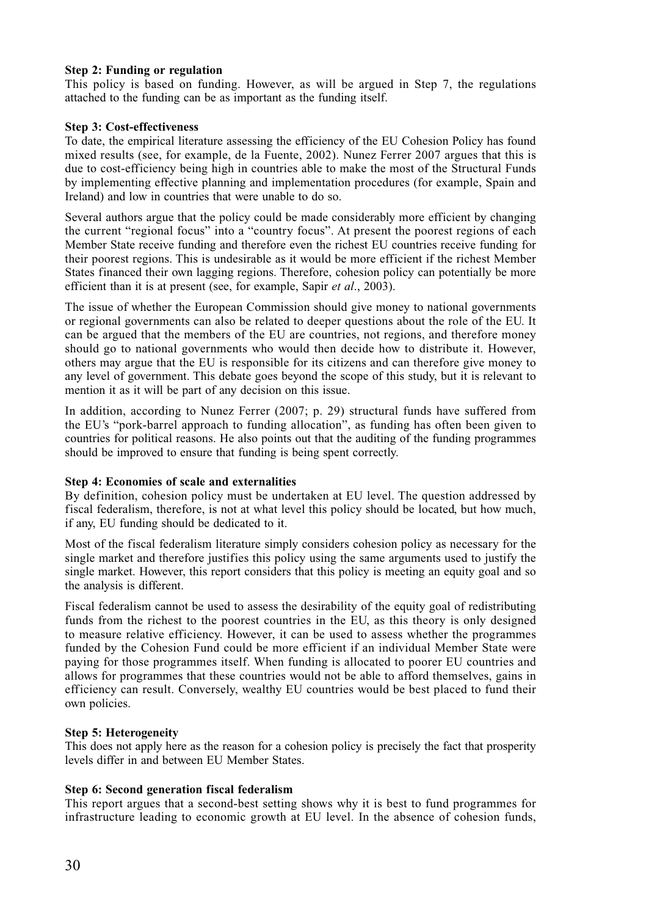**Step 2: Funding or regulation**
This policy is based on funding. However, as will be argued in Step 7, the regulations attached to the funding can be as important as the funding itself.

**Step 3: Cost-effectiveness**
To date, the empirical literature assessing the efficiency of the EU Cohesion Policy has found mixed results (see, for example, de la Fuente, 2002). Nunez Ferrer 2007 argues that this is due to cost-efficiency being high in countries able to make the most of the Structural Funds by implementing effective planning and implementation procedures (for example, Spain and Ireland) and low in countries that were unable to do so.

Several authors argue that the policy could be made considerably more efficient by changing the current "regional focus" into a "country focus". At present the poorest regions of each Member State receive funding and therefore even the richest EU countries receive funding for their poorest regions. This is undesirable as it would be more efficient if the richest Member States financed their own lagging regions. Therefore, cohesion policy can potentially be more efficient than it is at present (see, for example, Sapir *et al*., 2003).

The issue of whether the European Commission should give money to national governments or regional governments can also be related to deeper questions about the role of the EU. It can be argued that the members of the EU are countries, not regions, and therefore money should go to national governments who would then decide how to distribute it. However, others may argue that the EU is responsible for its citizens and can therefore give money to any level of government. This debate goes beyond the scope of this study, but it is relevant to mention it as it will be part of any decision on this issue.

In addition, according to Nunez Ferrer (2007; p. 29) structural funds have suffered from the EU's "pork-barrel approach to funding allocation", as funding has often been given to countries for political reasons. He also points out that the auditing of the funding programmes should be improved to ensure that funding is being spent correctly.

**Step 4: Economies of scale and externalities**
By definition, cohesion policy must be undertaken at EU level. The question addressed by fiscal federalism, therefore, is not at what level this policy should be located, but how much, if any, EU funding should be dedicated to it.

Most of the fiscal federalism literature simply considers cohesion policy as necessary for the single market and therefore justifies this policy using the same arguments used to justify the single market. However, this report considers that this policy is meeting an equity goal and so the analysis is different.

Fiscal federalism cannot be used to assess the desirability of the equity goal of redistributing funds from the richest to the poorest countries in the EU, as this theory is only designed to measure relative efficiency. However, it can be used to assess whether the programmes funded by the Cohesion Fund could be more efficient if an individual Member State were paying for those programmes itself. When funding is allocated to poorer EU countries and allows for programmes that these countries would not be able to afford themselves, gains in efficiency can result. Conversely, wealthy EU countries would be best placed to fund their own policies.

**Step 5: Heterogeneity**
This does not apply here as the reason for a cohesion policy is precisely the fact that prosperity levels differ in and between EU Member States.

**Step 6: Second generation fiscal federalism**
This report argues that a second-best setting shows why it is best to fund programmes for infrastructure leading to economic growth at EU level. In the absence of cohesion funds,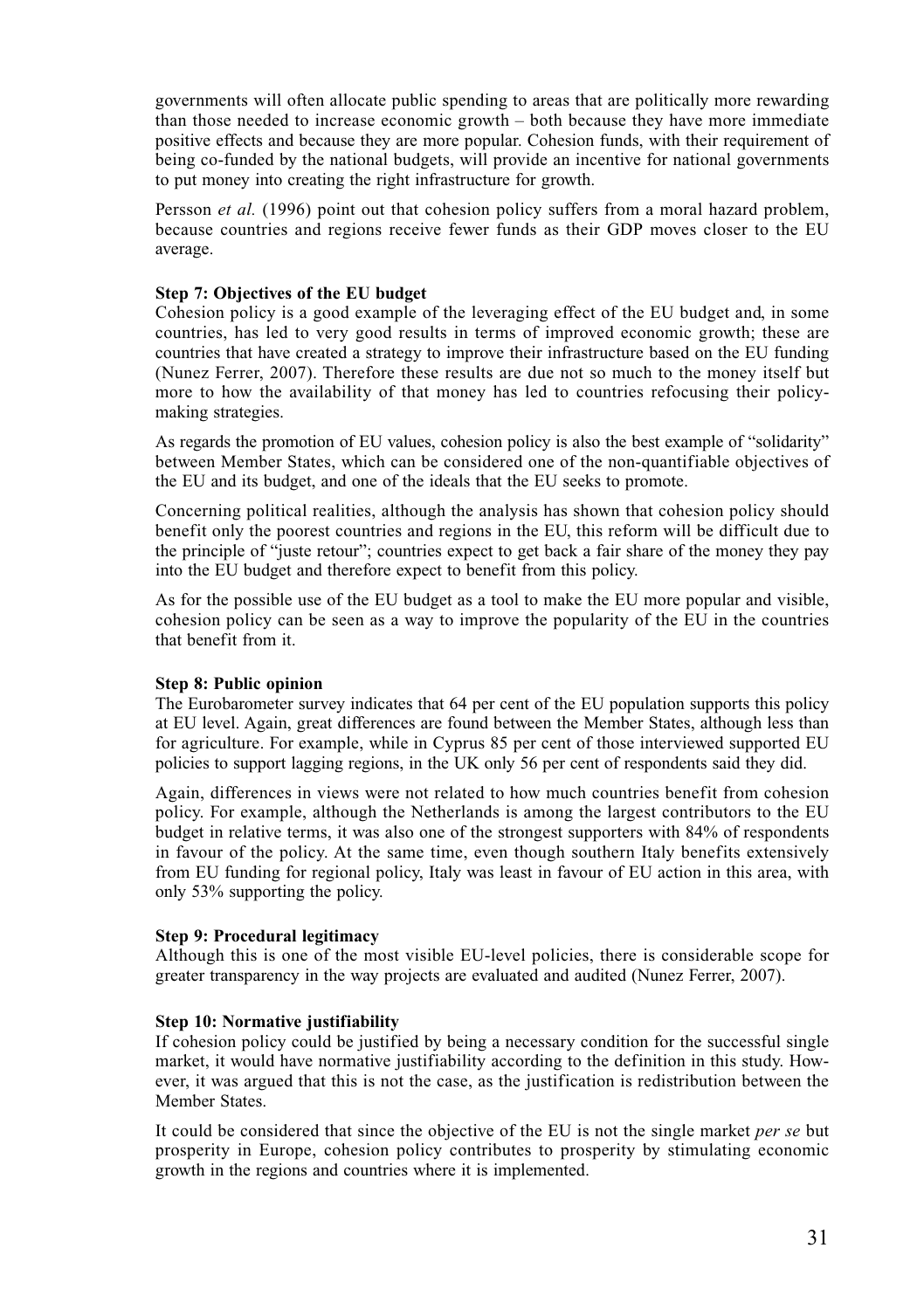governments will often allocate public spending to areas that are politically more rewarding than those needed to increase economic growth – both because they have more immediate positive effects and because they are more popular. Cohesion funds, with their requirement of being co-funded by the national budgets, will provide an incentive for national governments to put money into creating the right infrastructure for growth.

Persson *et al.* (1996) point out that cohesion policy suffers from a moral hazard problem, because countries and regions receive fewer funds as their GDP moves closer to the EU average.

**Step 7: Objectives of the EU budget**

Cohesion policy is a good example of the leveraging effect of the EU budget and, in some countries, has led to very good results in terms of improved economic growth; these are countries that have created a strategy to improve their infrastructure based on the EU funding (Nunez Ferrer, 2007). Therefore these results are due not so much to the money itself but more to how the availability of that money has led to countries refocusing their policy-making strategies.

As regards the promotion of EU values, cohesion policy is also the best example of "solidarity" between Member States, which can be considered one of the non-quantifiable objectives of the EU and its budget, and one of the ideals that the EU seeks to promote.

Concerning political realities, although the analysis has shown that cohesion policy should benefit only the poorest countries and regions in the EU, this reform will be difficult due to the principle of "juste retour"; countries expect to get back a fair share of the money they pay into the EU budget and therefore expect to benefit from this policy.

As for the possible use of the EU budget as a tool to make the EU more popular and visible, cohesion policy can be seen as a way to improve the popularity of the EU in the countries that benefit from it.

**Step 8: Public opinion**

The Eurobarometer survey indicates that 64 per cent of the EU population supports this policy at EU level. Again, great differences are found between the Member States, although less than for agriculture. For example, while in Cyprus 85 per cent of those interviewed supported EU policies to support lagging regions, in the UK only 56 per cent of respondents said they did.

Again, differences in views were not related to how much countries benefit from cohesion policy. For example, although the Netherlands is among the largest contributors to the EU budget in relative terms, it was also one of the strongest supporters with 84% of respondents in favour of the policy. At the same time, even though southern Italy benefits extensively from EU funding for regional policy, Italy was least in favour of EU action in this area, with only 53% supporting the policy.

**Step 9: Procedural legitimacy**

Although this is one of the most visible EU-level policies, there is considerable scope for greater transparency in the way projects are evaluated and audited (Nunez Ferrer, 2007).

**Step 10: Normative justifiability**

If cohesion policy could be justified by being a necessary condition for the successful single market, it would have normative justifiability according to the definition in this study. However, it was argued that this is not the case, as the justification is redistribution between the Member States.

It could be considered that since the objective of the EU is not the single market *per se* but prosperity in Europe, cohesion policy contributes to prosperity by stimulating economic growth in the regions and countries where it is implemented.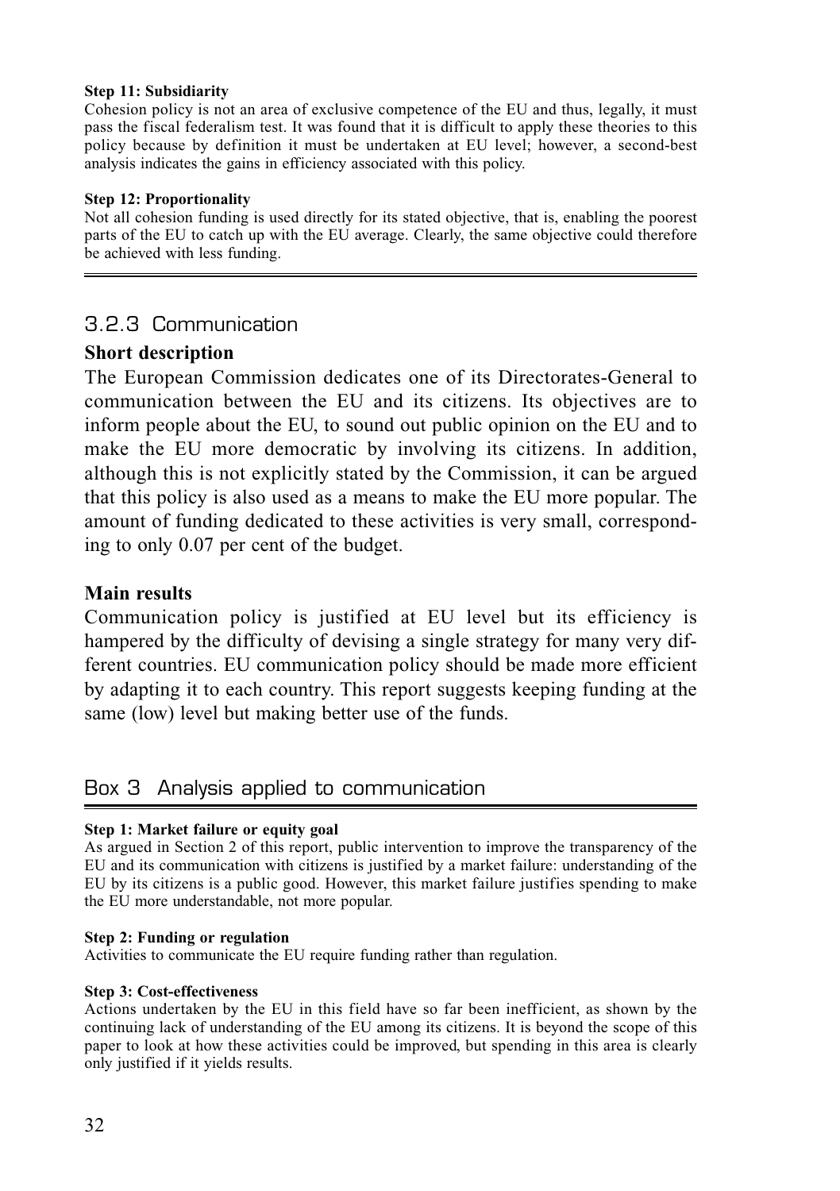**Step 11: Subsidiarity**

Cohesion policy is not an area of exclusive competence of the EU and thus, legally, it must pass the fiscal federalism test. It was found that it is difficult to apply these theories to this policy because by definition it must be undertaken at EU level; however, a second-best analysis indicates the gains in efficiency associated with this policy.

**Step 12: Proportionality**

Not all cohesion funding is used directly for its stated objective, that is, enabling the poorest parts of the EU to catch up with the EU average. Clearly, the same objective could therefore be achieved with less funding.

### 3.2.3 Communication

**Short description**

The European Commission dedicates one of its Directorates-General to communication between the EU and its citizens. Its objectives are to inform people about the EU, to sound out public opinion on the EU and to make the EU more democratic by involving its citizens. In addition, although this is not explicitly stated by the Commission, it can be argued that this policy is also used as a means to make the EU more popular. The amount of funding dedicated to these activities is very small, corresponding to only 0.07 per cent of the budget.

**Main results**

Communication policy is justified at EU level but its efficiency is hampered by the difficulty of devising a single strategy for many very different countries. EU communication policy should be made more efficient by adapting it to each country. This report suggests keeping funding at the same (low) level but making better use of the funds.

### Box 3 Analysis applied to communication

**Step 1: Market failure or equity goal**

As argued in Section 2 of this report, public intervention to improve the transparency of the EU and its communication with citizens is justified by a market failure: understanding of the EU by its citizens is a public good. However, this market failure justifies spending to make the EU more understandable, not more popular.

**Step 2: Funding or regulation**

Activities to communicate the EU require funding rather than regulation.

**Step 3: Cost-effectiveness**

Actions undertaken by the EU in this field have so far been inefficient, as shown by the continuing lack of understanding of the EU among its citizens. It is beyond the scope of this paper to look at how these activities could be improved, but spending in this area is clearly only justified if it yields results.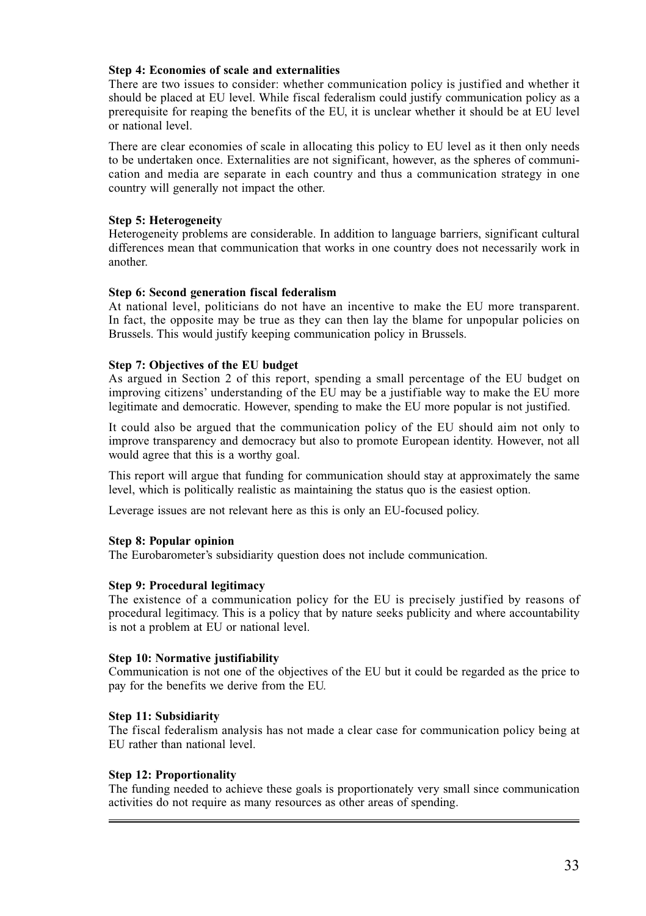**Step 4: Economies of scale and externalities**

There are two issues to consider: whether communication policy is justified and whether it should be placed at EU level. While fiscal federalism could justify communication policy as a prerequisite for reaping the benefits of the EU, it is unclear whether it should be at EU level or national level.

There are clear economies of scale in allocating this policy to EU level as it then only needs to be undertaken once. Externalities are not significant, however, as the spheres of communication and media are separate in each country and thus a communication strategy in one country will generally not impact the other.

**Step 5: Heterogeneity**

Heterogeneity problems are considerable. In addition to language barriers, significant cultural differences mean that communication that works in one country does not necessarily work in another.

**Step 6: Second generation fiscal federalism**

At national level, politicians do not have an incentive to make the EU more transparent. In fact, the opposite may be true as they can then lay the blame for unpopular policies on Brussels. This would justify keeping communication policy in Brussels.

**Step 7: Objectives of the EU budget**

As argued in Section 2 of this report, spending a small percentage of the EU budget on improving citizens' understanding of the EU may be a justifiable way to make the EU more legitimate and democratic. However, spending to make the EU more popular is not justified.

It could also be argued that the communication policy of the EU should aim not only to improve transparency and democracy but also to promote European identity. However, not all would agree that this is a worthy goal.

This report will argue that funding for communication should stay at approximately the same level, which is politically realistic as maintaining the status quo is the easiest option.

Leverage issues are not relevant here as this is only an EU-focused policy.

**Step 8: Popular opinion**

The Eurobarometer's subsidiarity question does not include communication.

**Step 9: Procedural legitimacy**

The existence of a communication policy for the EU is precisely justified by reasons of procedural legitimacy. This is a policy that by nature seeks publicity and where accountability is not a problem at EU or national level.

**Step 10: Normative justifiability**

Communication is not one of the objectives of the EU but it could be regarded as the price to pay for the benefits we derive from the EU.

**Step 11: Subsidiarity**

The fiscal federalism analysis has not made a clear case for communication policy being at EU rather than national level.

**Step 12: Proportionality**

The funding needed to achieve these goals is proportionately very small since communication activities do not require as many resources as other areas of spending.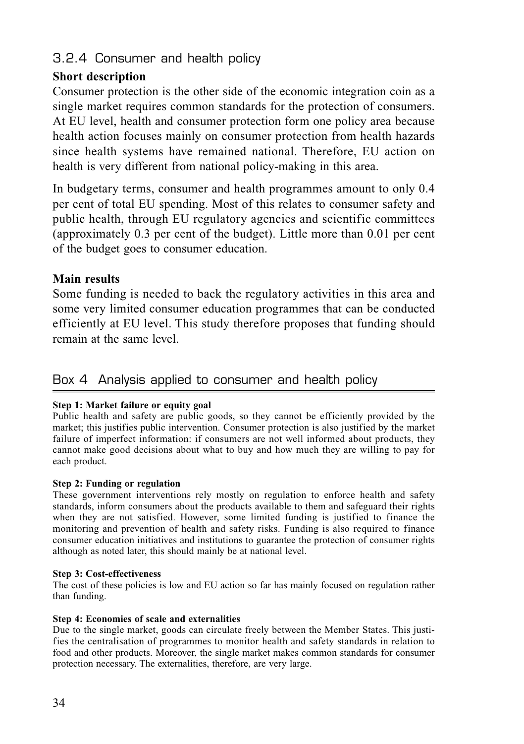### 3.2.4 Consumer and health policy

**Short description**

Consumer protection is the other side of the economic integration coin as a single market requires common standards for the protection of consumers. At EU level, health and consumer protection form one policy area because health action focuses mainly on consumer protection from health hazards since health systems have remained national. Therefore, EU action on health is very different from national policy-making in this area.

In budgetary terms, consumer and health programmes amount to only 0.4 per cent of total EU spending. Most of this relates to consumer safety and public health, through EU regulatory agencies and scientific committees (approximately 0.3 per cent of the budget). Little more than 0.01 per cent of the budget goes to consumer education.

**Main results**

Some funding is needed to back the regulatory activities in this area and some very limited consumer education programmes that can be conducted efficiently at EU level. This study therefore proposes that funding should remain at the same level.

### Box 4 Analysis applied to consumer and health policy

**Step 1: Market failure or equity goal**

Public health and safety are public goods, so they cannot be efficiently provided by the market; this justifies public intervention. Consumer protection is also justified by the market failure of imperfect information: if consumers are not well informed about products, they cannot make good decisions about what to buy and how much they are willing to pay for each product.

**Step 2: Funding or regulation**

These government interventions rely mostly on regulation to enforce health and safety standards, inform consumers about the products available to them and safeguard their rights when they are not satisfied. However, some limited funding is justified to finance the monitoring and prevention of health and safety risks. Funding is also required to finance consumer education initiatives and institutions to guarantee the protection of consumer rights although as noted later, this should mainly be at national level.

**Step 3: Cost-effectiveness**

The cost of these policies is low and EU action so far has mainly focused on regulation rather than funding.

**Step 4: Economies of scale and externalities**

Due to the single market, goods can circulate freely between the Member States. This justifies the centralisation of programmes to monitor health and safety standards in relation to food and other products. Moreover, the single market makes common standards for consumer protection necessary. The externalities, therefore, are very large.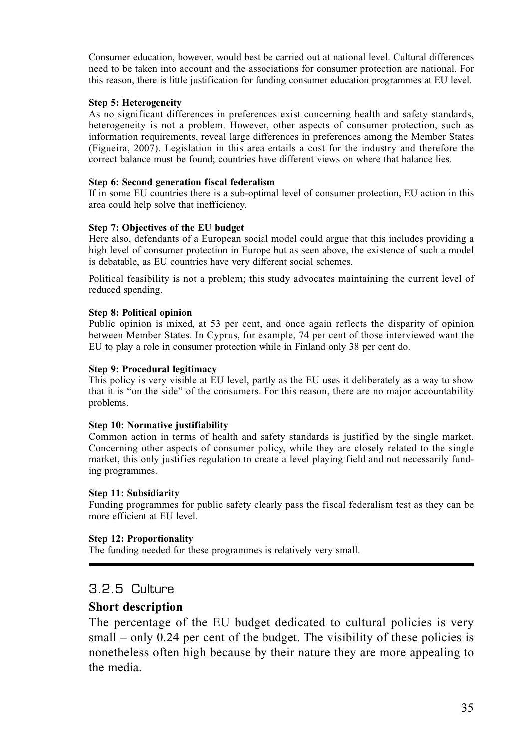Consumer education, however, would best be carried out at national level. Cultural differences need to be taken into account and the associations for consumer protection are national. For this reason, there is little justification for funding consumer education programmes at EU level.

**Step 5: Heterogeneity**
As no significant differences in preferences exist concerning health and safety standards, heterogeneity is not a problem. However, other aspects of consumer protection, such as information requirements, reveal large differences in preferences among the Member States (Figueira, 2007). Legislation in this area entails a cost for the industry and therefore the correct balance must be found; countries have different views on where that balance lies.

**Step 6: Second generation fiscal federalism**
If in some EU countries there is a sub-optimal level of consumer protection, EU action in this area could help solve that inefficiency.

**Step 7: Objectives of the EU budget**
Here also, defendants of a European social model could argue that this includes providing a high level of consumer protection in Europe but as seen above, the existence of such a model is debatable, as EU countries have very different social schemes.

Political feasibility is not a problem; this study advocates maintaining the current level of reduced spending.

**Step 8: Political opinion**
Public opinion is mixed, at 53 per cent, and once again reflects the disparity of opinion between Member States. In Cyprus, for example, 74 per cent of those interviewed want the EU to play a role in consumer protection while in Finland only 38 per cent do.

**Step 9: Procedural legitimacy**
This policy is very visible at EU level, partly as the EU uses it deliberately as a way to show that it is "on the side" of the consumers. For this reason, there are no major accountability problems.

**Step 10: Normative justifiability**
Common action in terms of health and safety standards is justified by the single market. Concerning other aspects of consumer policy, while they are closely related to the single market, this only justifies regulation to create a level playing field and not necessarily funding programmes.

**Step 11: Subsidiarity**
Funding programmes for public safety clearly pass the fiscal federalism test as they can be more efficient at EU level.

**Step 12: Proportionality**
The funding needed for these programmes is relatively very small.

---

### 3.2.5 Culture

**Short description**

The percentage of the EU budget dedicated to cultural policies is very small – only 0.24 per cent of the budget. The visibility of these policies is nonetheless often high because by their nature they are more appealing to the media.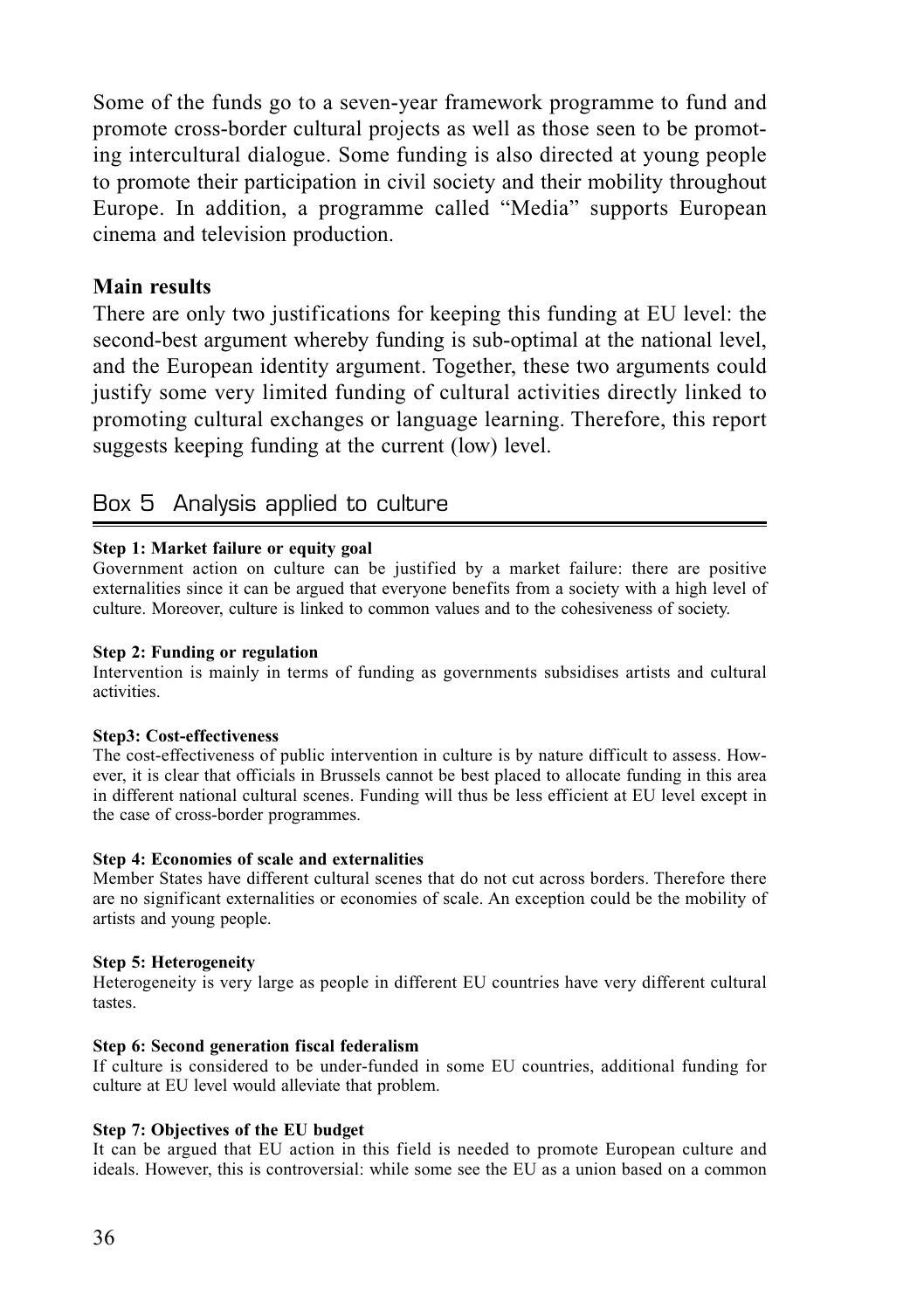Some of the funds go to a seven-year framework programme to fund and promote cross-border cultural projects as well as those seen to be promoting intercultural dialogue. Some funding is also directed at young people to promote their participation in civil society and their mobility throughout Europe. In addition, a programme called "Media" supports European cinema and television production.

### Main results

There are only two justifications for keeping this funding at EU level: the second-best argument whereby funding is sub-optimal at the national level, and the European identity argument. Together, these two arguments could justify some very limited funding of cultural activities directly linked to promoting cultural exchanges or language learning. Therefore, this report suggests keeping funding at the current (low) level.

## Box 5 Analysis applied to culture

**Step 1: Market failure or equity goal**
Government action on culture can be justified by a market failure: there are positive externalities since it can be argued that everyone benefits from a society with a high level of culture. Moreover, culture is linked to common values and to the cohesiveness of society.

**Step 2: Funding or regulation**
Intervention is mainly in terms of funding as governments subsidises artists and cultural activities.

**Step3: Cost-effectiveness**
The cost-effectiveness of public intervention in culture is by nature difficult to assess. However, it is clear that officials in Brussels cannot be best placed to allocate funding in this area in different national cultural scenes. Funding will thus be less efficient at EU level except in the case of cross-border programmes.

**Step 4: Economies of scale and externalities**
Member States have different cultural scenes that do not cut across borders. Therefore there are no significant externalities or economies of scale. An exception could be the mobility of artists and young people.

**Step 5: Heterogeneity**
Heterogeneity is very large as people in different EU countries have very different cultural tastes.

**Step 6: Second generation fiscal federalism**
If culture is considered to be under-funded in some EU countries, additional funding for culture at EU level would alleviate that problem.

**Step 7: Objectives of the EU budget**
It can be argued that EU action in this field is needed to promote European culture and ideals. However, this is controversial: while some see the EU as a union based on a common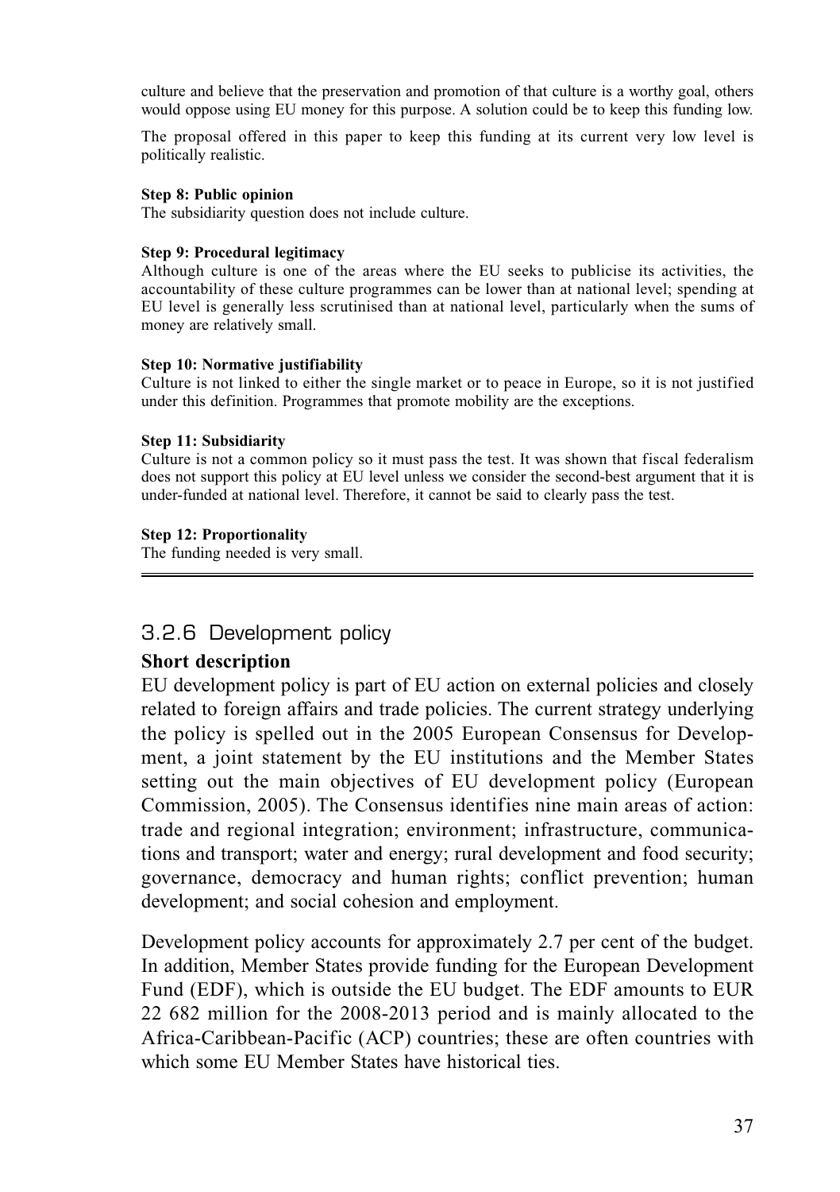culture and believe that the preservation and promotion of that culture is a worthy goal, others would oppose using EU money for this purpose. A solution could be to keep this funding low.

The proposal offered in this paper to keep this funding at its current very low level is politically realistic.

**Step 8: Public opinion**
The subsidiarity question does not include culture.

**Step 9: Procedural legitimacy**
Although culture is one of the areas where the EU seeks to publicise its activities, the accountability of these culture programmes can be lower than at national level; spending at EU level is generally less scrutinised than at national level, particularly when the sums of money are relatively small.

**Step 10: Normative justifiability**
Culture is not linked to either the single market or to peace in Europe, so it is not justified under this definition. Programmes that promote mobility are the exceptions.

**Step 11: Subsidiarity**
Culture is not a common policy so it must pass the test. It was shown that fiscal federalism does not support this policy at EU level unless we consider the second-best argument that it is under-funded at national level. Therefore, it cannot be said to clearly pass the test.

**Step 12: Proportionality**
The funding needed is very small.

---

### 3.2.6 Development policy

**Short description**

EU development policy is part of EU action on external policies and closely related to foreign affairs and trade policies. The current strategy underlying the policy is spelled out in the 2005 European Consensus for Development, a joint statement by the EU institutions and the Member States setting out the main objectives of EU development policy (European Commission, 2005). The Consensus identifies nine main areas of action: trade and regional integration; environment; infrastructure, communications and transport; water and energy; rural development and food security; governance, democracy and human rights; conflict prevention; human development; and social cohesion and employment.

Development policy accounts for approximately 2.7 per cent of the budget. In addition, Member States provide funding for the European Development Fund (EDF), which is outside the EU budget. The EDF amounts to EUR 22 682 million for the 2008-2013 period and is mainly allocated to the Africa-Caribbean-Pacific (ACP) countries; these are often countries with which some EU Member States have historical ties.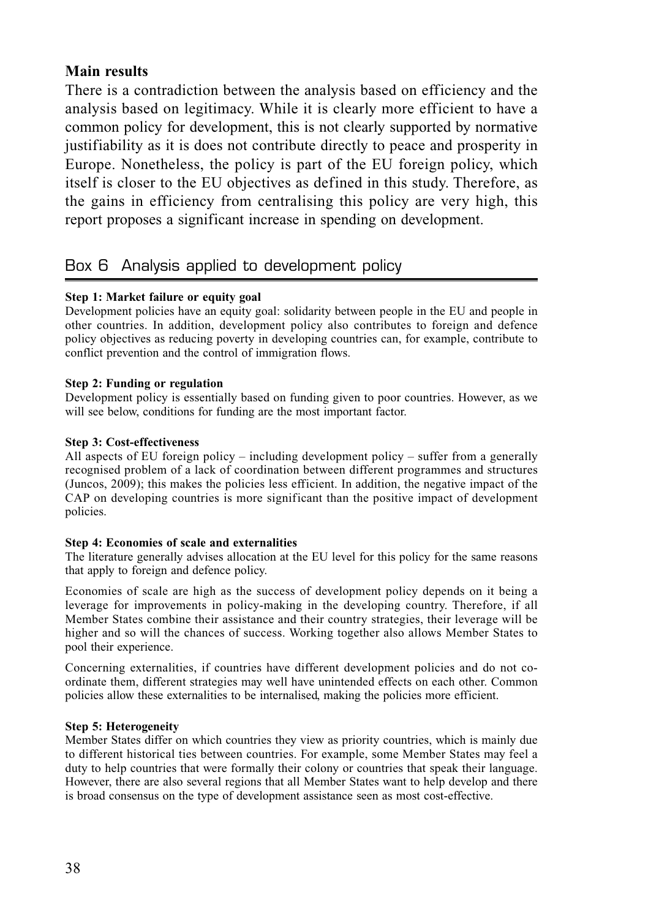### Main results

There is a contradiction between the analysis based on efficiency and the analysis based on legitimacy. While it is clearly more efficient to have a common policy for development, this is not clearly supported by normative justifiability as it is does not contribute directly to peace and prosperity in Europe. Nonetheless, the policy is part of the EU foreign policy, which itself is closer to the EU objectives as defined in this study. Therefore, as the gains in efficiency from centralising this policy are very high, this report proposes a significant increase in spending on development.

## Box 6 Analysis applied to development policy

**Step 1: Market failure or equity goal**

Development policies have an equity goal: solidarity between people in the EU and people in other countries. In addition, development policy also contributes to foreign and defence policy objectives as reducing poverty in developing countries can, for example, contribute to conflict prevention and the control of immigration flows.

**Step 2: Funding or regulation**

Development policy is essentially based on funding given to poor countries. However, as we will see below, conditions for funding are the most important factor.

**Step 3: Cost-effectiveness**

All aspects of EU foreign policy – including development policy – suffer from a generally recognised problem of a lack of coordination between different programmes and structures (Juncos, 2009); this makes the policies less efficient. In addition, the negative impact of the CAP on developing countries is more significant than the positive impact of development policies.

**Step 4: Economies of scale and externalities**

The literature generally advises allocation at the EU level for this policy for the same reasons that apply to foreign and defence policy.

Economies of scale are high as the success of development policy depends on it being a leverage for improvements in policy-making in the developing country. Therefore, if all Member States combine their assistance and their country strategies, their leverage will be higher and so will the chances of success. Working together also allows Member States to pool their experience.

Concerning externalities, if countries have different development policies and do not co-ordinate them, different strategies may well have unintended effects on each other. Common policies allow these externalities to be internalised, making the policies more efficient.

**Step 5: Heterogeneity**

Member States differ on which countries they view as priority countries, which is mainly due to different historical ties between countries. For example, some Member States may feel a duty to help countries that were formally their colony or countries that speak their language. However, there are also several regions that all Member States want to help develop and there is broad consensus on the type of development assistance seen as most cost-effective.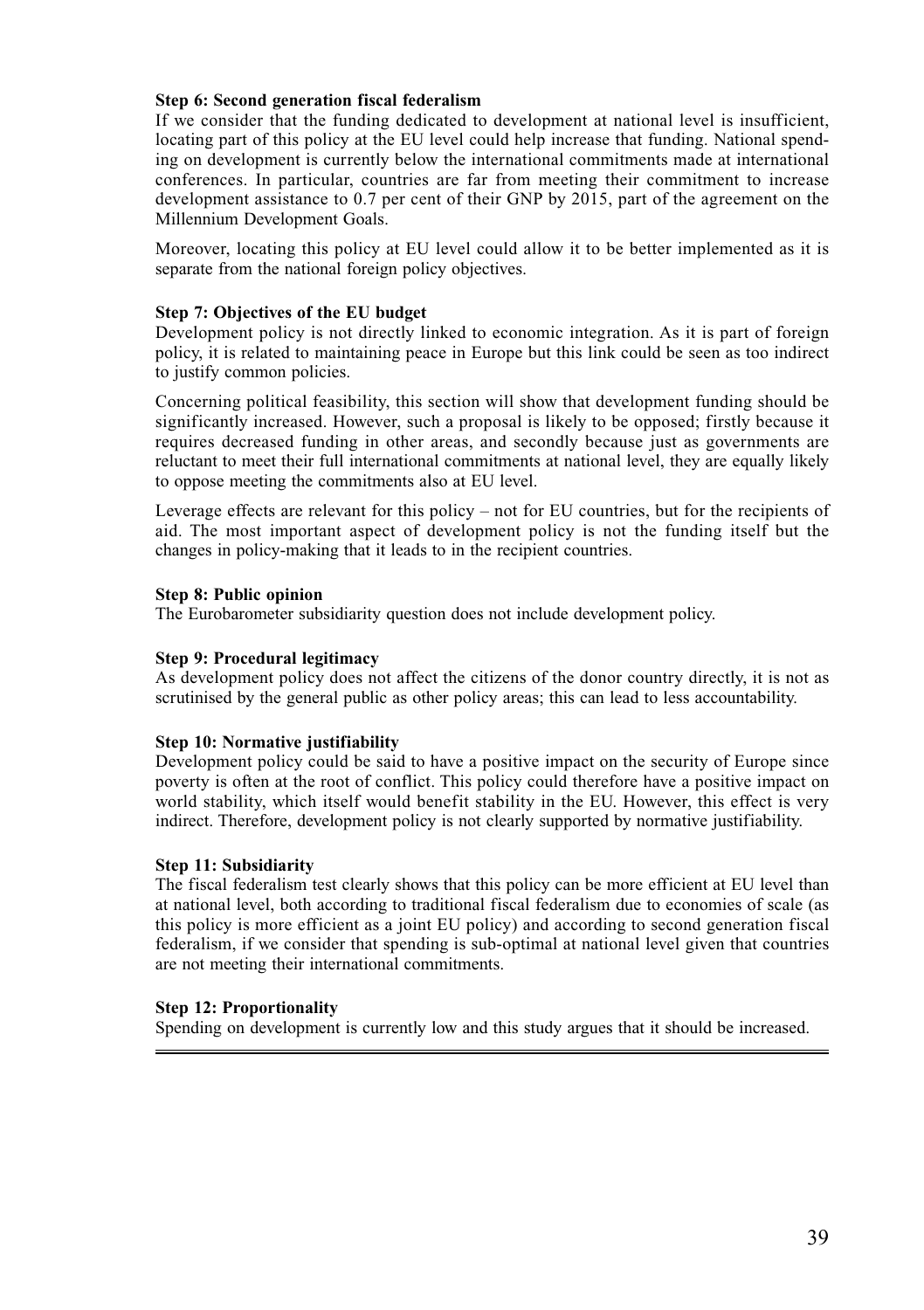**Step 6: Second generation fiscal federalism**

If we consider that the funding dedicated to development at national level is insufficient, locating part of this policy at the EU level could help increase that funding. National spending on development is currently below the international commitments made at international conferences. In particular, countries are far from meeting their commitment to increase development assistance to 0.7 per cent of their GNP by 2015, part of the agreement on the Millennium Development Goals.

Moreover, locating this policy at EU level could allow it to be better implemented as it is separate from the national foreign policy objectives.

**Step 7: Objectives of the EU budget**

Development policy is not directly linked to economic integration. As it is part of foreign policy, it is related to maintaining peace in Europe but this link could be seen as too indirect to justify common policies.

Concerning political feasibility, this section will show that development funding should be significantly increased. However, such a proposal is likely to be opposed; firstly because it requires decreased funding in other areas, and secondly because just as governments are reluctant to meet their full international commitments at national level, they are equally likely to oppose meeting the commitments also at EU level.

Leverage effects are relevant for this policy – not for EU countries, but for the recipients of aid. The most important aspect of development policy is not the funding itself but the changes in policy-making that it leads to in the recipient countries.

**Step 8: Public opinion**

The Eurobarometer subsidiarity question does not include development policy.

**Step 9: Procedural legitimacy**

As development policy does not affect the citizens of the donor country directly, it is not as scrutinised by the general public as other policy areas; this can lead to less accountability.

**Step 10: Normative justifiability**

Development policy could be said to have a positive impact on the security of Europe since poverty is often at the root of conflict. This policy could therefore have a positive impact on world stability, which itself would benefit stability in the EU. However, this effect is very indirect. Therefore, development policy is not clearly supported by normative justifiability.

**Step 11: Subsidiarity**

The fiscal federalism test clearly shows that this policy can be more efficient at EU level than at national level, both according to traditional fiscal federalism due to economies of scale (as this policy is more efficient as a joint EU policy) and according to second generation fiscal federalism, if we consider that spending is sub-optimal at national level given that countries are not meeting their international commitments.

**Step 12: Proportionality**

Spending on development is currently low and this study argues that it should be increased.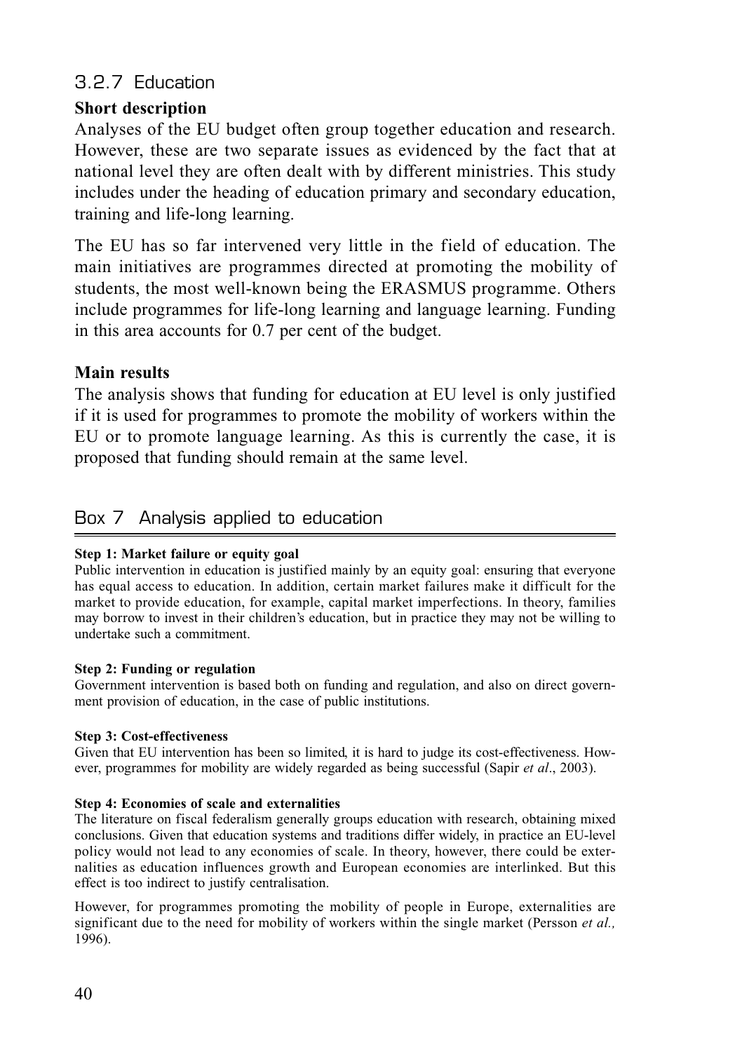### 3.2.7 Education

**Short description**

Analyses of the EU budget often group together education and research. However, these are two separate issues as evidenced by the fact that at national level they are often dealt with by different ministries. This study includes under the heading of education primary and secondary education, training and life-long learning.

The EU has so far intervened very little in the field of education. The main initiatives are programmes directed at promoting the mobility of students, the most well-known being the ERASMUS programme. Others include programmes for life-long learning and language learning. Funding in this area accounts for 0.7 per cent of the budget.

**Main results**

The analysis shows that funding for education at EU level is only justified if it is used for programmes to promote the mobility of workers within the EU or to promote language learning. As this is currently the case, it is proposed that funding should remain at the same level.

### Box 7 Analysis applied to education

**Step 1: Market failure or equity goal**

Public intervention in education is justified mainly by an equity goal: ensuring that everyone has equal access to education. In addition, certain market failures make it difficult for the market to provide education, for example, capital market imperfections. In theory, families may borrow to invest in their children's education, but in practice they may not be willing to undertake such a commitment.

**Step 2: Funding or regulation**

Government intervention is based both on funding and regulation, and also on direct government provision of education, in the case of public institutions.

**Step 3: Cost-effectiveness**

Given that EU intervention has been so limited, it is hard to judge its cost-effectiveness. However, programmes for mobility are widely regarded as being successful (Sapir *et al*., 2003).

**Step 4: Economies of scale and externalities**

The literature on fiscal federalism generally groups education with research, obtaining mixed conclusions. Given that education systems and traditions differ widely, in practice an EU-level policy would not lead to any economies of scale. In theory, however, there could be externalities as education influences growth and European economies are interlinked. But this effect is too indirect to justify centralisation.

However, for programmes promoting the mobility of people in Europe, externalities are significant due to the need for mobility of workers within the single market (Persson *et al.,* 1996).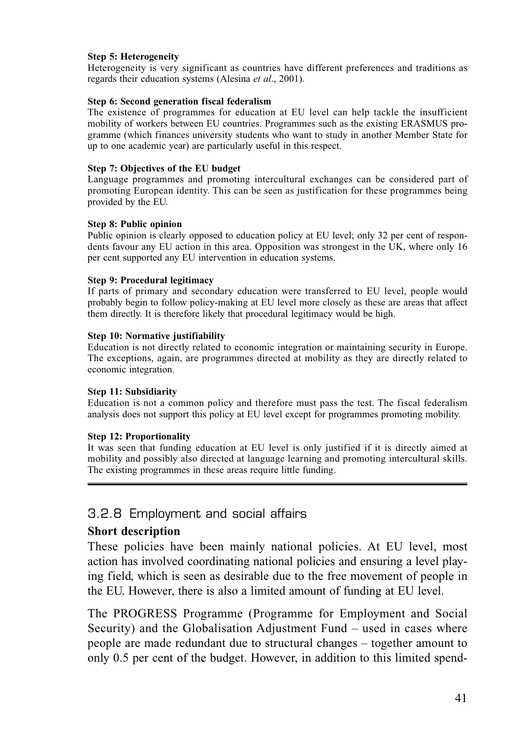**Step 5: Heterogeneity**

Heterogeneity is very significant as countries have different preferences and traditions as regards their education systems (Alesina *et al*., 2001).

**Step 6: Second generation fiscal federalism**

The existence of programmes for education at EU level can help tackle the insufficient mobility of workers between EU countries. Programmes such as the existing ERASMUS programme (which finances university students who want to study in another Member State for up to one academic year) are particularly useful in this respect.

**Step 7: Objectives of the EU budget**

Language programmes and promoting intercultural exchanges can be considered part of promoting European identity. This can be seen as justification for these programmes being provided by the EU.

**Step 8: Public opinion**

Public opinion is clearly opposed to education policy at EU level; only 32 per cent of respondents favour any EU action in this area. Opposition was strongest in the UK, where only 16 per cent supported any EU intervention in education systems.

**Step 9: Procedural legitimacy**

If parts of primary and secondary education were transferred to EU level, people would probably begin to follow policy-making at EU level more closely as these are areas that affect them directly. It is therefore likely that procedural legitimacy would be high.

**Step 10: Normative justifiability**

Education is not directly related to economic integration or maintaining security in Europe. The exceptions, again, are programmes directed at mobility as they are directly related to economic integration.

**Step 11: Subsidiarity**

Education is not a common policy and therefore must pass the test. The fiscal federalism analysis does not support this policy at EU level except for programmes promoting mobility.

**Step 12: Proportionality**

It was seen that funding education at EU level is only justified if it is directly aimed at mobility and possibly also directed at language learning and promoting intercultural skills. The existing programmes in these areas require little funding.

### 3.2.8 Employment and social affairs

**Short description**

These policies have been mainly national policies. At EU level, most action has involved coordinating national policies and ensuring a level playing field, which is seen as desirable due to the free movement of people in the EU. However, there is also a limited amount of funding at EU level.

The PROGRESS Programme (Programme for Employment and Social Security) and the Globalisation Adjustment Fund – used in cases where people are made redundant due to structural changes – together amount to only 0.5 per cent of the budget. However, in addition to this limited spend-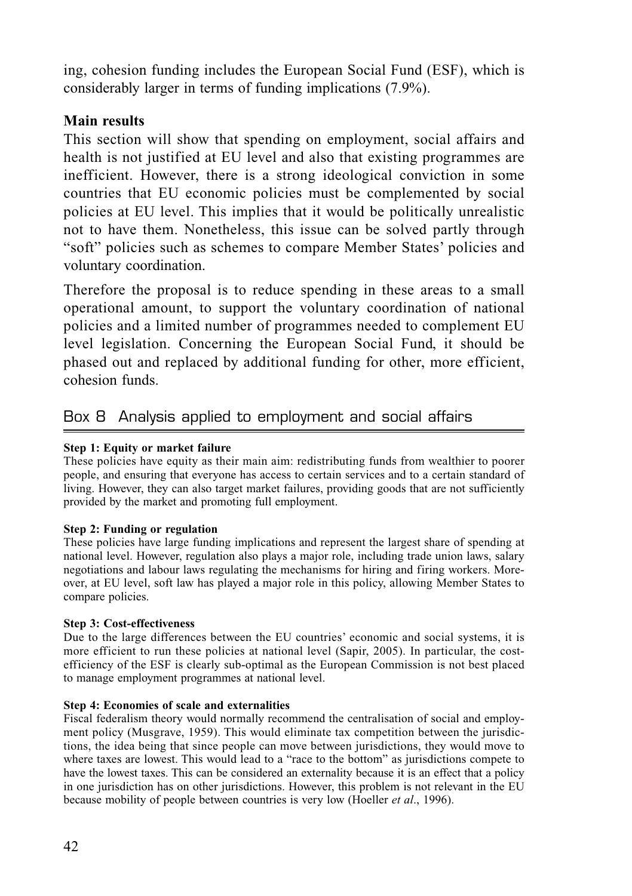ing, cohesion funding includes the European Social Fund (ESF), which is considerably larger in terms of funding implications (7.9%).

### Main results

This section will show that spending on employment, social affairs and health is not justified at EU level and also that existing programmes are inefficient. However, there is a strong ideological conviction in some countries that EU economic policies must be complemented by social policies at EU level. This implies that it would be politically unrealistic not to have them. Nonetheless, this issue can be solved partly through "soft" policies such as schemes to compare Member States' policies and voluntary coordination.

Therefore the proposal is to reduce spending in these areas to a small operational amount, to support the voluntary coordination of national policies and a limited number of programmes needed to complement EU level legislation. Concerning the European Social Fund, it should be phased out and replaced by additional funding for other, more efficient, cohesion funds.

## Box 8 Analysis applied to employment and social affairs

**Step 1: Equity or market failure**

These policies have equity as their main aim: redistributing funds from wealthier to poorer people, and ensuring that everyone has access to certain services and to a certain standard of living. However, they can also target market failures, providing goods that are not sufficiently provided by the market and promoting full employment.

**Step 2: Funding or regulation**

These policies have large funding implications and represent the largest share of spending at national level. However, regulation also plays a major role, including trade union laws, salary negotiations and labour laws regulating the mechanisms for hiring and firing workers. Moreover, at EU level, soft law has played a major role in this policy, allowing Member States to compare policies.

**Step 3: Cost-effectiveness**

Due to the large differences between the EU countries' economic and social systems, it is more efficient to run these policies at national level (Sapir, 2005). In particular, the cost-efficiency of the ESF is clearly sub-optimal as the European Commission is not best placed to manage employment programmes at national level.

**Step 4: Economies of scale and externalities**

Fiscal federalism theory would normally recommend the centralisation of social and employment policy (Musgrave, 1959). This would eliminate tax competition between the jurisdictions, the idea being that since people can move between jurisdictions, they would move to where taxes are lowest. This would lead to a "race to the bottom" as jurisdictions compete to have the lowest taxes. This can be considered an externality because it is an effect that a policy in one jurisdiction has on other jurisdictions. However, this problem is not relevant in the EU because mobility of people between countries is very low (Hoeller *et al*., 1996).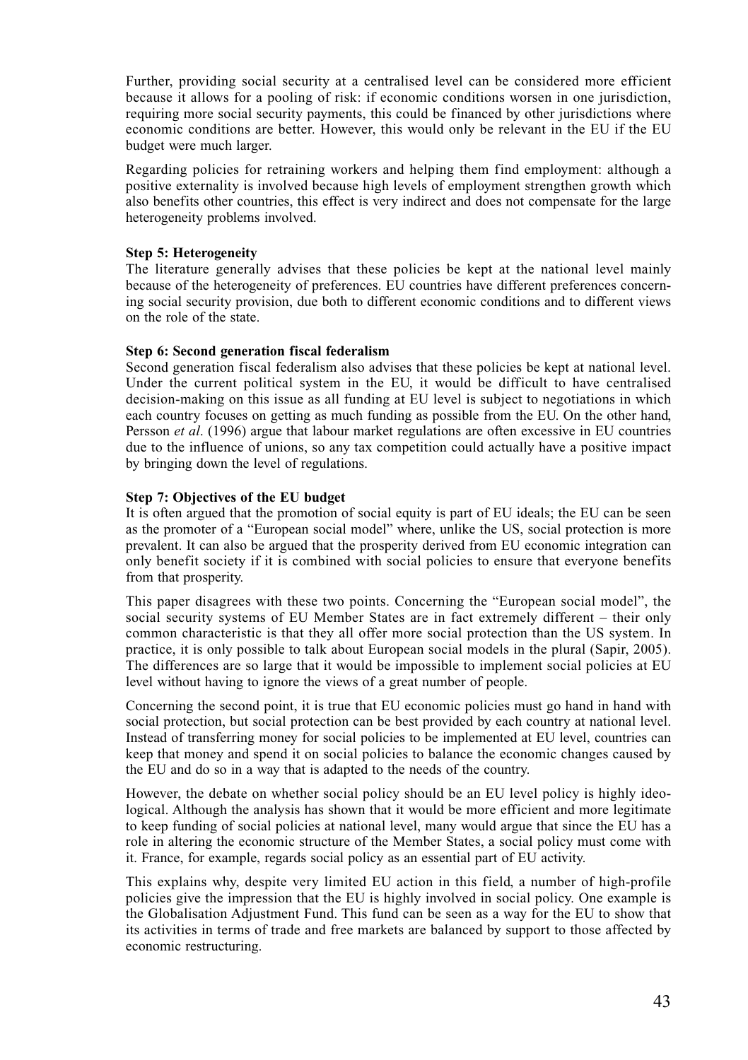Further, providing social security at a centralised level can be considered more efficient because it allows for a pooling of risk: if economic conditions worsen in one jurisdiction, requiring more social security payments, this could be financed by other jurisdictions where economic conditions are better. However, this would only be relevant in the EU if the EU budget were much larger.

Regarding policies for retraining workers and helping them find employment: although a positive externality is involved because high levels of employment strengthen growth which also benefits other countries, this effect is very indirect and does not compensate for the large heterogeneity problems involved.

**Step 5: Heterogeneity**

The literature generally advises that these policies be kept at the national level mainly because of the heterogeneity of preferences. EU countries have different preferences concerning social security provision, due both to different economic conditions and to different views on the role of the state.

**Step 6: Second generation fiscal federalism**

Second generation fiscal federalism also advises that these policies be kept at national level. Under the current political system in the EU, it would be difficult to have centralised decision-making on this issue as all funding at EU level is subject to negotiations in which each country focuses on getting as much funding as possible from the EU. On the other hand, Persson *et al*. (1996) argue that labour market regulations are often excessive in EU countries due to the influence of unions, so any tax competition could actually have a positive impact by bringing down the level of regulations.

**Step 7: Objectives of the EU budget**

It is often argued that the promotion of social equity is part of EU ideals; the EU can be seen as the promoter of a "European social model" where, unlike the US, social protection is more prevalent. It can also be argued that the prosperity derived from EU economic integration can only benefit society if it is combined with social policies to ensure that everyone benefits from that prosperity.

This paper disagrees with these two points. Concerning the "European social model", the social security systems of EU Member States are in fact extremely different – their only common characteristic is that they all offer more social protection than the US system. In practice, it is only possible to talk about European social models in the plural (Sapir, 2005). The differences are so large that it would be impossible to implement social policies at EU level without having to ignore the views of a great number of people.

Concerning the second point, it is true that EU economic policies must go hand in hand with social protection, but social protection can be best provided by each country at national level. Instead of transferring money for social policies to be implemented at EU level, countries can keep that money and spend it on social policies to balance the economic changes caused by the EU and do so in a way that is adapted to the needs of the country.

However, the debate on whether social policy should be an EU level policy is highly ideological. Although the analysis has shown that it would be more efficient and more legitimate to keep funding of social policies at national level, many would argue that since the EU has a role in altering the economic structure of the Member States, a social policy must come with it. France, for example, regards social policy as an essential part of EU activity.

This explains why, despite very limited EU action in this field, a number of high-profile policies give the impression that the EU is highly involved in social policy. One example is the Globalisation Adjustment Fund. This fund can be seen as a way for the EU to show that its activities in terms of trade and free markets are balanced by support to those affected by economic restructuring.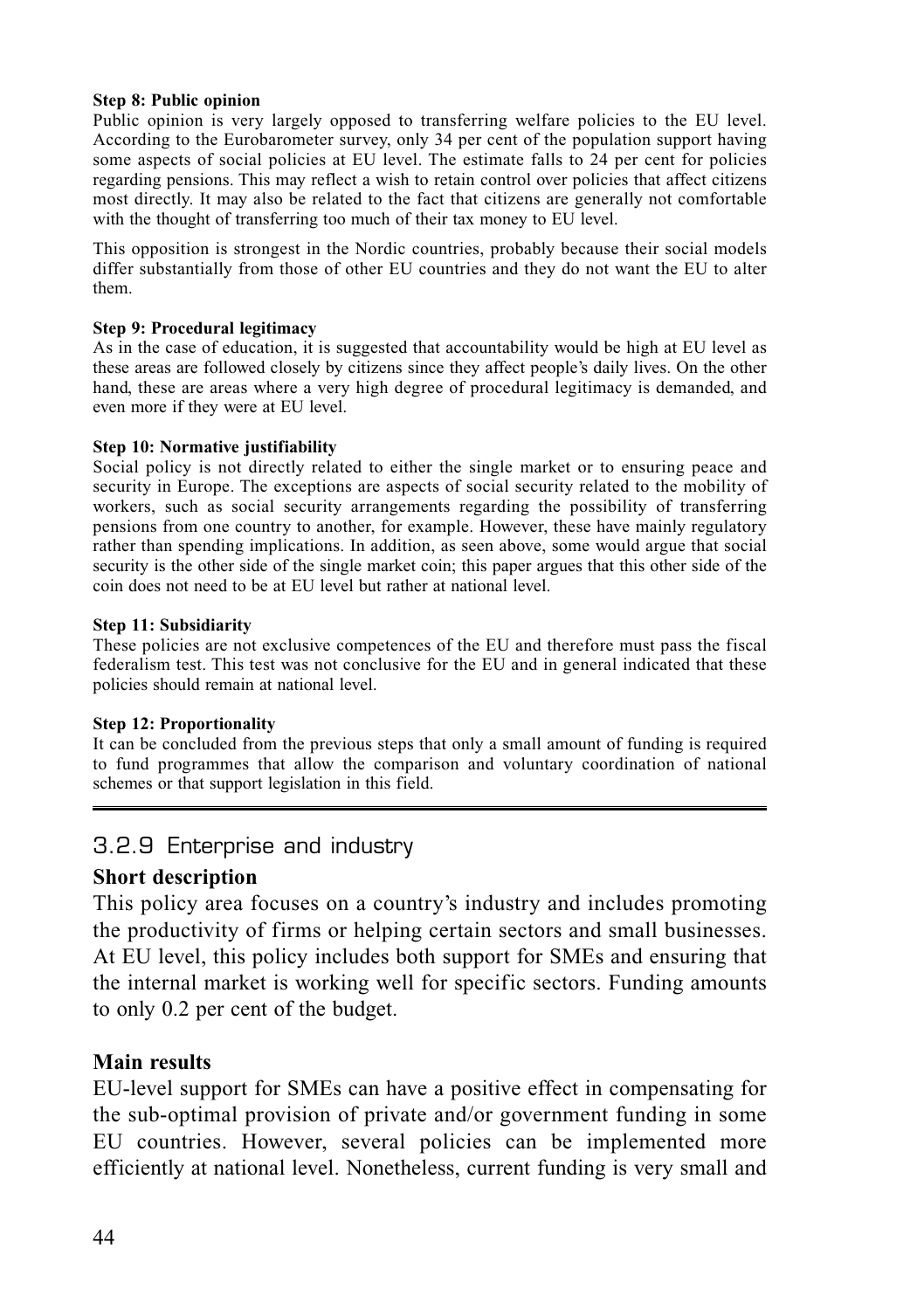**Step 8: Public opinion**

Public opinion is very largely opposed to transferring welfare policies to the EU level. According to the Eurobarometer survey, only 34 per cent of the population support having some aspects of social policies at EU level. The estimate falls to 24 per cent for policies regarding pensions. This may reflect a wish to retain control over policies that affect citizens most directly. It may also be related to the fact that citizens are generally not comfortable with the thought of transferring too much of their tax money to EU level.

This opposition is strongest in the Nordic countries, probably because their social models differ substantially from those of other EU countries and they do not want the EU to alter them.

**Step 9: Procedural legitimacy**

As in the case of education, it is suggested that accountability would be high at EU level as these areas are followed closely by citizens since they affect people's daily lives. On the other hand, these are areas where a very high degree of procedural legitimacy is demanded, and even more if they were at EU level.

**Step 10: Normative justifiability**

Social policy is not directly related to either the single market or to ensuring peace and security in Europe. The exceptions are aspects of social security related to the mobility of workers, such as social security arrangements regarding the possibility of transferring pensions from one country to another, for example. However, these have mainly regulatory rather than spending implications. In addition, as seen above, some would argue that social security is the other side of the single market coin; this paper argues that this other side of the coin does not need to be at EU level but rather at national level.

**Step 11: Subsidiarity**

These policies are not exclusive competences of the EU and therefore must pass the fiscal federalism test. This test was not conclusive for the EU and in general indicated that these policies should remain at national level.

**Step 12: Proportionality**

It can be concluded from the previous steps that only a small amount of funding is required to fund programmes that allow the comparison and voluntary coordination of national schemes or that support legislation in this field.

### 3.2.9 Enterprise and industry

**Short description**

This policy area focuses on a country's industry and includes promoting the productivity of firms or helping certain sectors and small businesses. At EU level, this policy includes both support for SMEs and ensuring that the internal market is working well for specific sectors. Funding amounts to only 0.2 per cent of the budget.

**Main results**

EU-level support for SMEs can have a positive effect in compensating for the sub-optimal provision of private and/or government funding in some EU countries. However, several policies can be implemented more efficiently at national level. Nonetheless, current funding is very small and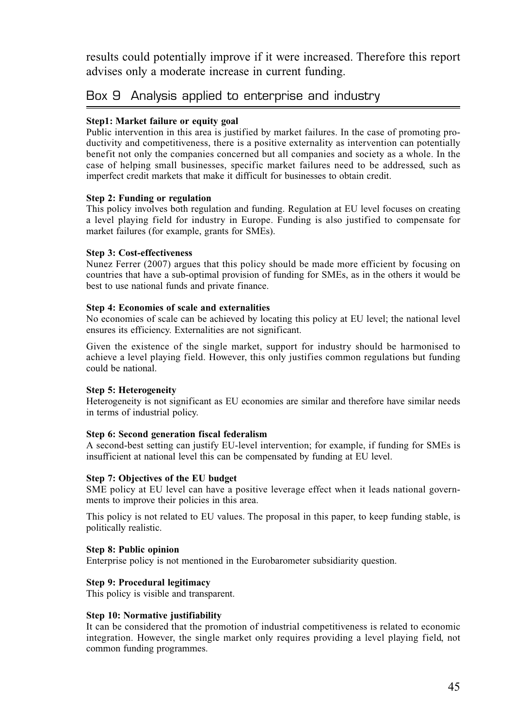results could potentially improve if it were increased. Therefore this report advises only a moderate increase in current funding.

## Box 9 Analysis applied to enterprise and industry

**Step1: Market failure or equity goal**

Public intervention in this area is justified by market failures. In the case of promoting productivity and competitiveness, there is a positive externality as intervention can potentially benefit not only the companies concerned but all companies and society as a whole. In the case of helping small businesses, specific market failures need to be addressed, such as imperfect credit markets that make it difficult for businesses to obtain credit.

**Step 2: Funding or regulation**

This policy involves both regulation and funding. Regulation at EU level focuses on creating a level playing field for industry in Europe. Funding is also justified to compensate for market failures (for example, grants for SMEs).

**Step 3: Cost-effectiveness**

Nunez Ferrer (2007) argues that this policy should be made more efficient by focusing on countries that have a sub-optimal provision of funding for SMEs, as in the others it would be best to use national funds and private finance.

**Step 4: Economies of scale and externalities**

No economies of scale can be achieved by locating this policy at EU level; the national level ensures its efficiency. Externalities are not significant.

Given the existence of the single market, support for industry should be harmonised to achieve a level playing field. However, this only justifies common regulations but funding could be national.

**Step 5: Heterogeneity**

Heterogeneity is not significant as EU economies are similar and therefore have similar needs in terms of industrial policy.

**Step 6: Second generation fiscal federalism**

A second-best setting can justify EU-level intervention; for example, if funding for SMEs is insufficient at national level this can be compensated by funding at EU level.

**Step 7: Objectives of the EU budget**

SME policy at EU level can have a positive leverage effect when it leads national governments to improve their policies in this area.

This policy is not related to EU values. The proposal in this paper, to keep funding stable, is politically realistic.

**Step 8: Public opinion**

Enterprise policy is not mentioned in the Eurobarometer subsidiarity question.

**Step 9: Procedural legitimacy**

This policy is visible and transparent.

**Step 10: Normative justifiability**

It can be considered that the promotion of industrial competitiveness is related to economic integration. However, the single market only requires providing a level playing field, not common funding programmes.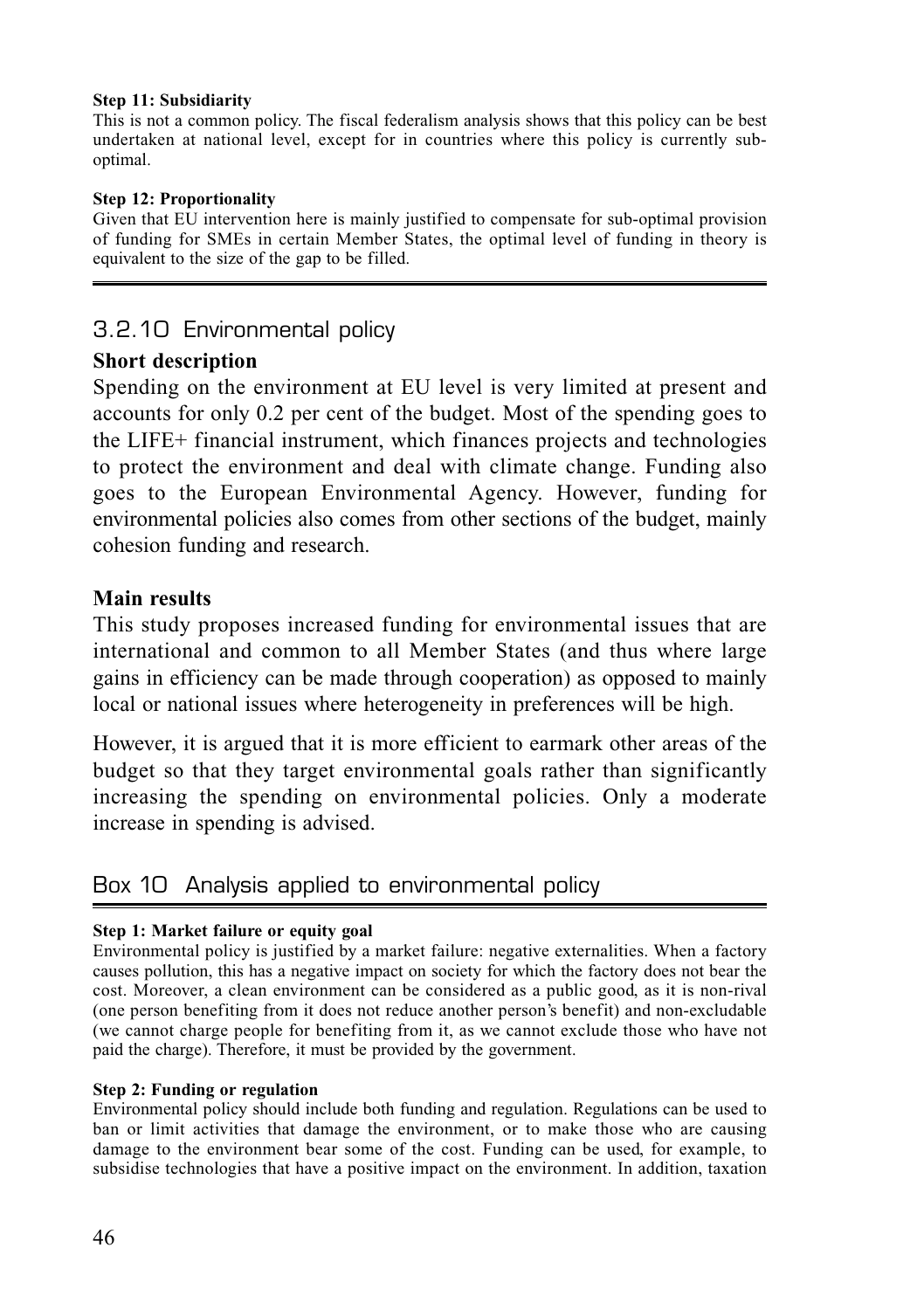**Step 11: Subsidiarity**

This is not a common policy. The fiscal federalism analysis shows that this policy can be best undertaken at national level, except for in countries where this policy is currently sub-optimal.

**Step 12: Proportionality**

Given that EU intervention here is mainly justified to compensate for sub-optimal provision of funding for SMEs in certain Member States, the optimal level of funding in theory is equivalent to the size of the gap to be filled.

### 3.2.10 Environmental policy

**Short description**

Spending on the environment at EU level is very limited at present and accounts for only 0.2 per cent of the budget. Most of the spending goes to the LIFE+ financial instrument, which finances projects and technologies to protect the environment and deal with climate change. Funding also goes to the European Environmental Agency. However, funding for environmental policies also comes from other sections of the budget, mainly cohesion funding and research.

**Main results**

This study proposes increased funding for environmental issues that are international and common to all Member States (and thus where large gains in efficiency can be made through cooperation) as opposed to mainly local or national issues where heterogeneity in preferences will be high.

However, it is argued that it is more efficient to earmark other areas of the budget so that they target environmental goals rather than significantly increasing the spending on environmental policies. Only a moderate increase in spending is advised.

### Box 10 Analysis applied to environmental policy

**Step 1: Market failure or equity goal**

Environmental policy is justified by a market failure: negative externalities. When a factory causes pollution, this has a negative impact on society for which the factory does not bear the cost. Moreover, a clean environment can be considered as a public good, as it is non-rival (one person benefiting from it does not reduce another person's benefit) and non-excludable (we cannot charge people for benefiting from it, as we cannot exclude those who have not paid the charge). Therefore, it must be provided by the government.

**Step 2: Funding or regulation**

Environmental policy should include both funding and regulation. Regulations can be used to ban or limit activities that damage the environment, or to make those who are causing damage to the environment bear some of the cost. Funding can be used, for example, to subsidise technologies that have a positive impact on the environment. In addition, taxation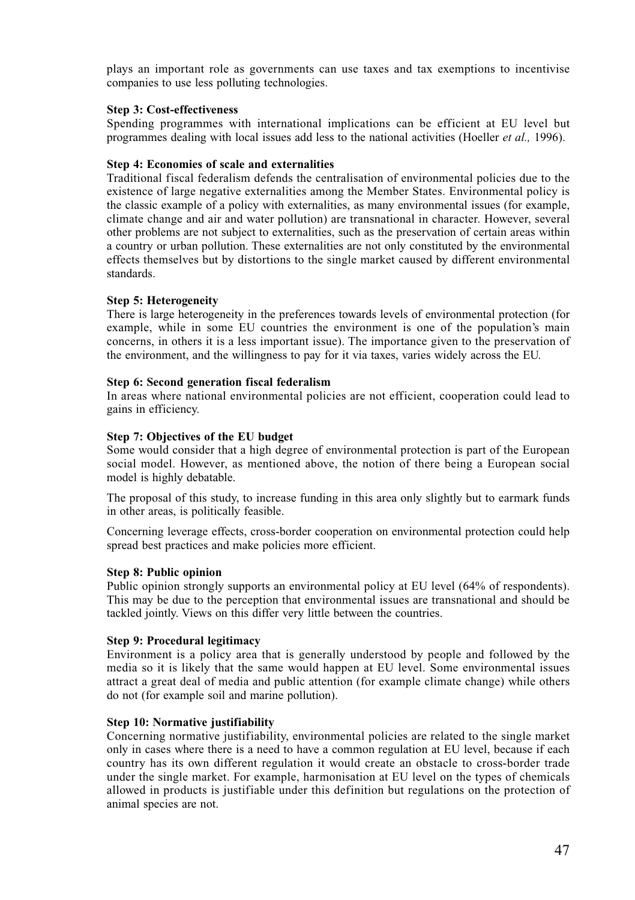plays an important role as governments can use taxes and tax exemptions to incentivise companies to use less polluting technologies.

**Step 3: Cost-effectiveness**

Spending programmes with international implications can be efficient at EU level but programmes dealing with local issues add less to the national activities (Hoeller *et al.,* 1996).

**Step 4: Economies of scale and externalities**

Traditional fiscal federalism defends the centralisation of environmental policies due to the existence of large negative externalities among the Member States. Environmental policy is the classic example of a policy with externalities, as many environmental issues (for example, climate change and air and water pollution) are transnational in character. However, several other problems are not subject to externalities, such as the preservation of certain areas within a country or urban pollution. These externalities are not only constituted by the environmental effects themselves but by distortions to the single market caused by different environmental standards.

**Step 5: Heterogeneity**

There is large heterogeneity in the preferences towards levels of environmental protection (for example, while in some EU countries the environment is one of the population's main concerns, in others it is a less important issue). The importance given to the preservation of the environment, and the willingness to pay for it via taxes, varies widely across the EU.

**Step 6: Second generation fiscal federalism**

In areas where national environmental policies are not efficient, cooperation could lead to gains in efficiency.

**Step 7: Objectives of the EU budget**

Some would consider that a high degree of environmental protection is part of the European social model. However, as mentioned above, the notion of there being a European social model is highly debatable.

The proposal of this study, to increase funding in this area only slightly but to earmark funds in other areas, is politically feasible.

Concerning leverage effects, cross-border cooperation on environmental protection could help spread best practices and make policies more efficient.

**Step 8: Public opinion**

Public opinion strongly supports an environmental policy at EU level (64% of respondents). This may be due to the perception that environmental issues are transnational and should be tackled jointly. Views on this differ very little between the countries.

**Step 9: Procedural legitimacy**

Environment is a policy area that is generally understood by people and followed by the media so it is likely that the same would happen at EU level. Some environmental issues attract a great deal of media and public attention (for example climate change) while others do not (for example soil and marine pollution).

**Step 10: Normative justifiability**

Concerning normative justifiability, environmental policies are related to the single market only in cases where there is a need to have a common regulation at EU level, because if each country has its own different regulation it would create an obstacle to cross-border trade under the single market. For example, harmonisation at EU level on the types of chemicals allowed in products is justifiable under this definition but regulations on the protection of animal species are not.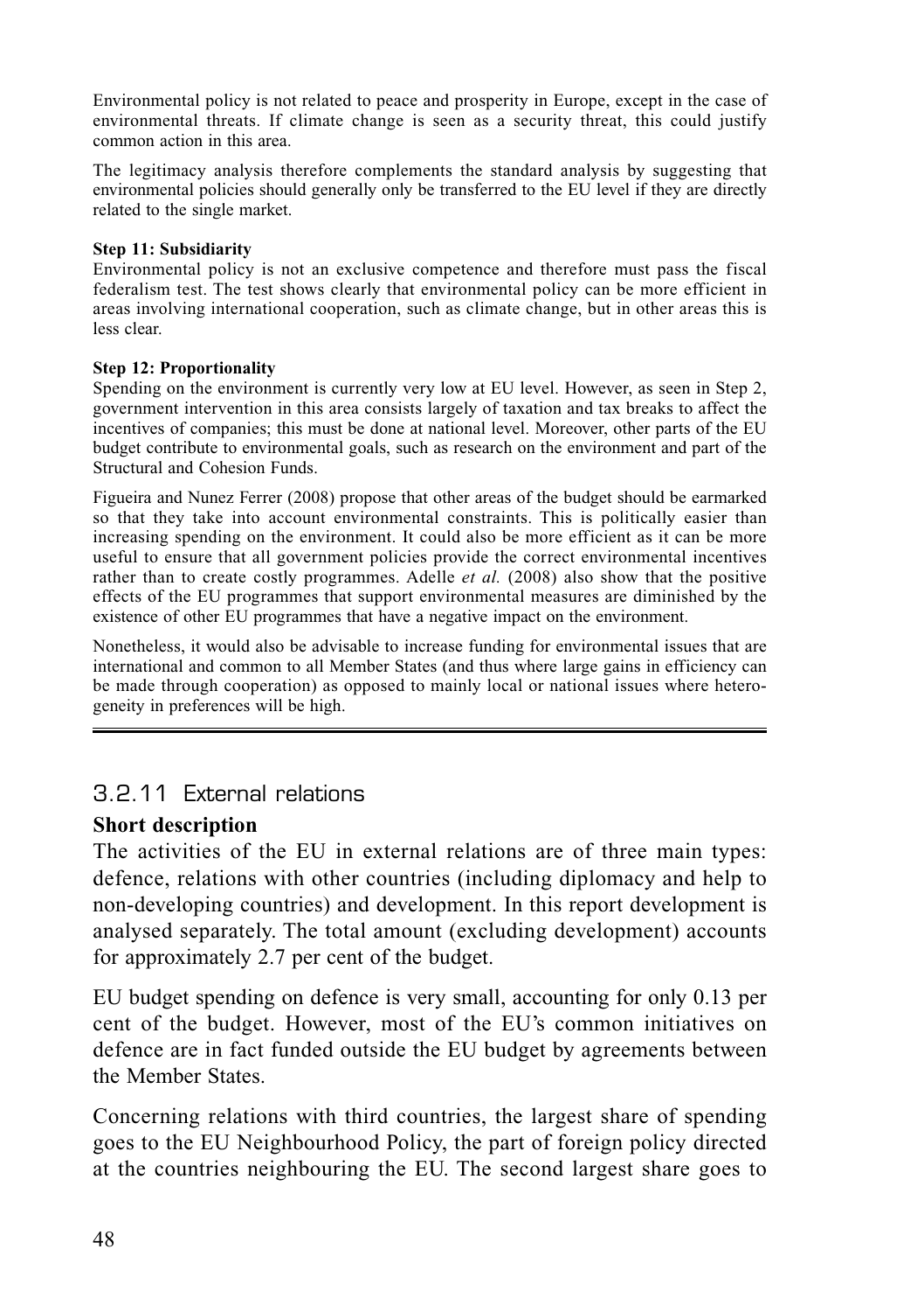Environmental policy is not related to peace and prosperity in Europe, except in the case of environmental threats. If climate change is seen as a security threat, this could justify common action in this area.

The legitimacy analysis therefore complements the standard analysis by suggesting that environmental policies should generally only be transferred to the EU level if they are directly related to the single market.

**Step 11: Subsidiarity**
Environmental policy is not an exclusive competence and therefore must pass the fiscal federalism test. The test shows clearly that environmental policy can be more efficient in areas involving international cooperation, such as climate change, but in other areas this is less clear.

**Step 12: Proportionality**
Spending on the environment is currently very low at EU level. However, as seen in Step 2, government intervention in this area consists largely of taxation and tax breaks to affect the incentives of companies; this must be done at national level. Moreover, other parts of the EU budget contribute to environmental goals, such as research on the environment and part of the Structural and Cohesion Funds.

Figueira and Nunez Ferrer (2008) propose that other areas of the budget should be earmarked so that they take into account environmental constraints. This is politically easier than increasing spending on the environment. It could also be more efficient as it can be more useful to ensure that all government policies provide the correct environmental incentives rather than to create costly programmes. Adelle *et al.* (2008) also show that the positive effects of the EU programmes that support environmental measures are diminished by the existence of other EU programmes that have a negative impact on the environment.

Nonetheless, it would also be advisable to increase funding for environmental issues that are international and common to all Member States (and thus where large gains in efficiency can be made through cooperation) as opposed to mainly local or national issues where heterogeneity in preferences will be high.

### 3.2.11 External relations

**Short description**

The activities of the EU in external relations are of three main types: defence, relations with other countries (including diplomacy and help to non-developing countries) and development. In this report development is analysed separately. The total amount (excluding development) accounts for approximately 2.7 per cent of the budget.

EU budget spending on defence is very small, accounting for only 0.13 per cent of the budget. However, most of the EU's common initiatives on defence are in fact funded outside the EU budget by agreements between the Member States.

Concerning relations with third countries, the largest share of spending goes to the EU Neighbourhood Policy, the part of foreign policy directed at the countries neighbouring the EU. The second largest share goes to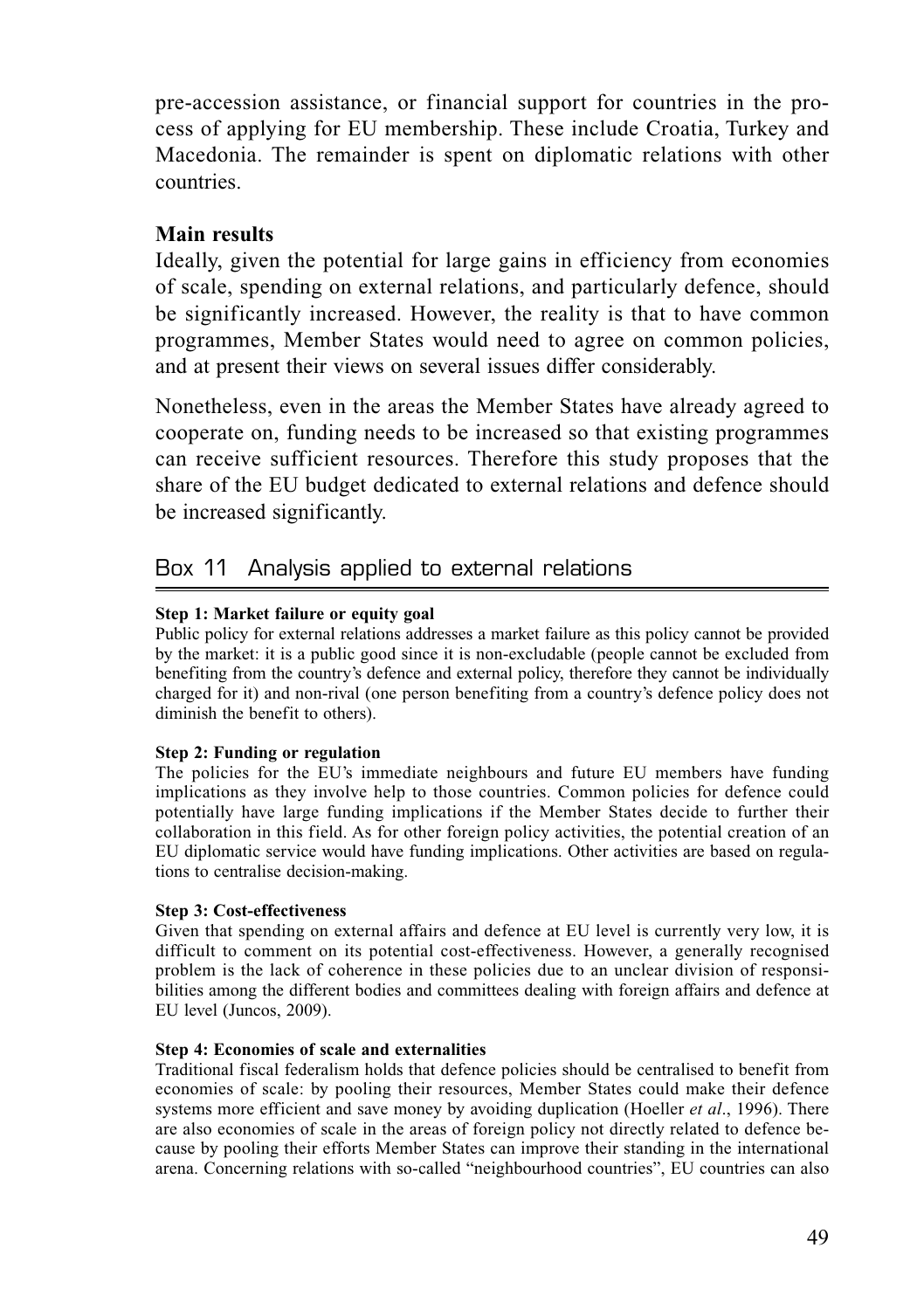pre-accession assistance, or financial support for countries in the process of applying for EU membership. These include Croatia, Turkey and Macedonia. The remainder is spent on diplomatic relations with other countries.

### Main results

Ideally, given the potential for large gains in efficiency from economies of scale, spending on external relations, and particularly defence, should be significantly increased. However, the reality is that to have common programmes, Member States would need to agree on common policies, and at present their views on several issues differ considerably.

Nonetheless, even in the areas the Member States have already agreed to cooperate on, funding needs to be increased so that existing programmes can receive sufficient resources. Therefore this study proposes that the share of the EU budget dedicated to external relations and defence should be increased significantly.

## Box 11 Analysis applied to external relations

**Step 1: Market failure or equity goal**

Public policy for external relations addresses a market failure as this policy cannot be provided by the market: it is a public good since it is non-excludable (people cannot be excluded from benefiting from the country's defence and external policy, therefore they cannot be individually charged for it) and non-rival (one person benefiting from a country's defence policy does not diminish the benefit to others).

**Step 2: Funding or regulation**

The policies for the EU's immediate neighbours and future EU members have funding implications as they involve help to those countries. Common policies for defence could potentially have large funding implications if the Member States decide to further their collaboration in this field. As for other foreign policy activities, the potential creation of an EU diplomatic service would have funding implications. Other activities are based on regulations to centralise decision-making.

**Step 3: Cost-effectiveness**

Given that spending on external affairs and defence at EU level is currently very low, it is difficult to comment on its potential cost-effectiveness. However, a generally recognised problem is the lack of coherence in these policies due to an unclear division of responsibilities among the different bodies and committees dealing with foreign affairs and defence at EU level (Juncos, 2009).

**Step 4: Economies of scale and externalities**

Traditional fiscal federalism holds that defence policies should be centralised to benefit from economies of scale: by pooling their resources, Member States could make their defence systems more efficient and save money by avoiding duplication (Hoeller *et al*., 1996). There are also economies of scale in the areas of foreign policy not directly related to defence because by pooling their efforts Member States can improve their standing in the international arena. Concerning relations with so-called "neighbourhood countries", EU countries can also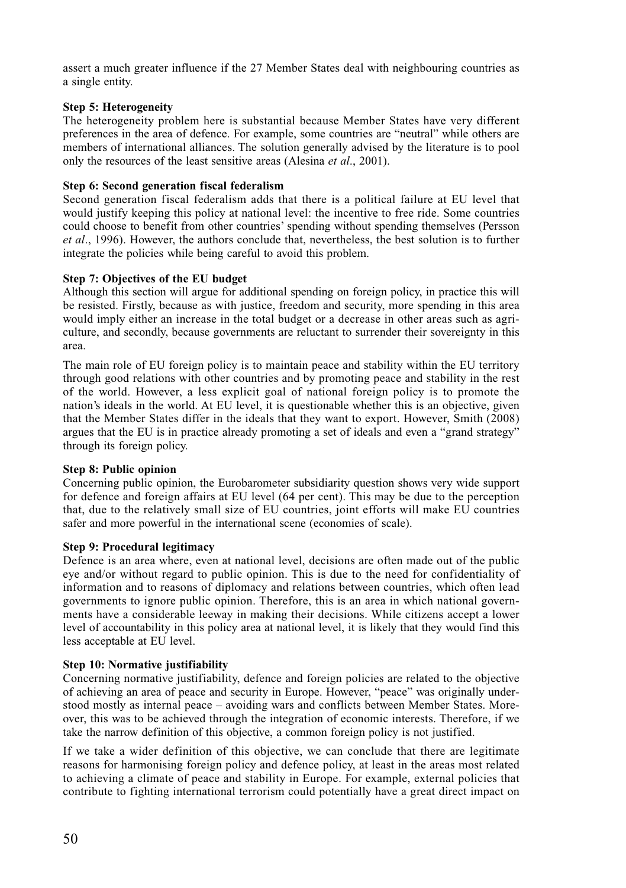assert a much greater influence if the 27 Member States deal with neighbouring countries as a single entity.

**Step 5: Heterogeneity**

The heterogeneity problem here is substantial because Member States have very different preferences in the area of defence. For example, some countries are "neutral" while others are members of international alliances. The solution generally advised by the literature is to pool only the resources of the least sensitive areas (Alesina *et al*., 2001).

**Step 6: Second generation fiscal federalism**

Second generation fiscal federalism adds that there is a political failure at EU level that would justify keeping this policy at national level: the incentive to free ride. Some countries could choose to benefit from other countries' spending without spending themselves (Persson *et al*., 1996). However, the authors conclude that, nevertheless, the best solution is to further integrate the policies while being careful to avoid this problem.

**Step 7: Objectives of the EU budget**

Although this section will argue for additional spending on foreign policy, in practice this will be resisted. Firstly, because as with justice, freedom and security, more spending in this area would imply either an increase in the total budget or a decrease in other areas such as agriculture, and secondly, because governments are reluctant to surrender their sovereignty in this area.

The main role of EU foreign policy is to maintain peace and stability within the EU territory through good relations with other countries and by promoting peace and stability in the rest of the world. However, a less explicit goal of national foreign policy is to promote the nation's ideals in the world. At EU level, it is questionable whether this is an objective, given that the Member States differ in the ideals that they want to export. However, Smith (2008) argues that the EU is in practice already promoting a set of ideals and even a "grand strategy" through its foreign policy.

**Step 8: Public opinion**

Concerning public opinion, the Eurobarometer subsidiarity question shows very wide support for defence and foreign affairs at EU level (64 per cent). This may be due to the perception that, due to the relatively small size of EU countries, joint efforts will make EU countries safer and more powerful in the international scene (economies of scale).

**Step 9: Procedural legitimacy**

Defence is an area where, even at national level, decisions are often made out of the public eye and/or without regard to public opinion. This is due to the need for confidentiality of information and to reasons of diplomacy and relations between countries, which often lead governments to ignore public opinion. Therefore, this is an area in which national governments have a considerable leeway in making their decisions. While citizens accept a lower level of accountability in this policy area at national level, it is likely that they would find this less acceptable at EU level.

**Step 10: Normative justifiability**

Concerning normative justifiability, defence and foreign policies are related to the objective of achieving an area of peace and security in Europe. However, "peace" was originally understood mostly as internal peace – avoiding wars and conflicts between Member States. Moreover, this was to be achieved through the integration of economic interests. Therefore, if we take the narrow definition of this objective, a common foreign policy is not justified.

If we take a wider definition of this objective, we can conclude that there are legitimate reasons for harmonising foreign policy and defence policy, at least in the areas most related to achieving a climate of peace and stability in Europe. For example, external policies that contribute to fighting international terrorism could potentially have a great direct impact on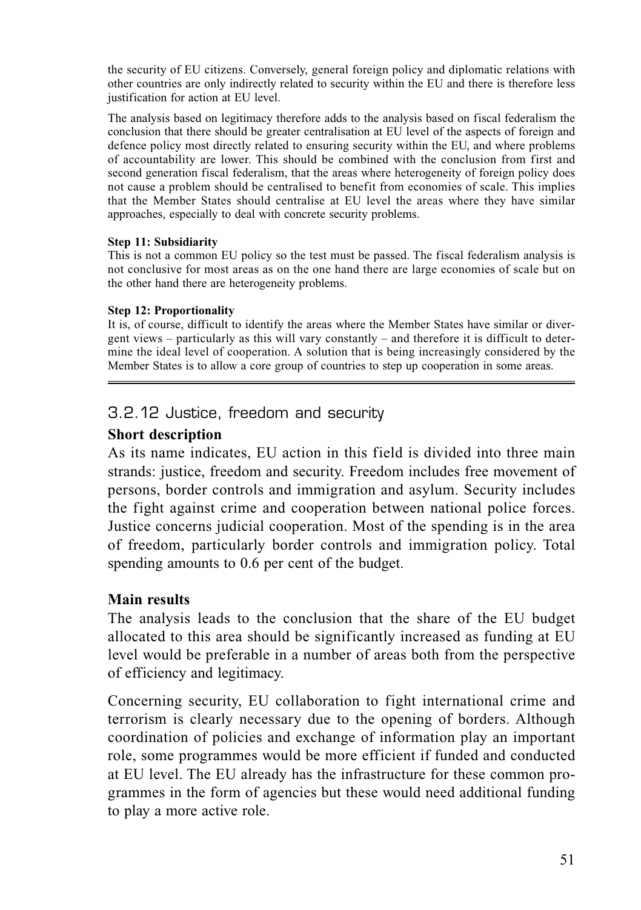the security of EU citizens. Conversely, general foreign policy and diplomatic relations with other countries are only indirectly related to security within the EU and there is therefore less justification for action at EU level.

The analysis based on legitimacy therefore adds to the analysis based on fiscal federalism the conclusion that there should be greater centralisation at EU level of the aspects of foreign and defence policy most directly related to ensuring security within the EU, and where problems of accountability are lower. This should be combined with the conclusion from first and second generation fiscal federalism, that the areas where heterogeneity of foreign policy does not cause a problem should be centralised to benefit from economies of scale. This implies that the Member States should centralise at EU level the areas where they have similar approaches, especially to deal with concrete security problems.

**Step 11: Subsidiarity**
This is not a common EU policy so the test must be passed. The fiscal federalism analysis is not conclusive for most areas as on the one hand there are large economies of scale but on the other hand there are heterogeneity problems.

**Step 12: Proportionality**
It is, of course, difficult to identify the areas where the Member States have similar or divergent views – particularly as this will vary constantly – and therefore it is difficult to determine the ideal level of cooperation. A solution that is being increasingly considered by the Member States is to allow a core group of countries to step up cooperation in some areas.

---

### 3.2.12 Justice, freedom and security

**Short description**

As its name indicates, EU action in this field is divided into three main strands: justice, freedom and security. Freedom includes free movement of persons, border controls and immigration and asylum. Security includes the fight against crime and cooperation between national police forces. Justice concerns judicial cooperation. Most of the spending is in the area of freedom, particularly border controls and immigration policy. Total spending amounts to 0.6 per cent of the budget.

**Main results**

The analysis leads to the conclusion that the share of the EU budget allocated to this area should be significantly increased as funding at EU level would be preferable in a number of areas both from the perspective of efficiency and legitimacy.

Concerning security, EU collaboration to fight international crime and terrorism is clearly necessary due to the opening of borders. Although coordination of policies and exchange of information play an important role, some programmes would be more efficient if funded and conducted at EU level. The EU already has the infrastructure for these common programmes in the form of agencies but these would need additional funding to play a more active role.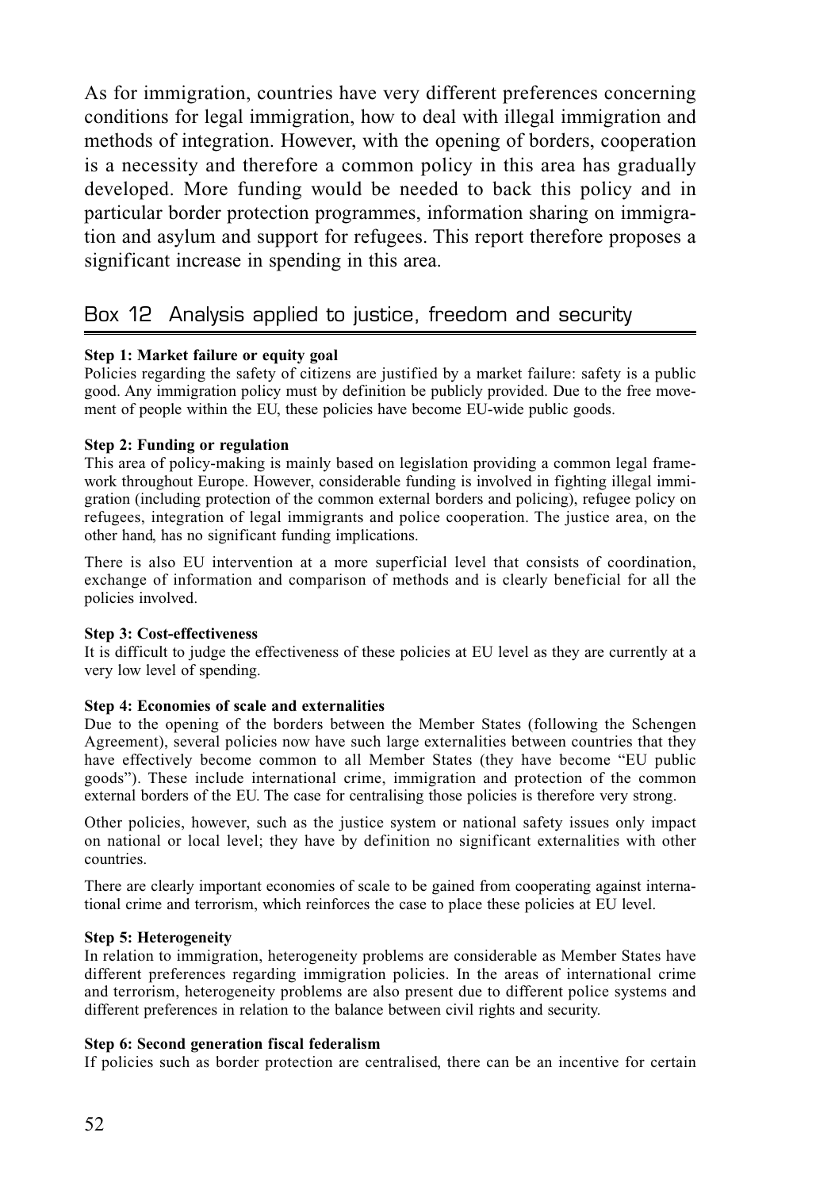As for immigration, countries have very different preferences concerning conditions for legal immigration, how to deal with illegal immigration and methods of integration. However, with the opening of borders, cooperation is a necessity and therefore a common policy in this area has gradually developed. More funding would be needed to back this policy and in particular border protection programmes, information sharing on immigration and asylum and support for refugees. This report therefore proposes a significant increase in spending in this area.

## Box 12 Analysis applied to justice, freedom and security

**Step 1: Market failure or equity goal**

Policies regarding the safety of citizens are justified by a market failure: safety is a public good. Any immigration policy must by definition be publicly provided. Due to the free movement of people within the EU, these policies have become EU-wide public goods.

**Step 2: Funding or regulation**

This area of policy-making is mainly based on legislation providing a common legal framework throughout Europe. However, considerable funding is involved in fighting illegal immigration (including protection of the common external borders and policing), refugee policy on refugees, integration of legal immigrants and police cooperation. The justice area, on the other hand, has no significant funding implications.

There is also EU intervention at a more superficial level that consists of coordination, exchange of information and comparison of methods and is clearly beneficial for all the policies involved.

**Step 3: Cost-effectiveness**

It is difficult to judge the effectiveness of these policies at EU level as they are currently at a very low level of spending.

**Step 4: Economies of scale and externalities**

Due to the opening of the borders between the Member States (following the Schengen Agreement), several policies now have such large externalities between countries that they have effectively become common to all Member States (they have become "EU public goods"). These include international crime, immigration and protection of the common external borders of the EU. The case for centralising those policies is therefore very strong.

Other policies, however, such as the justice system or national safety issues only impact on national or local level; they have by definition no significant externalities with other countries.

There are clearly important economies of scale to be gained from cooperating against international crime and terrorism, which reinforces the case to place these policies at EU level.

**Step 5: Heterogeneity**

In relation to immigration, heterogeneity problems are considerable as Member States have different preferences regarding immigration policies. In the areas of international crime and terrorism, heterogeneity problems are also present due to different police systems and different preferences in relation to the balance between civil rights and security.

**Step 6: Second generation fiscal federalism**

If policies such as border protection are centralised, there can be an incentive for certain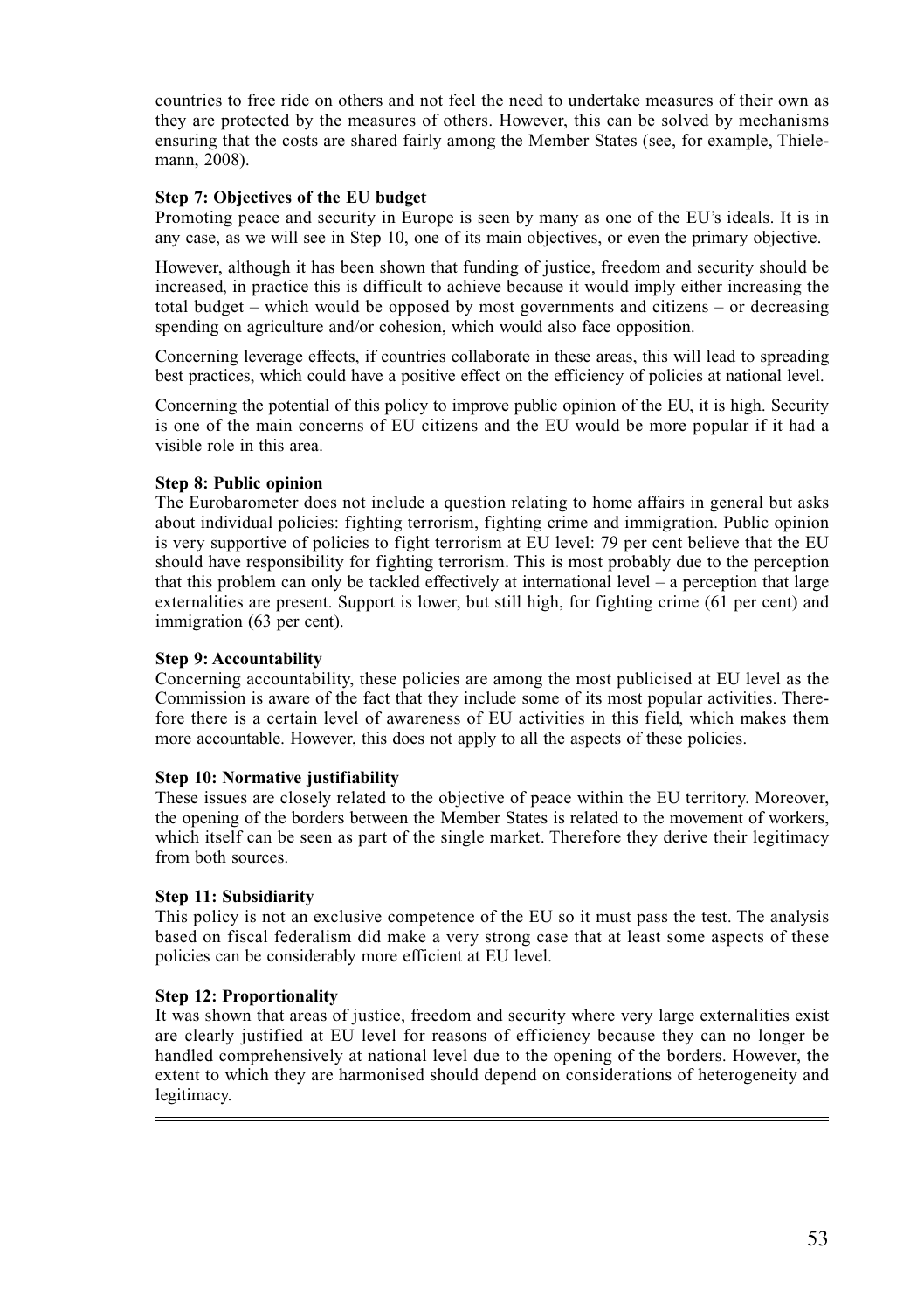countries to free ride on others and not feel the need to undertake measures of their own as they are protected by the measures of others. However, this can be solved by mechanisms ensuring that the costs are shared fairly among the Member States (see, for example, Thielemann, 2008).

**Step 7: Objectives of the EU budget**

Promoting peace and security in Europe is seen by many as one of the EU's ideals. It is in any case, as we will see in Step 10, one of its main objectives, or even the primary objective.

However, although it has been shown that funding of justice, freedom and security should be increased, in practice this is difficult to achieve because it would imply either increasing the total budget – which would be opposed by most governments and citizens – or decreasing spending on agriculture and/or cohesion, which would also face opposition.

Concerning leverage effects, if countries collaborate in these areas, this will lead to spreading best practices, which could have a positive effect on the efficiency of policies at national level.

Concerning the potential of this policy to improve public opinion of the EU, it is high. Security is one of the main concerns of EU citizens and the EU would be more popular if it had a visible role in this area.

**Step 8: Public opinion**

The Eurobarometer does not include a question relating to home affairs in general but asks about individual policies: fighting terrorism, fighting crime and immigration. Public opinion is very supportive of policies to fight terrorism at EU level: 79 per cent believe that the EU should have responsibility for fighting terrorism. This is most probably due to the perception that this problem can only be tackled effectively at international level – a perception that large externalities are present. Support is lower, but still high, for fighting crime (61 per cent) and immigration (63 per cent).

**Step 9: Accountability**

Concerning accountability, these policies are among the most publicised at EU level as the Commission is aware of the fact that they include some of its most popular activities. Therefore there is a certain level of awareness of EU activities in this field, which makes them more accountable. However, this does not apply to all the aspects of these policies.

**Step 10: Normative justifiability**

These issues are closely related to the objective of peace within the EU territory. Moreover, the opening of the borders between the Member States is related to the movement of workers, which itself can be seen as part of the single market. Therefore they derive their legitimacy from both sources.

**Step 11: Subsidiarity**

This policy is not an exclusive competence of the EU so it must pass the test. The analysis based on fiscal federalism did make a very strong case that at least some aspects of these policies can be considerably more efficient at EU level.

**Step 12: Proportionality**

It was shown that areas of justice, freedom and security where very large externalities exist are clearly justified at EU level for reasons of efficiency because they can no longer be handled comprehensively at national level due to the opening of the borders. However, the extent to which they are harmonised should depend on considerations of heterogeneity and legitimacy.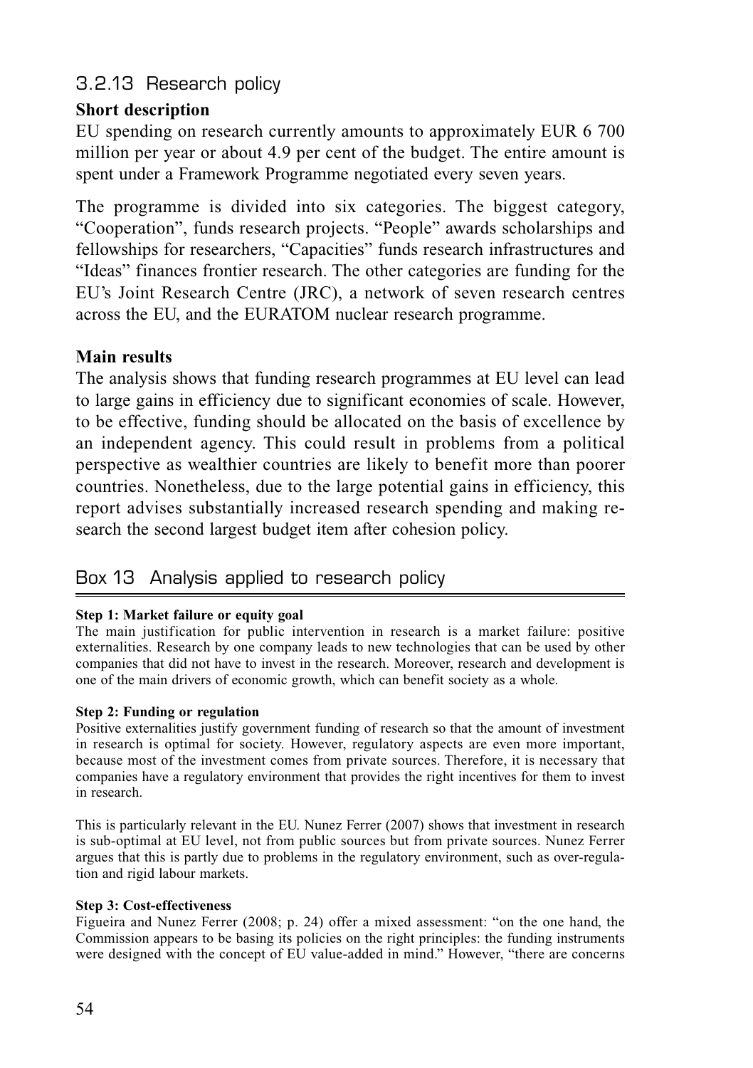### 3.2.13 Research policy

**Short description**

EU spending on research currently amounts to approximately EUR 6 700 million per year or about 4.9 per cent of the budget. The entire amount is spent under a Framework Programme negotiated every seven years.

The programme is divided into six categories. The biggest category, “Cooperation”, funds research projects. “People” awards scholarships and fellowships for researchers, “Capacities” funds research infrastructures and “Ideas” finances frontier research. The other categories are funding for the EU’s Joint Research Centre (JRC), a network of seven research centres across the EU, and the EURATOM nuclear research programme.

**Main results**

The analysis shows that funding research programmes at EU level can lead to large gains in efficiency due to significant economies of scale. However, to be effective, funding should be allocated on the basis of excellence by an independent agency. This could result in problems from a political perspective as wealthier countries are likely to benefit more than poorer countries. Nonetheless, due to the large potential gains in efficiency, this report advises substantially increased research spending and making research the second largest budget item after cohesion policy.

### Box 13 Analysis applied to research policy

**Step 1: Market failure or equity goal**

The main justification for public intervention in research is a market failure: positive externalities. Research by one company leads to new technologies that can be used by other companies that did not have to invest in the research. Moreover, research and development is one of the main drivers of economic growth, which can benefit society as a whole.

**Step 2: Funding or regulation**

Positive externalities justify government funding of research so that the amount of investment in research is optimal for society. However, regulatory aspects are even more important, because most of the investment comes from private sources. Therefore, it is necessary that companies have a regulatory environment that provides the right incentives for them to invest in research.

This is particularly relevant in the EU. Nunez Ferrer (2007) shows that investment in research is sub-optimal at EU level, not from public sources but from private sources. Nunez Ferrer argues that this is partly due to problems in the regulatory environment, such as over-regulation and rigid labour markets.

**Step 3: Cost-effectiveness**

Figueira and Nunez Ferrer (2008; p. 24) offer a mixed assessment: “on the one hand, the Commission appears to be basing its policies on the right principles: the funding instruments were designed with the concept of EU value-added in mind.” However, “there are concerns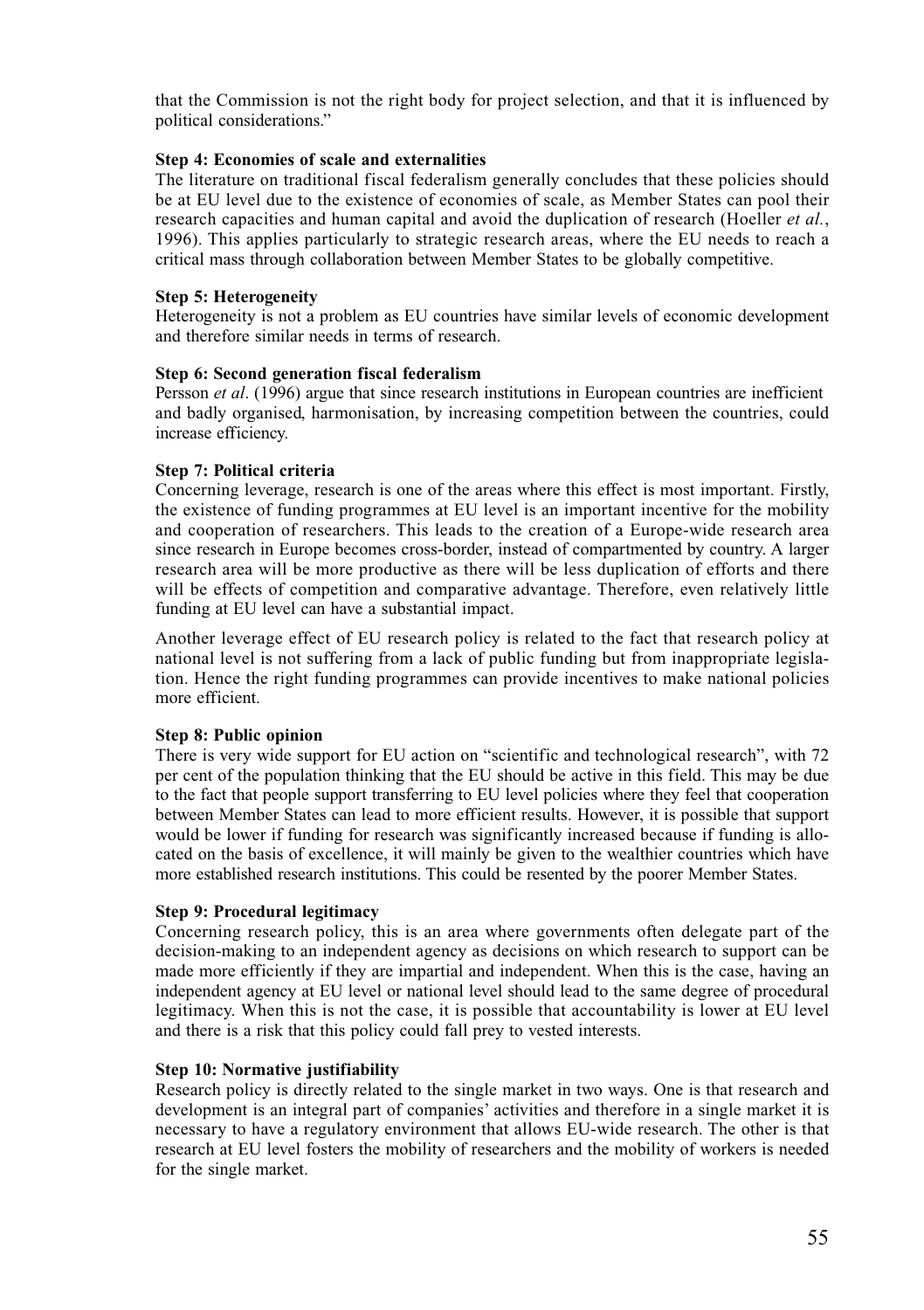that the Commission is not the right body for project selection, and that it is influenced by political considerations."

**Step 4: Economies of scale and externalities**

The literature on traditional fiscal federalism generally concludes that these policies should be at EU level due to the existence of economies of scale, as Member States can pool their research capacities and human capital and avoid the duplication of research (Hoeller *et al.*, 1996). This applies particularly to strategic research areas, where the EU needs to reach a critical mass through collaboration between Member States to be globally competitive.

**Step 5: Heterogeneity**

Heterogeneity is not a problem as EU countries have similar levels of economic development and therefore similar needs in terms of research.

**Step 6: Second generation fiscal federalism**

Persson *et al*. (1996) argue that since research institutions in European countries are inefficient and badly organised, harmonisation, by increasing competition between the countries, could increase efficiency.

**Step 7: Political criteria**

Concerning leverage, research is one of the areas where this effect is most important. Firstly, the existence of funding programmes at EU level is an important incentive for the mobility and cooperation of researchers. This leads to the creation of a Europe-wide research area since research in Europe becomes cross-border, instead of compartmented by country. A larger research area will be more productive as there will be less duplication of efforts and there will be effects of competition and comparative advantage. Therefore, even relatively little funding at EU level can have a substantial impact.

Another leverage effect of EU research policy is related to the fact that research policy at national level is not suffering from a lack of public funding but from inappropriate legislation. Hence the right funding programmes can provide incentives to make national policies more efficient.

**Step 8: Public opinion**

There is very wide support for EU action on "scientific and technological research", with 72 per cent of the population thinking that the EU should be active in this field. This may be due to the fact that people support transferring to EU level policies where they feel that cooperation between Member States can lead to more efficient results. However, it is possible that support would be lower if funding for research was significantly increased because if funding is allocated on the basis of excellence, it will mainly be given to the wealthier countries which have more established research institutions. This could be resented by the poorer Member States.

**Step 9: Procedural legitimacy**

Concerning research policy, this is an area where governments often delegate part of the decision-making to an independent agency as decisions on which research to support can be made more efficiently if they are impartial and independent. When this is the case, having an independent agency at EU level or national level should lead to the same degree of procedural legitimacy. When this is not the case, it is possible that accountability is lower at EU level and there is a risk that this policy could fall prey to vested interests.

**Step 10: Normative justifiability**

Research policy is directly related to the single market in two ways. One is that research and development is an integral part of companies' activities and therefore in a single market it is necessary to have a regulatory environment that allows EU-wide research. The other is that research at EU level fosters the mobility of researchers and the mobility of workers is needed for the single market.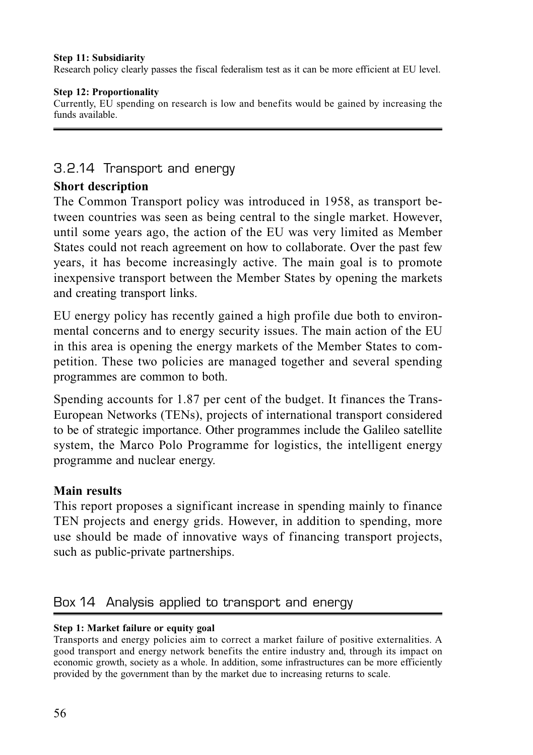**Step 11: Subsidiarity**

Research policy clearly passes the fiscal federalism test as it can be more efficient at EU level.

**Step 12: Proportionality**

Currently, EU spending on research is low and benefits would be gained by increasing the funds available.

### 3.2.14 Transport and energy

**Short description**

The Common Transport policy was introduced in 1958, as transport between countries was seen as being central to the single market. However, until some years ago, the action of the EU was very limited as Member States could not reach agreement on how to collaborate. Over the past few years, it has become increasingly active. The main goal is to promote inexpensive transport between the Member States by opening the markets and creating transport links.

EU energy policy has recently gained a high profile due both to environmental concerns and to energy security issues. The main action of the EU in this area is opening the energy markets of the Member States to competition. These two policies are managed together and several spending programmes are common to both.

Spending accounts for 1.87 per cent of the budget. It finances the Trans-European Networks (TENs), projects of international transport considered to be of strategic importance. Other programmes include the Galileo satellite system, the Marco Polo Programme for logistics, the intelligent energy programme and nuclear energy.

**Main results**

This report proposes a significant increase in spending mainly to finance TEN projects and energy grids. However, in addition to spending, more use should be made of innovative ways of financing transport projects, such as public-private partnerships.

### Box 14 Analysis applied to transport and energy

**Step 1: Market failure or equity goal**

Transports and energy policies aim to correct a market failure of positive externalities. A good transport and energy network benefits the entire industry and, through its impact on economic growth, society as a whole. In addition, some infrastructures can be more efficiently provided by the government than by the market due to increasing returns to scale.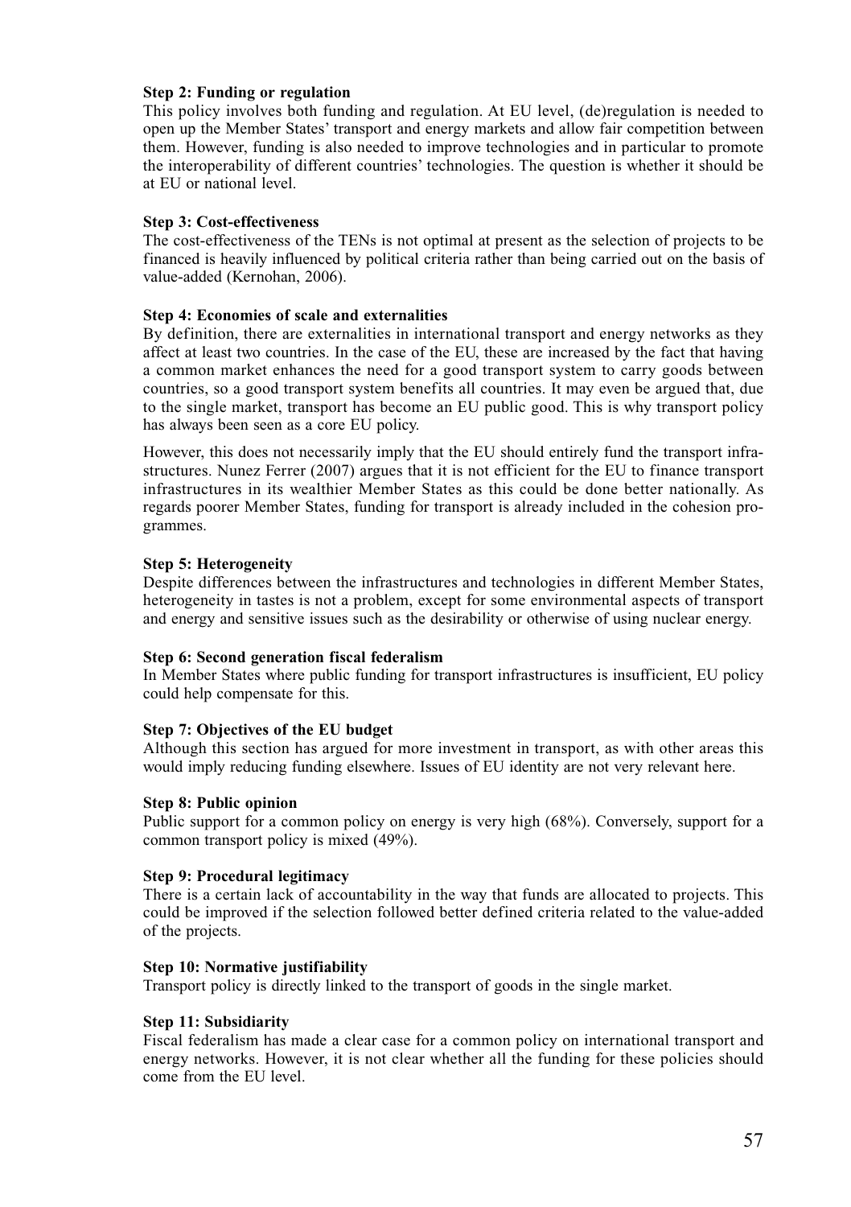**Step 2: Funding or regulation**

This policy involves both funding and regulation. At EU level, (de)regulation is needed to open up the Member States' transport and energy markets and allow fair competition between them. However, funding is also needed to improve technologies and in particular to promote the interoperability of different countries' technologies. The question is whether it should be at EU or national level.

**Step 3: Cost-effectiveness**

The cost-effectiveness of the TENs is not optimal at present as the selection of projects to be financed is heavily influenced by political criteria rather than being carried out on the basis of value-added (Kernohan, 2006).

**Step 4: Economies of scale and externalities**

By definition, there are externalities in international transport and energy networks as they affect at least two countries. In the case of the EU, these are increased by the fact that having a common market enhances the need for a good transport system to carry goods between countries, so a good transport system benefits all countries. It may even be argued that, due to the single market, transport has become an EU public good. This is why transport policy has always been seen as a core EU policy.

However, this does not necessarily imply that the EU should entirely fund the transport infrastructures. Nunez Ferrer (2007) argues that it is not efficient for the EU to finance transport infrastructures in its wealthier Member States as this could be done better nationally. As regards poorer Member States, funding for transport is already included in the cohesion programmes.

**Step 5: Heterogeneity**

Despite differences between the infrastructures and technologies in different Member States, heterogeneity in tastes is not a problem, except for some environmental aspects of transport and energy and sensitive issues such as the desirability or otherwise of using nuclear energy.

**Step 6: Second generation fiscal federalism**

In Member States where public funding for transport infrastructures is insufficient, EU policy could help compensate for this.

**Step 7: Objectives of the EU budget**

Although this section has argued for more investment in transport, as with other areas this would imply reducing funding elsewhere. Issues of EU identity are not very relevant here.

**Step 8: Public opinion**

Public support for a common policy on energy is very high (68%). Conversely, support for a common transport policy is mixed (49%).

**Step 9: Procedural legitimacy**

There is a certain lack of accountability in the way that funds are allocated to projects. This could be improved if the selection followed better defined criteria related to the value-added of the projects.

**Step 10: Normative justifiability**

Transport policy is directly linked to the transport of goods in the single market.

**Step 11: Subsidiarity**

Fiscal federalism has made a clear case for a common policy on international transport and energy networks. However, it is not clear whether all the funding for these policies should come from the EU level.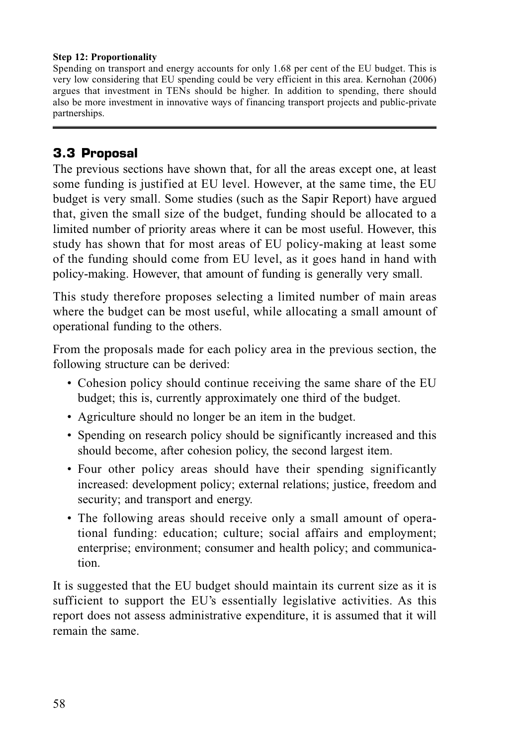**Step 12: Proportionality**

Spending on transport and energy accounts for only 1.68 per cent of the EU budget. This is very low considering that EU spending could be very efficient in this area. Kernohan (2006) argues that investment in TENs should be higher. In addition to spending, there should also be more investment in innovative ways of financing transport projects and public-private partnerships.

---

## 3.3 Proposal

The previous sections have shown that, for all the areas except one, at least some funding is justified at EU level. However, at the same time, the EU budget is very small. Some studies (such as the Sapir Report) have argued that, given the small size of the budget, funding should be allocated to a limited number of priority areas where it can be most useful. However, this study has shown that for most areas of EU policy-making at least some of the funding should come from EU level, as it goes hand in hand with policy-making. However, that amount of funding is generally very small.

This study therefore proposes selecting a limited number of main areas where the budget can be most useful, while allocating a small amount of operational funding to the others.

From the proposals made for each policy area in the previous section, the following structure can be derived:

- Cohesion policy should continue receiving the same share of the EU budget; this is, currently approximately one third of the budget.
- Agriculture should no longer be an item in the budget.
- Spending on research policy should be significantly increased and this should become, after cohesion policy, the second largest item.
- Four other policy areas should have their spending significantly increased: development policy; external relations; justice, freedom and security; and transport and energy.
- The following areas should receive only a small amount of operational funding: education; culture; social affairs and employment; enterprise; environment; consumer and health policy; and communication.

It is suggested that the EU budget should maintain its current size as it is sufficient to support the EU's essentially legislative activities. As this report does not assess administrative expenditure, it is assumed that it will remain the same.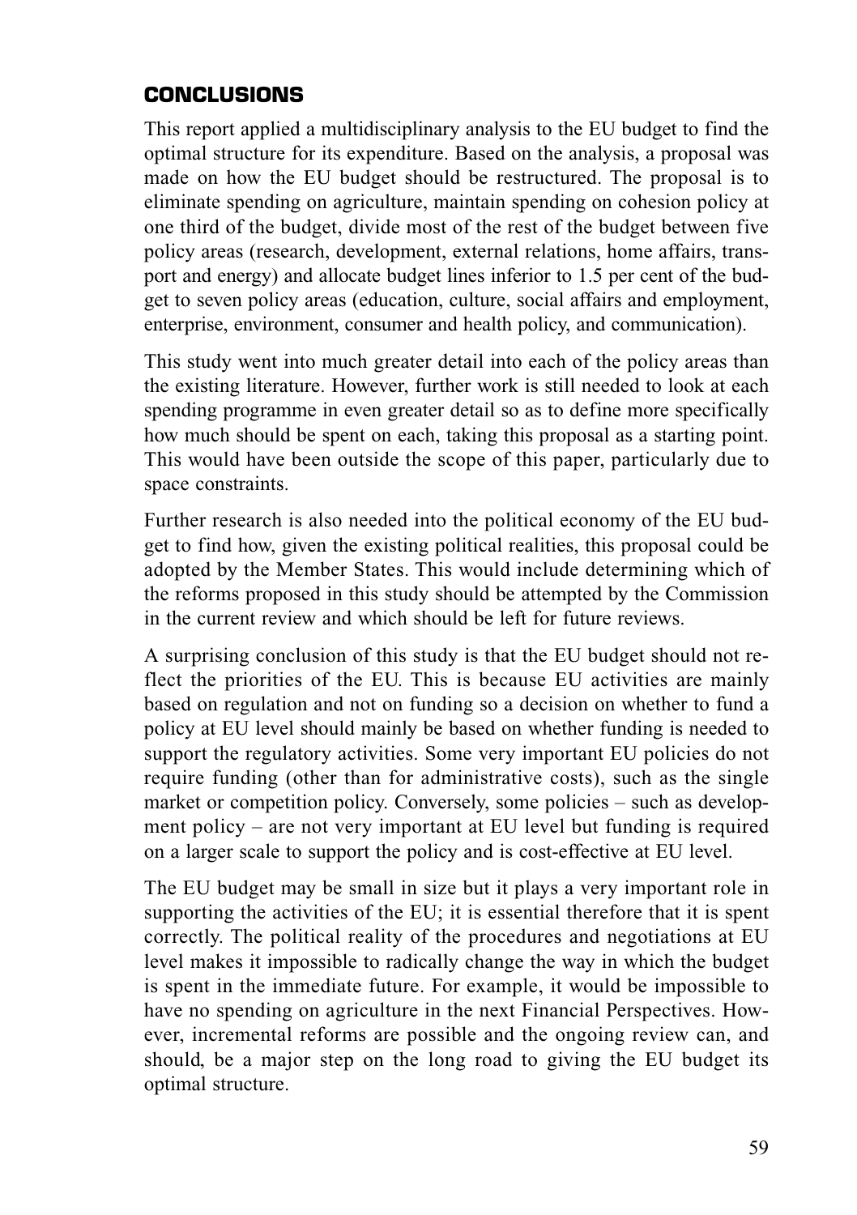## CONCLUSIONS

This report applied a multidisciplinary analysis to the EU budget to find the optimal structure for its expenditure. Based on the analysis, a proposal was made on how the EU budget should be restructured. The proposal is to eliminate spending on agriculture, maintain spending on cohesion policy at one third of the budget, divide most of the rest of the budget between five policy areas (research, development, external relations, home affairs, transport and energy) and allocate budget lines inferior to 1.5 per cent of the budget to seven policy areas (education, culture, social affairs and employment, enterprise, environment, consumer and health policy, and communication).

This study went into much greater detail into each of the policy areas than the existing literature. However, further work is still needed to look at each spending programme in even greater detail so as to define more specifically how much should be spent on each, taking this proposal as a starting point. This would have been outside the scope of this paper, particularly due to space constraints.

Further research is also needed into the political economy of the EU budget to find how, given the existing political realities, this proposal could be adopted by the Member States. This would include determining which of the reforms proposed in this study should be attempted by the Commission in the current review and which should be left for future reviews.

A surprising conclusion of this study is that the EU budget should not reflect the priorities of the EU. This is because EU activities are mainly based on regulation and not on funding so a decision on whether to fund a policy at EU level should mainly be based on whether funding is needed to support the regulatory activities. Some very important EU policies do not require funding (other than for administrative costs), such as the single market or competition policy. Conversely, some policies – such as development policy – are not very important at EU level but funding is required on a larger scale to support the policy and is cost-effective at EU level.

The EU budget may be small in size but it plays a very important role in supporting the activities of the EU; it is essential therefore that it is spent correctly. The political reality of the procedures and negotiations at EU level makes it impossible to radically change the way in which the budget is spent in the immediate future. For example, it would be impossible to have no spending on agriculture in the next Financial Perspectives. However, incremental reforms are possible and the ongoing review can, and should, be a major step on the long road to giving the EU budget its optimal structure.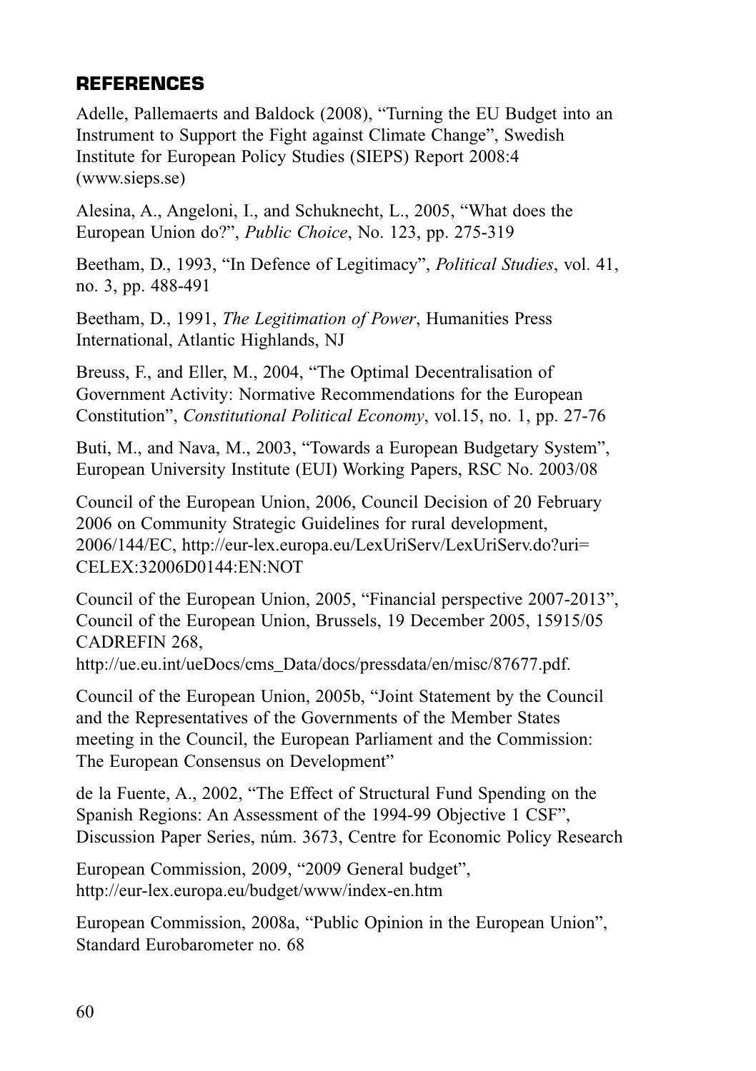## REFERENCES

Adelle, Pallemaerts and Baldock (2008), "Turning the EU Budget into an Instrument to Support the Fight against Climate Change", Swedish Institute for European Policy Studies (SIEPS) Report 2008:4 (www.sieps.se)

Alesina, A., Angeloni, I., and Schuknecht, L., 2005, "What does the European Union do?", *Public Choice*, No. 123, pp. 275-319

Beetham, D., 1993, "In Defence of Legitimacy", *Political Studies*, vol. 41, no. 3, pp. 488-491

Beetham, D., 1991, *The Legitimation of Power*, Humanities Press International, Atlantic Highlands, NJ

Breuss, F., and Eller, M., 2004, "The Optimal Decentralisation of Government Activity: Normative Recommendations for the European Constitution", *Constitutional Political Economy*, vol.15, no. 1, pp. 27-76

Buti, M., and Nava, M., 2003, "Towards a European Budgetary System", European University Institute (EUI) Working Papers, RSC No. 2003/08

Council of the European Union, 2006, Council Decision of 20 February 2006 on Community Strategic Guidelines for rural development, 2006/144/EC, http://eur-lex.europa.eu/LexUriServ/LexUriServ.do?uri=CELEX:32006D0144:EN:NOT

Council of the European Union, 2005, "Financial perspective 2007-2013", Council of the European Union, Brussels, 19 December 2005, 15915/05 CADREFIN 268, http://ue.eu.int/ueDocs/cms_Data/docs/pressdata/en/misc/87677.pdf.

Council of the European Union, 2005b, "Joint Statement by the Council and the Representatives of the Governments of the Member States meeting in the Council, the European Parliament and the Commission: The European Consensus on Development"

de la Fuente, A., 2002, "The Effect of Structural Fund Spending on the Spanish Regions: An Assessment of the 1994-99 Objective 1 CSF", Discussion Paper Series, núm. 3673, Centre for Economic Policy Research

European Commission, 2009, "2009 General budget", http://eur-lex.europa.eu/budget/www/index-en.htm

European Commission, 2008a, "Public Opinion in the European Union", Standard Eurobarometer no. 68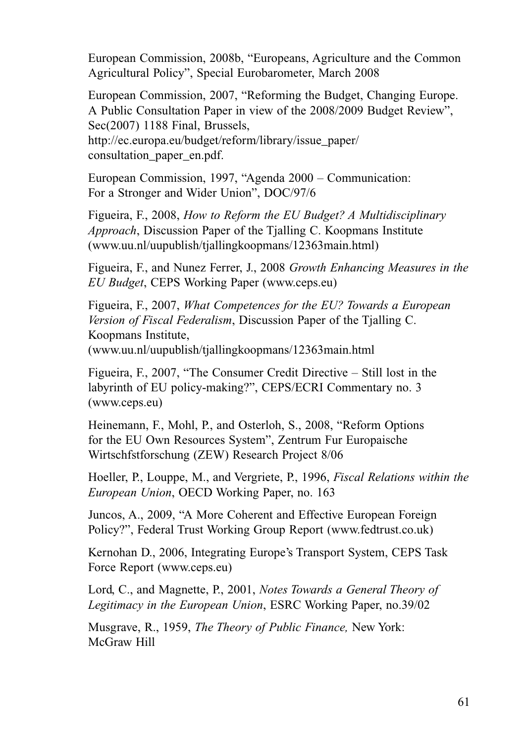European Commission, 2008b, “Europeans, Agriculture and the Common Agricultural Policy”, Special Eurobarometer, March 2008

European Commission, 2007, “Reforming the Budget, Changing Europe. A Public Consultation Paper in view of the 2008/2009 Budget Review”, Sec(2007) 1188 Final, Brussels, http://ec.europa.eu/budget/reform/library/issue_paper/consultation_paper_en.pdf.

European Commission, 1997, “Agenda 2000 – Communication: For a Stronger and Wider Union”, DOC/97/6

Figueira, F., 2008, *How to Reform the EU Budget? A Multidisciplinary Approach*, Discussion Paper of the Tjalling C. Koopmans Institute (www.uu.nl/uupublish/tjallingkoopmans/12363main.html)

Figueira, F., and Nunez Ferrer, J., 2008 *Growth Enhancing Measures in the EU Budget*, CEPS Working Paper (www.ceps.eu)

Figueira, F., 2007, *What Competences for the EU? Towards a European Version of Fiscal Federalism*, Discussion Paper of the Tjalling C. Koopmans Institute, (www.uu.nl/uupublish/tjallingkoopmans/12363main.html

Figueira, F., 2007, “The Consumer Credit Directive – Still lost in the labyrinth of EU policy-making?”, CEPS/ECRI Commentary no. 3 (www.ceps.eu)

Heinemann, F., Mohl, P., and Osterloh, S., 2008, “Reform Options for the EU Own Resources System”, Zentrum Fur Europaische Wirtschfstforschung (ZEW) Research Project 8/06

Hoeller, P., Louppe, M., and Vergriete, P., 1996, *Fiscal Relations within the European Union*, OECD Working Paper, no. 163

Juncos, A., 2009, “A More Coherent and Effective European Foreign Policy?”, Federal Trust Working Group Report (www.fedtrust.co.uk)

Kernohan D., 2006, Integrating Europe's Transport System, CEPS Task Force Report (www.ceps.eu)

Lord, C., and Magnette, P., 2001, *Notes Towards a General Theory of Legitimacy in the European Union*, ESRC Working Paper, no.39/02

Musgrave, R., 1959, *The Theory of Public Finance,* New York: McGraw Hill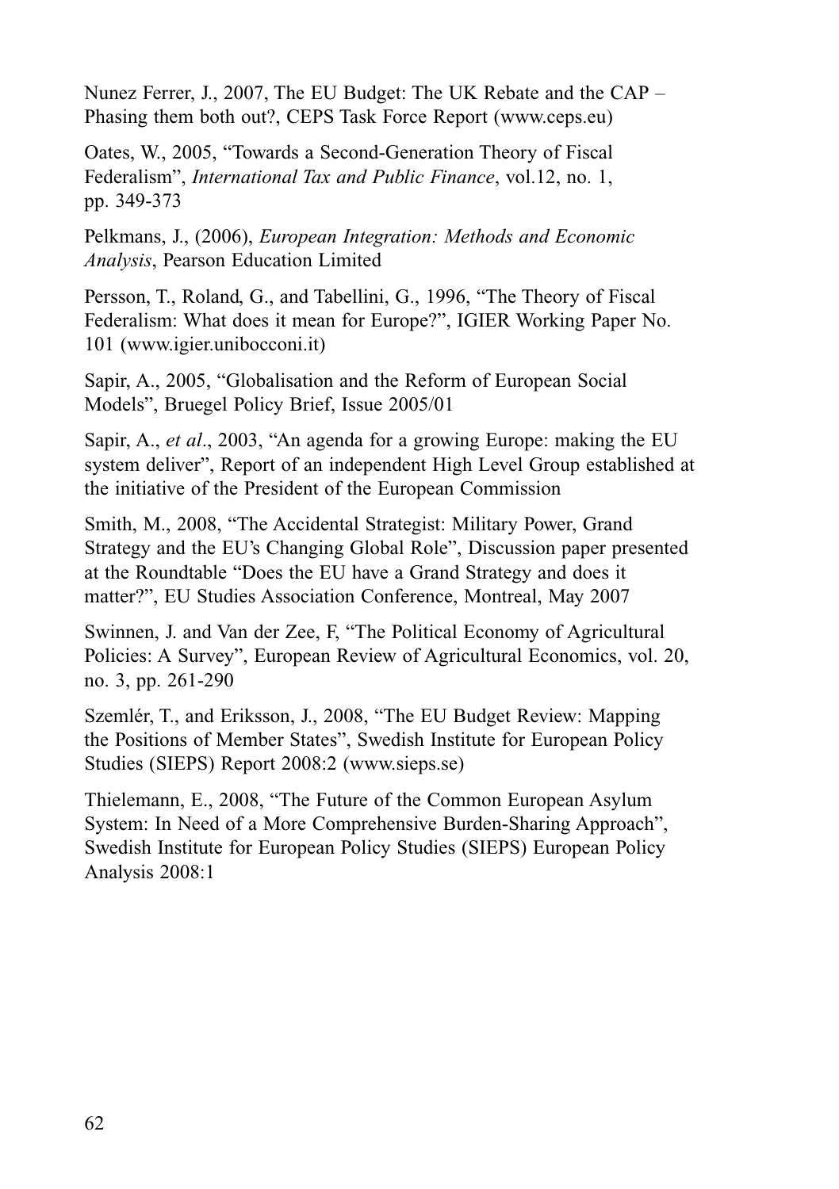Nunez Ferrer, J., 2007, The EU Budget: The UK Rebate and the CAP – Phasing them both out?, CEPS Task Force Report (www.ceps.eu)

Oates, W., 2005, "Towards a Second-Generation Theory of Fiscal Federalism", *International Tax and Public Finance*, vol.12, no. 1, pp. 349-373

Pelkmans, J., (2006), *European Integration: Methods and Economic Analysis*, Pearson Education Limited

Persson, T., Roland, G., and Tabellini, G., 1996, "The Theory of Fiscal Federalism: What does it mean for Europe?", IGIER Working Paper No. 101 (www.igier.unibocconi.it)

Sapir, A., 2005, "Globalisation and the Reform of European Social Models", Bruegel Policy Brief, Issue 2005/01

Sapir, A., *et al*., 2003, "An agenda for a growing Europe: making the EU system deliver", Report of an independent High Level Group established at the initiative of the President of the European Commission

Smith, M., 2008, "The Accidental Strategist: Military Power, Grand Strategy and the EU's Changing Global Role", Discussion paper presented at the Roundtable "Does the EU have a Grand Strategy and does it matter?", EU Studies Association Conference, Montreal, May 2007

Swinnen, J. and Van der Zee, F, "The Political Economy of Agricultural Policies: A Survey", European Review of Agricultural Economics, vol. 20, no. 3, pp. 261-290

Szemlér, T., and Eriksson, J., 2008, "The EU Budget Review: Mapping the Positions of Member States", Swedish Institute for European Policy Studies (SIEPS) Report 2008:2 (www.sieps.se)

Thielemann, E., 2008, "The Future of the Common European Asylum System: In Need of a More Comprehensive Burden-Sharing Approach", Swedish Institute for European Policy Studies (SIEPS) European Policy Analysis 2008:1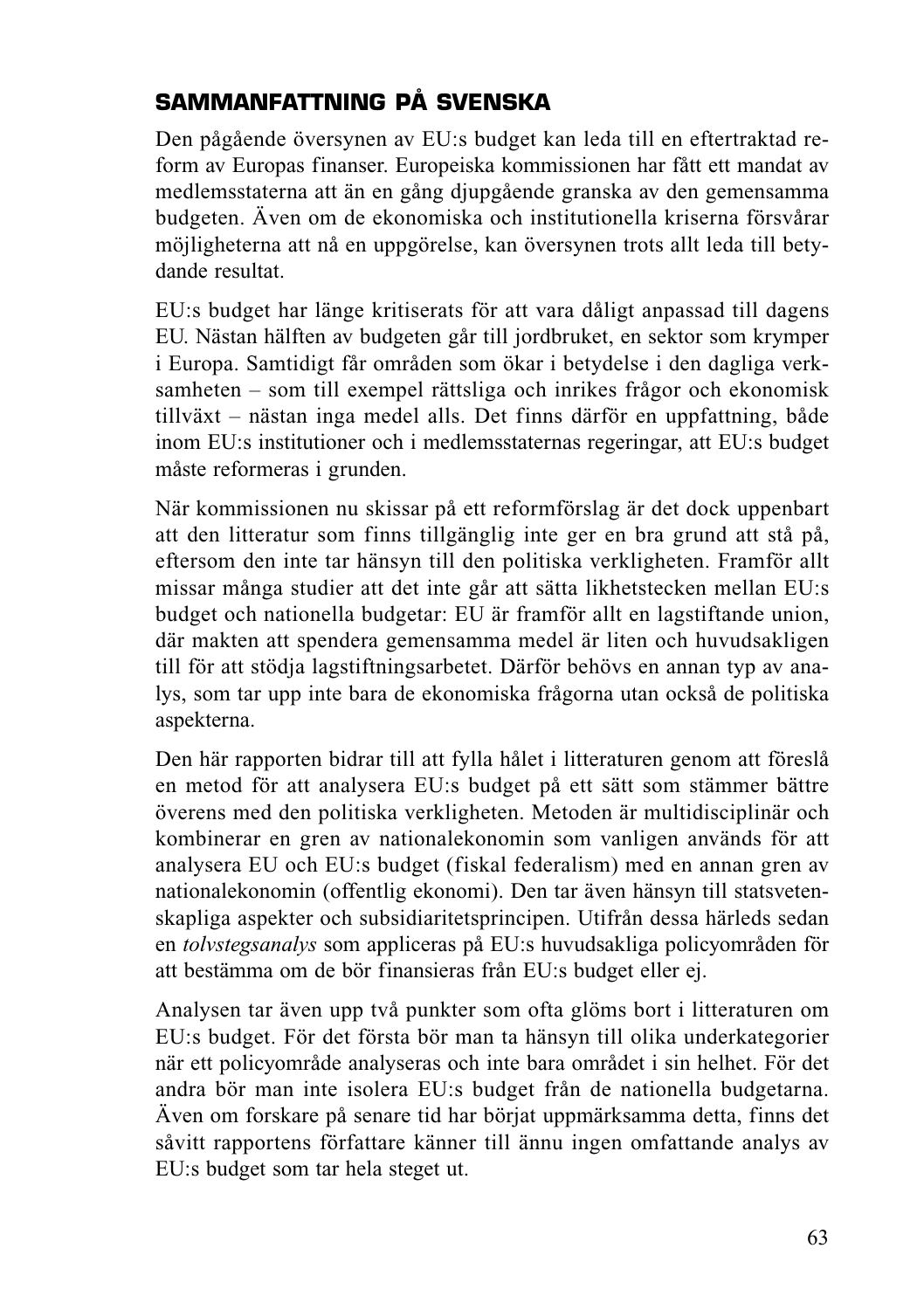## SAMMANFATTNING PÅ SVENSKA

Den pågående översynen av EU:s budget kan leda till en eftertraktad reform av Europas finanser. Europeiska kommissionen har fått ett mandat av medlemsstaterna att än en gång djupgående granska av den gemensamma budgeten. Även om de ekonomiska och institutionella kriserna försvårar möjligheterna att nå en uppgörelse, kan översynen trots allt leda till betydande resultat.

EU:s budget har länge kritiserats för att vara dåligt anpassad till dagens EU. Nästan hälften av budgeten går till jordbruket, en sektor som krymper i Europa. Samtidigt får områden som ökar i betydelse i den dagliga verksamheten – som till exempel rättsliga och inrikes frågor och ekonomisk tillväxt – nästan inga medel alls. Det finns därför en uppfattning, både inom EU:s institutioner och i medlemsstaternas regeringar, att EU:s budget måste reformeras i grunden.

När kommissionen nu skissar på ett reformförslag är det dock uppenbart att den litteratur som finns tillgänglig inte ger en bra grund att stå på, eftersom den inte tar hänsyn till den politiska verkligheten. Framför allt missar många studier att det inte går att sätta likhetstecken mellan EU:s budget och nationella budgetar: EU är framför allt en lagstiftande union, där makten att spendera gemensamma medel är liten och huvudsakligen till för att stödja lagstiftningsarbetet. Därför behövs en annan typ av analys, som tar upp inte bara de ekonomiska frågorna utan också de politiska aspekterna.

Den här rapporten bidrar till att fylla hålet i litteraturen genom att föreslå en metod för att analysera EU:s budget på ett sätt som stämmer bättre överens med den politiska verkligheten. Metoden är multidisciplinär och kombinerar en gren av nationalekonomin som vanligen används för att analysera EU och EU:s budget (fiskal federalism) med en annan gren av nationalekonomin (offentlig ekonomi). Den tar även hänsyn till statsvetenskapliga aspekter och subsidiaritetsprincipen. Utifrån dessa härleds sedan en *tolvstegsanalys* som appliceras på EU:s huvudsakliga policyområden för att bestämma om de bör finansieras från EU:s budget eller ej.

Analysen tar även upp två punkter som ofta glöms bort i litteraturen om EU:s budget. För det första bör man ta hänsyn till olika underkategorier när ett policyområde analyseras och inte bara området i sin helhet. För det andra bör man inte isolera EU:s budget från de nationella budgetarna. Även om forskare på senare tid har börjat uppmärksamma detta, finns det såvitt rapportens författare känner till ännu ingen omfattande analys av EU:s budget som tar hela steget ut.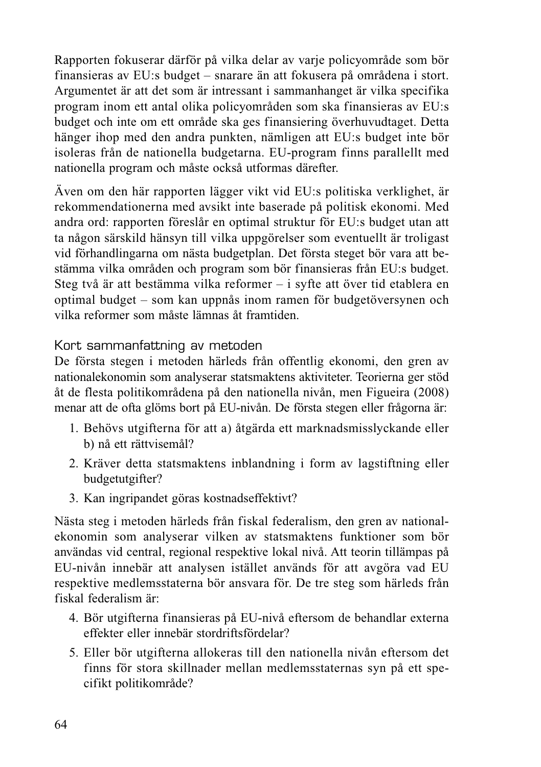Rapporten fokuserar därför på vilka delar av varje policyområde som bör finansieras av EU:s budget – snarare än att fokusera på områdena i stort. Argumentet är att det som är intressant i sammanhanget är vilka specifika program inom ett antal olika policyområden som ska finansieras av EU:s budget och inte om ett område ska ges finansiering överhuvudtaget. Detta hänger ihop med den andra punkten, nämligen att EU:s budget inte bör isoleras från de nationella budgetarna. EU-program finns parallellt med nationella program och måste också utformas därefter.

Även om den här rapporten lägger vikt vid EU:s politiska verklighet, är rekommendationerna med avsikt inte baserade på politisk ekonomi. Med andra ord: rapporten föreslår en optimal struktur för EU:s budget utan att ta någon särskild hänsyn till vilka uppgörelser som eventuellt är troligast vid förhandlingarna om nästa budgetplan. Det första steget bör vara att bestämma vilka områden och program som bör finansieras från EU:s budget. Steg två är att bestämma vilka reformer – i syfte att över tid etablera en optimal budget – som kan uppnås inom ramen för budgetöversynen och vilka reformer som måste lämnas åt framtiden.

### Kort sammanfattning av metoden

De första stegen i metoden härleds från offentlig ekonomi, den gren av nationalekonomin som analyserar statsmaktens aktiviteter. Teorierna ger stöd åt de flesta politikområdena på den nationella nivån, men Figueira (2008) menar att de ofta glöms bort på EU-nivån. De första stegen eller frågorna är:

1. Behövs utgifterna för att a) åtgärda ett marknadsmisslyckande eller b) nå ett rättvisemål?
2. Kräver detta statsmaktens inblandning i form av lagstiftning eller budgetutgifter?
3. Kan ingripandet göras kostnadseffektivt?

Nästa steg i metoden härleds från fiskal federalism, den gren av nationalekonomin som analyserar vilken av statsmaktens funktioner som bör användas vid central, regional respektive lokal nivå. Att teorin tillämpas på EU-nivån innebär att analysen istället används för att avgöra vad EU respektive medlemsstaterna bör ansvara för. De tre steg som härleds från fiskal federalism är:

4. Bör utgifterna finansieras på EU-nivå eftersom de behandlar externa effekter eller innebär stordriftsfördelar?
5. Eller bör utgifterna allokeras till den nationella nivån eftersom det finns för stora skillnader mellan medlemsstaternas syn på ett specifikt politikområde?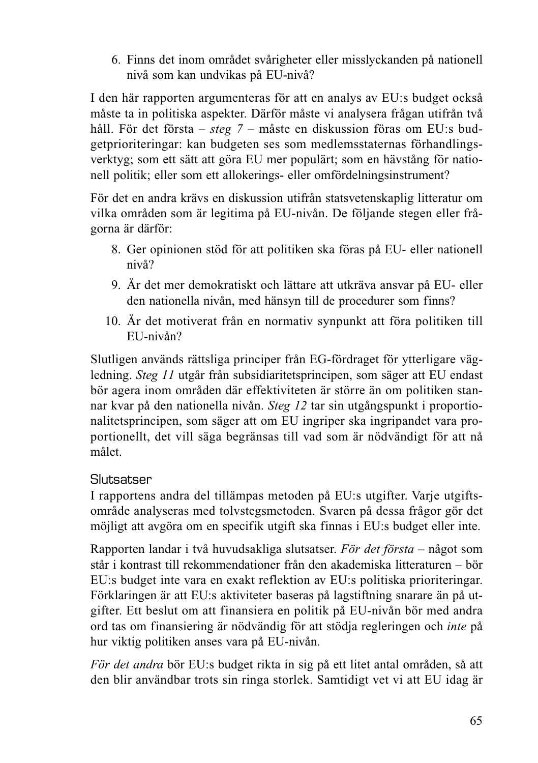6. Finns det inom området svårigheter eller misslyckanden på nationell nivå som kan undvikas på EU-nivå?

I den här rapporten argumenteras för att en analys av EU:s budget också måste ta in politiska aspekter. Därför måste vi analysera frågan utifrån två håll. För det första – *steg 7* – måste en diskussion föras om EU:s budgetprioriteringar: kan budgeten ses som medlemsstaternas förhandlingsverktyg; som ett sätt att göra EU mer populärt; som en hävstång för nationell politik; eller som ett allokerings- eller omfördelningsinstrument?

För det en andra krävs en diskussion utifrån statsvetenskaplig litteratur om vilka områden som är legitima på EU-nivån. De följande stegen eller frågorna är därför:

8. Ger opinionen stöd för att politiken ska föras på EU- eller nationell nivå?
9. Är det mer demokratiskt och lättare att utkräva ansvar på EU- eller den nationella nivån, med hänsyn till de procedurer som finns?
10. Är det motiverat från en normativ synpunkt att föra politiken till EU-nivån?

Slutligen används rättsliga principer från EG-fördraget för ytterligare vägledning. *Steg 11* utgår från subsidiaritetsprincipen, som säger att EU endast bör agera inom områden där effektiviteten är större än om politiken stannar kvar på den nationella nivån. *Steg 12* tar sin utgångspunkt i proportionalitetsprincipen, som säger att om EU ingriper ska ingripandet vara proportionellt, det vill säga begränsas till vad som är nödvändigt för att nå målet.

### Slutsatser

I rapportens andra del tillämpas metoden på EU:s utgifter. Varje utgiftsområde analyseras med tolvstegsmetoden. Svaren på dessa frågor gör det möjligt att avgöra om en specifik utgift ska finnas i EU:s budget eller inte.

Rapporten landar i två huvudsakliga slutsatser. *För det första* – något som står i kontrast till rekommendationer från den akademiska litteraturen – bör EU:s budget inte vara en exakt reflektion av EU:s politiska prioriteringar. Förklaringen är att EU:s aktiviteter baseras på lagstiftning snarare än på utgifter. Ett beslut om att finansiera en politik på EU-nivån bör med andra ord tas om finansiering är nödvändig för att stödja regleringen och *inte* på hur viktig politiken anses vara på EU-nivån.

*För det andra* bör EU:s budget rikta in sig på ett litet antal områden, så att den blir användbar trots sin ringa storlek. Samtidigt vet vi att EU idag är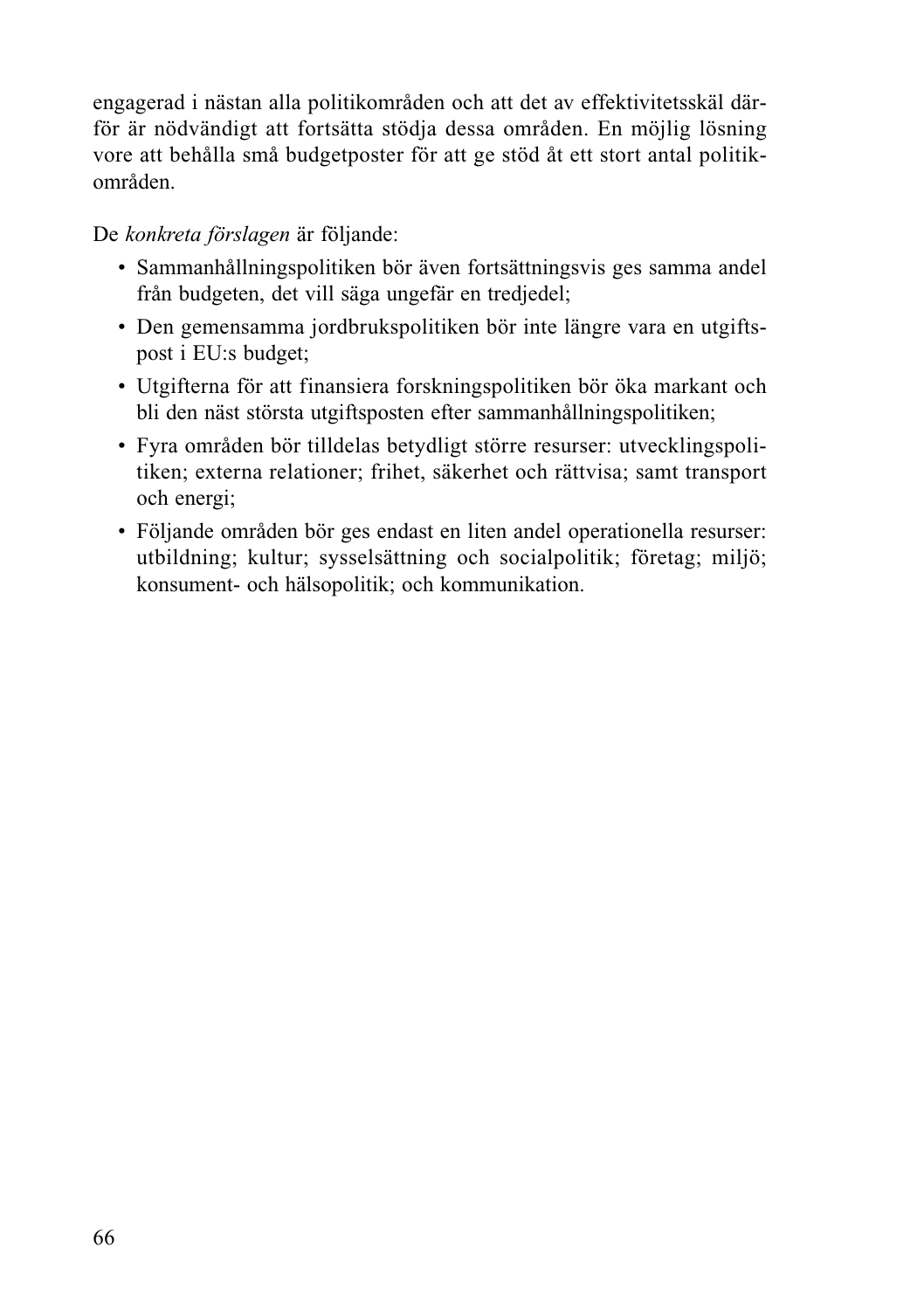engagerad i nästan alla politikområden och att det av effektivitetsskäl därför är nödvändigt att fortsätta stödja dessa områden. En möjlig lösning vore att behålla små budgetposter för att ge stöd åt ett stort antal politikområden.

De *konkreta förslagen* är följande:

- Sammanhållningspolitiken bör även fortsättningsvis ges samma andel från budgeten, det vill säga ungefär en tredjedel;
- Den gemensamma jordbrukspolitiken bör inte längre vara en utgiftspost i EU:s budget;
- Utgifterna för att finansiera forskningspolitiken bör öka markant och bli den näst största utgiftsposten efter sammanhållningspolitiken;
- Fyra områden bör tilldelas betydligt större resurser: utvecklingspolitiken; externa relationer; frihet, säkerhet och rättvisa; samt transport och energi;
- Följande områden bör ges endast en liten andel operationella resurser: utbildning; kultur; sysselsättning och socialpolitik; företag; miljö; konsument- och hälsopolitik; och kommunikation.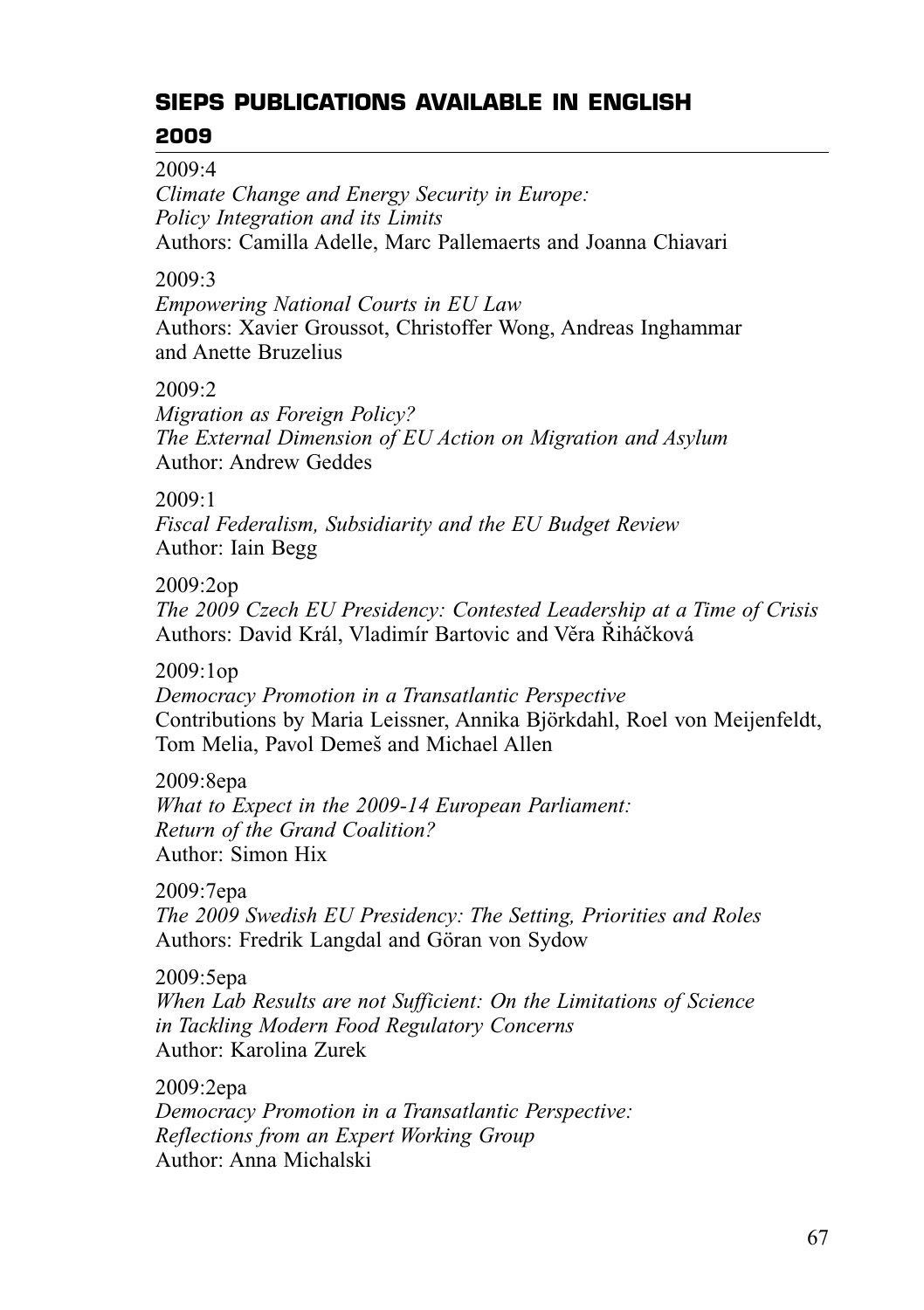## SIEPS PUBLICATIONS AVAILABLE IN ENGLISH

### 2009

2009:4
*Climate Change and Energy Security in Europe: Policy Integration and its Limits*
Authors: Camilla Adelle, Marc Pallemaerts and Joanna Chiavari

2009:3
*Empowering National Courts in EU Law*
Authors: Xavier Groussot, Christoffer Wong, Andreas Inghammar and Anette Bruzelius

2009:2
*Migration as Foreign Policy? The External Dimension of EU Action on Migration and Asylum*
Author: Andrew Geddes

2009:1
*Fiscal Federalism, Subsidiarity and the EU Budget Review*
Author: Iain Begg

2009:2op
*The 2009 Czech EU Presidency: Contested Leadership at a Time of Crisis*
Authors: David Král, Vladimír Bartovic and Věra Řiháčková

2009:1op
*Democracy Promotion in a Transatlantic Perspective*
Contributions by Maria Leissner, Annika Björkdahl, Roel von Meijenfeldt, Tom Melia, Pavol Demeš and Michael Allen

2009:8epa
*What to Expect in the 2009-14 European Parliament: Return of the Grand Coalition?*
Author: Simon Hix

2009:7epa
*The 2009 Swedish EU Presidency: The Setting, Priorities and Roles*
Authors: Fredrik Langdal and Göran von Sydow

2009:5epa
*When Lab Results are not Sufficient: On the Limitations of Science in Tackling Modern Food Regulatory Concerns*
Author: Karolina Zurek

2009:2epa
*Democracy Promotion in a Transatlantic Perspective: Reflections from an Expert Working Group*
Author: Anna Michalski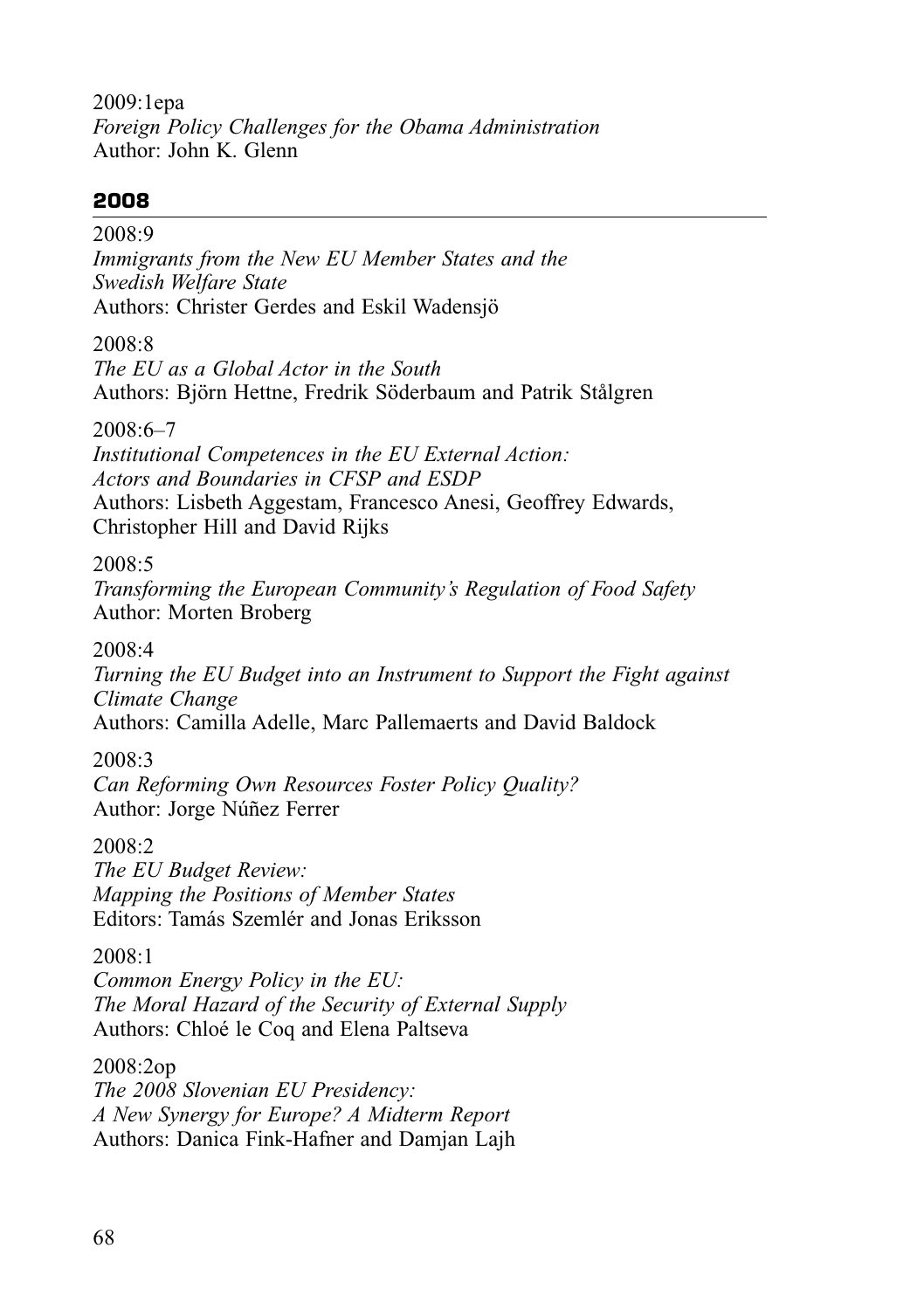2009:1epa
*Foreign Policy Challenges for the Obama Administration*
Author: John K. Glenn

## 2008

2008:9
*Immigrants from the New EU Member States and the Swedish Welfare State*
Authors: Christer Gerdes and Eskil Wadensjö

2008:8
*The EU as a Global Actor in the South*
Authors: Björn Hettne, Fredrik Söderbaum and Patrik Stålgren

2008:6–7
*Institutional Competences in the EU External Action: Actors and Boundaries in CFSP and ESDP*
Authors: Lisbeth Aggestam, Francesco Anesi, Geoffrey Edwards, Christopher Hill and David Rijks

2008:5
*Transforming the European Community's Regulation of Food Safety*
Author: Morten Broberg

2008:4
*Turning the EU Budget into an Instrument to Support the Fight against Climate Change*
Authors: Camilla Adelle, Marc Pallemaerts and David Baldock

2008:3
*Can Reforming Own Resources Foster Policy Quality?*
Author: Jorge Núñez Ferrer

2008:2
*The EU Budget Review: Mapping the Positions of Member States*
Editors: Tamás Szemlér and Jonas Eriksson

2008:1
*Common Energy Policy in the EU: The Moral Hazard of the Security of External Supply*
Authors: Chloé le Coq and Elena Paltseva

2008:2op
*The 2008 Slovenian EU Presidency: A New Synergy for Europe? A Midterm Report*
Authors: Danica Fink-Hafner and Damjan Lajh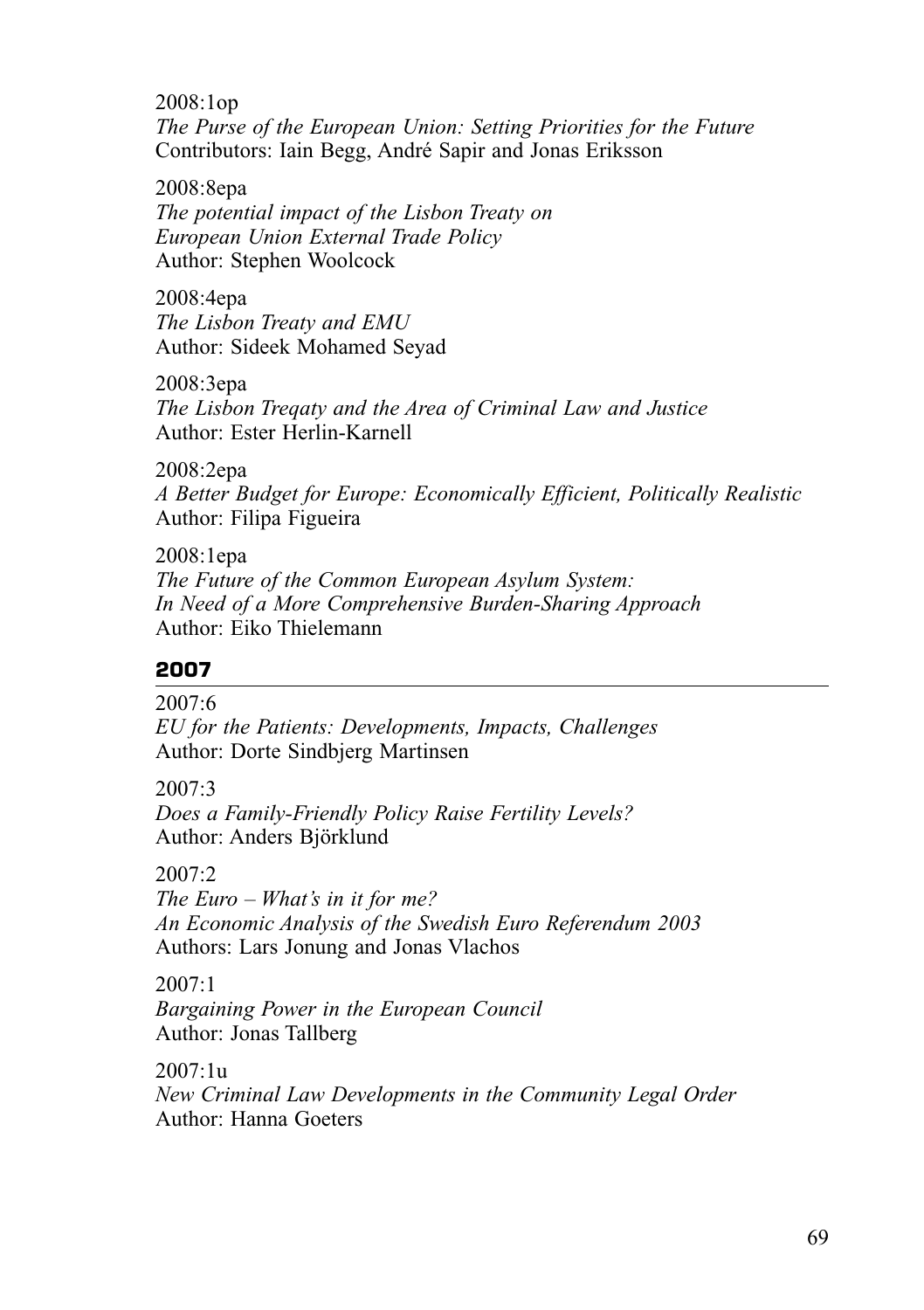2008:1op
*The Purse of the European Union: Setting Priorities for the Future*
Contributors: Iain Begg, André Sapir and Jonas Eriksson

2008:8epa
*The potential impact of the Lisbon Treaty on European Union External Trade Policy*
Author: Stephen Woolcock

2008:4epa
*The Lisbon Treaty and EMU*
Author: Sideek Mohamed Seyad

2008:3epa
*The Lisbon Treqaty and the Area of Criminal Law and Justice*
Author: Ester Herlin-Karnell

2008:2epa
*A Better Budget for Europe: Economically Efficient, Politically Realistic*
Author: Filipa Figueira

2008:1epa
*The Future of the Common European Asylum System: In Need of a More Comprehensive Burden-Sharing Approach*
Author: Eiko Thielemann

## 2007

2007:6
*EU for the Patients: Developments, Impacts, Challenges*
Author: Dorte Sindbjerg Martinsen

2007:3
*Does a Family-Friendly Policy Raise Fertility Levels?*
Author: Anders Björklund

2007:2
*The Euro – What's in it for me? An Economic Analysis of the Swedish Euro Referendum 2003*
Authors: Lars Jonung and Jonas Vlachos

2007:1
*Bargaining Power in the European Council*
Author: Jonas Tallberg

2007:1u
*New Criminal Law Developments in the Community Legal Order*
Author: Hanna Goeters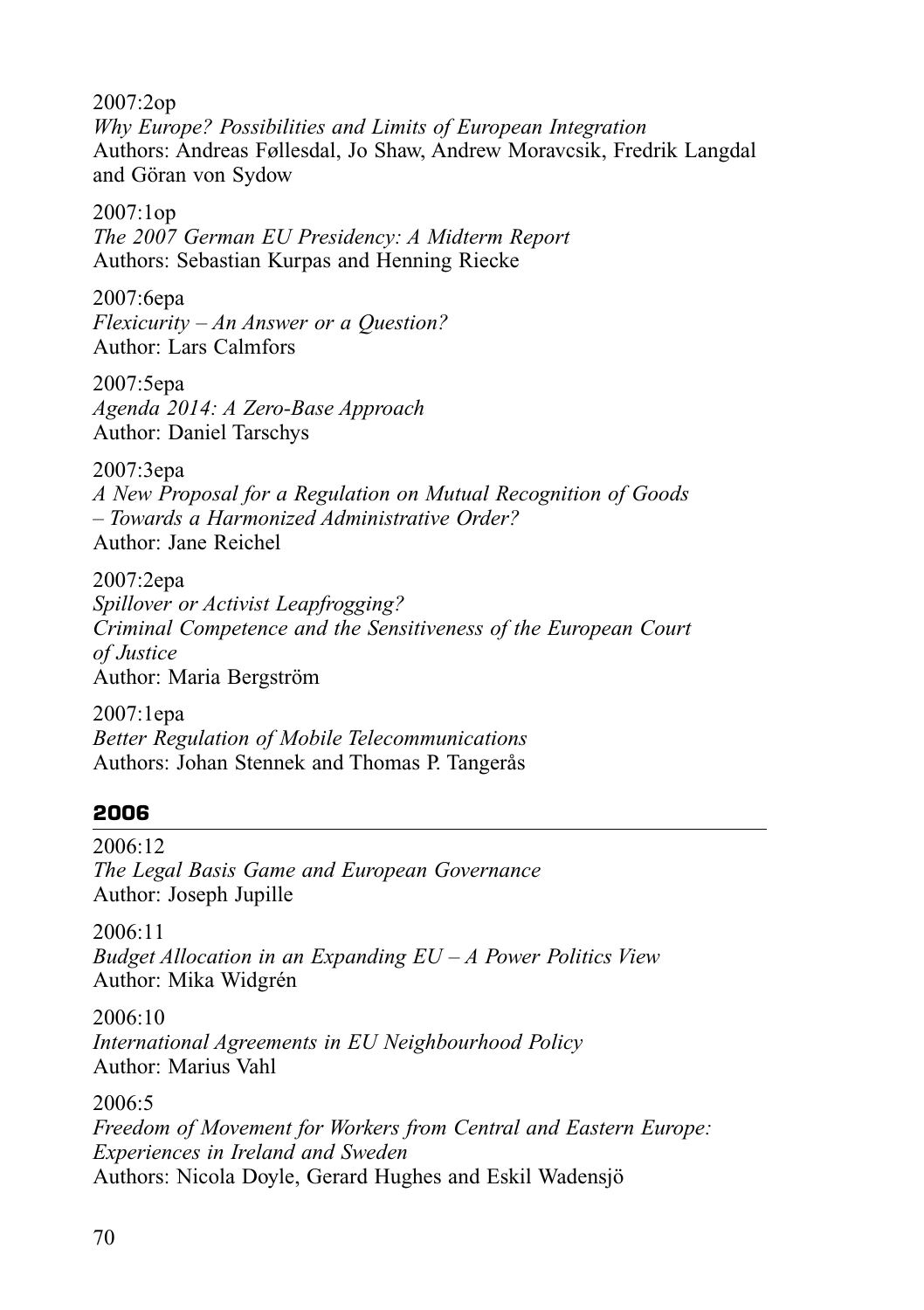2007:2op
*Why Europe? Possibilities and Limits of European Integration*
Authors: Andreas Føllesdal, Jo Shaw, Andrew Moravcsik, Fredrik Langdal and Göran von Sydow

2007:1op
*The 2007 German EU Presidency: A Midterm Report*
Authors: Sebastian Kurpas and Henning Riecke

2007:6epa
*Flexicurity – An Answer or a Question?*
Author: Lars Calmfors

2007:5epa
*Agenda 2014: A Zero-Base Approach*
Author: Daniel Tarschys

2007:3epa
*A New Proposal for a Regulation on Mutual Recognition of Goods – Towards a Harmonized Administrative Order?*
Author: Jane Reichel

2007:2epa
*Spillover or Activist Leapfrogging? Criminal Competence and the Sensitiveness of the European Court of Justice*
Author: Maria Bergström

2007:1epa
*Better Regulation of Mobile Telecommunications*
Authors: Johan Stennek and Thomas P. Tangerås

## 2006

2006:12
*The Legal Basis Game and European Governance*
Author: Joseph Jupille

2006:11
*Budget Allocation in an Expanding EU – A Power Politics View*
Author: Mika Widgrén

2006:10
*International Agreements in EU Neighbourhood Policy*
Author: Marius Vahl

2006:5
*Freedom of Movement for Workers from Central and Eastern Europe: Experiences in Ireland and Sweden*
Authors: Nicola Doyle, Gerard Hughes and Eskil Wadensjö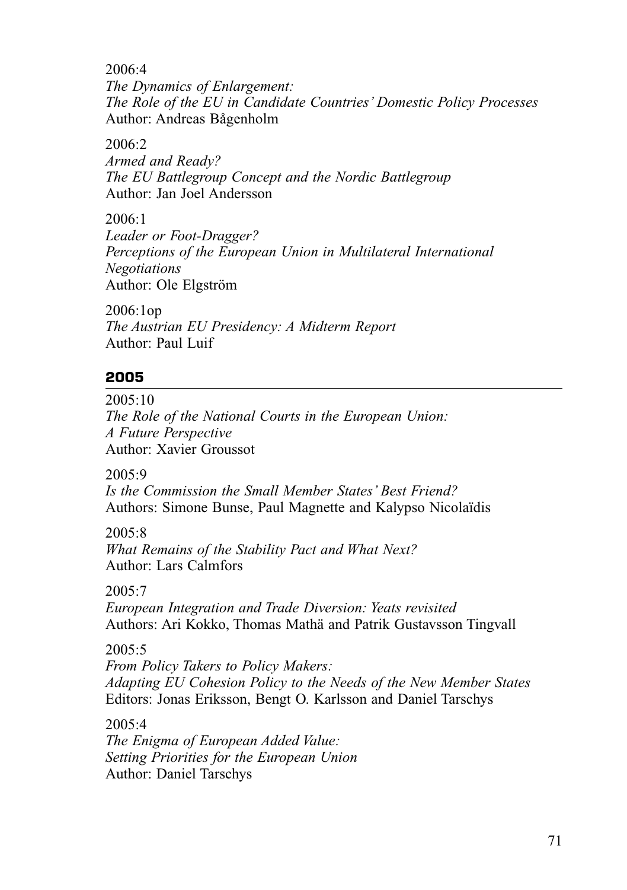2006:4
*The Dynamics of Enlargement:*
*The Role of the EU in Candidate Countries' Domestic Policy Processes*
Author: Andreas Bågenholm

2006:2
*Armed and Ready?*
*The EU Battlegroup Concept and the Nordic Battlegroup*
Author: Jan Joel Andersson

2006:1
*Leader or Foot-Dragger?*
*Perceptions of the European Union in Multilateral International Negotiations*
Author: Ole Elgström

2006:1op
*The Austrian EU Presidency: A Midterm Report*
Author: Paul Luif

## 2005

2005:10
*The Role of the National Courts in the European Union:*
*A Future Perspective*
Author: Xavier Groussot

2005:9
*Is the Commission the Small Member States' Best Friend?*
Authors: Simone Bunse, Paul Magnette and Kalypso Nicolaïdis

2005:8
*What Remains of the Stability Pact and What Next?*
Author: Lars Calmfors

2005:7
*European Integration and Trade Diversion: Yeats revisited*
Authors: Ari Kokko, Thomas Mathä and Patrik Gustavsson Tingvall

2005:5
*From Policy Takers to Policy Makers:*
*Adapting EU Cohesion Policy to the Needs of the New Member States*
Editors: Jonas Eriksson, Bengt O. Karlsson and Daniel Tarschys

2005:4
*The Enigma of European Added Value:*
*Setting Priorities for the European Union*
Author: Daniel Tarschys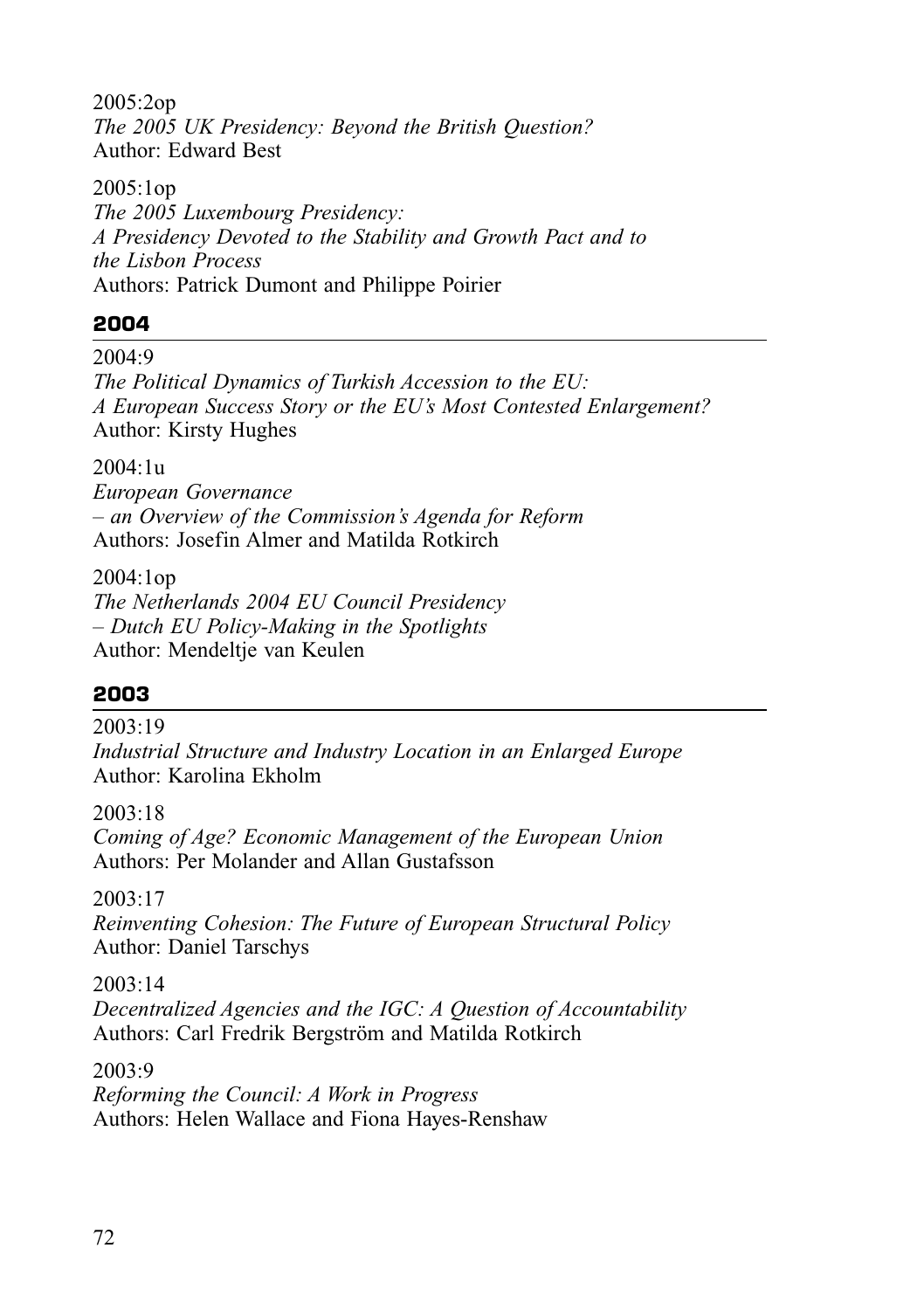2005:2op
*The 2005 UK Presidency: Beyond the British Question?*
Author: Edward Best

2005:1op
*The 2005 Luxembourg Presidency: A Presidency Devoted to the Stability and Growth Pact and to the Lisbon Process*
Authors: Patrick Dumont and Philippe Poirier

## 2004

2004:9
*The Political Dynamics of Turkish Accession to the EU: A European Success Story or the EU's Most Contested Enlargement?*
Author: Kirsty Hughes

2004:1u
*European Governance – an Overview of the Commission's Agenda for Reform*
Authors: Josefin Almer and Matilda Rotkirch

2004:1op
*The Netherlands 2004 EU Council Presidency – Dutch EU Policy-Making in the Spotlights*
Author: Mendeltje van Keulen

## 2003

2003:19
*Industrial Structure and Industry Location in an Enlarged Europe*
Author: Karolina Ekholm

2003:18
*Coming of Age? Economic Management of the European Union*
Authors: Per Molander and Allan Gustafsson

2003:17
*Reinventing Cohesion: The Future of European Structural Policy*
Author: Daniel Tarschys

2003:14
*Decentralized Agencies and the IGC: A Question of Accountability*
Authors: Carl Fredrik Bergström and Matilda Rotkirch

2003:9
*Reforming the Council: A Work in Progress*
Authors: Helen Wallace and Fiona Hayes-Renshaw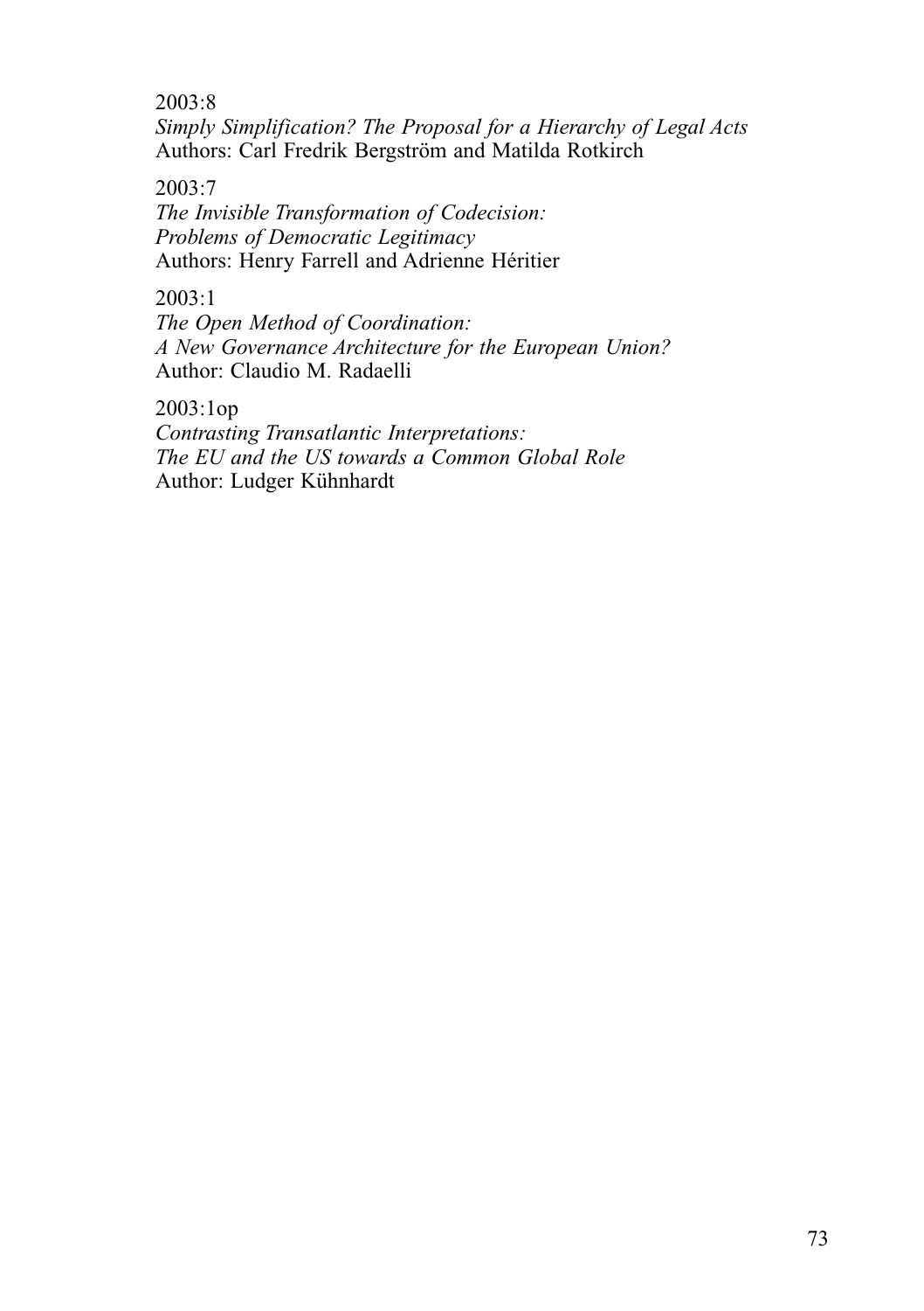2003:8
*Simply Simplification? The Proposal for a Hierarchy of Legal Acts*
Authors: Carl Fredrik Bergström and Matilda Rotkirch

2003:7
*The Invisible Transformation of Codecision:*
*Problems of Democratic Legitimacy*
Authors: Henry Farrell and Adrienne Héritier

2003:1
*The Open Method of Coordination:*
*A New Governance Architecture for the European Union?*
Author: Claudio M. Radaelli

2003:1op
*Contrasting Transatlantic Interpretations:*
*The EU and the US towards a Common Global Role*
Author: Ludger Kühnhardt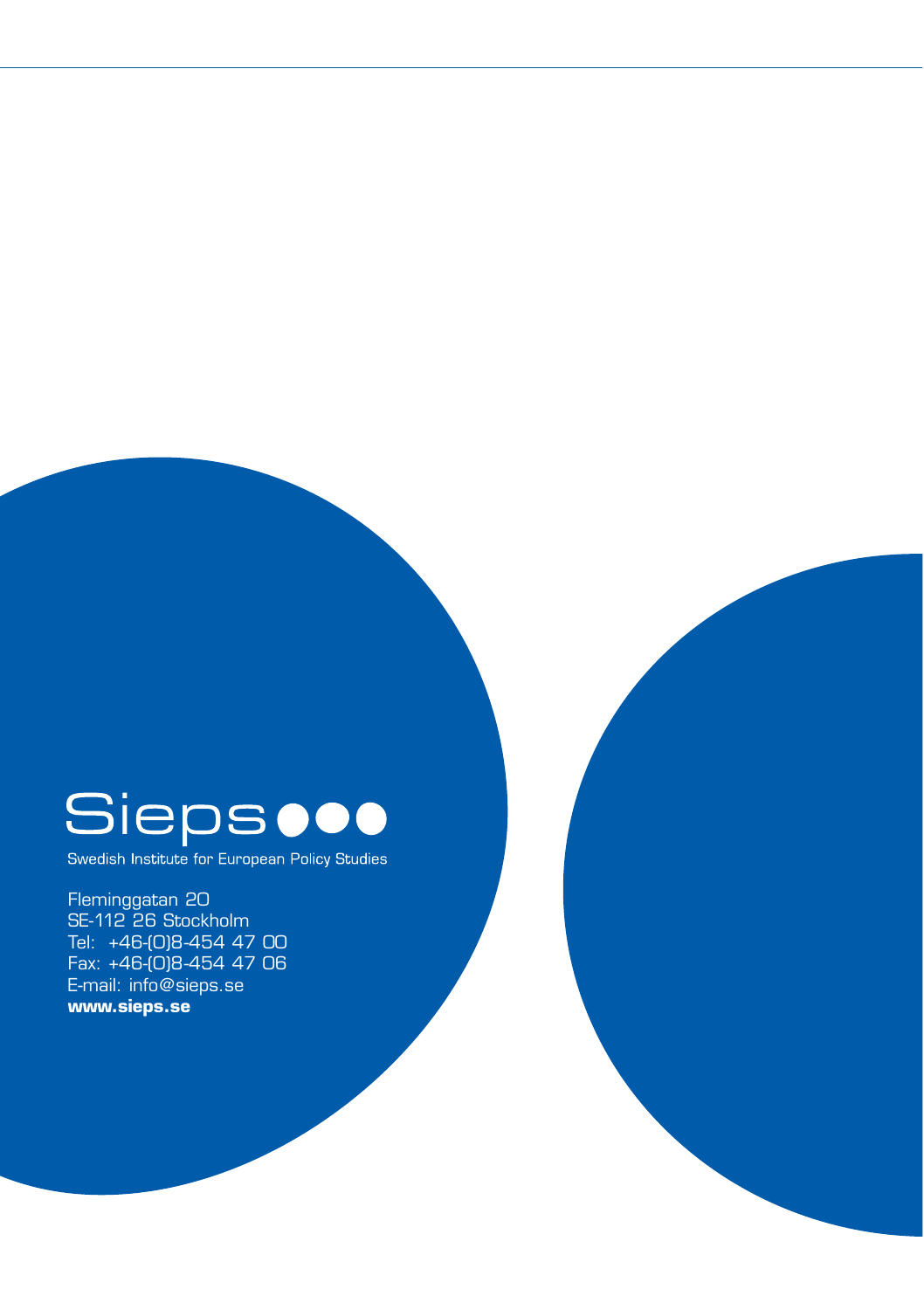Sieps

Swedish Institute for European Policy Studies

Fleminggatan 20
SE-112 26 Stockholm
Tel: +46-(0)8-454 47 00
Fax: +46-(0)8-454 47 06
E-mail: info@sieps.se
**www.sieps.se**